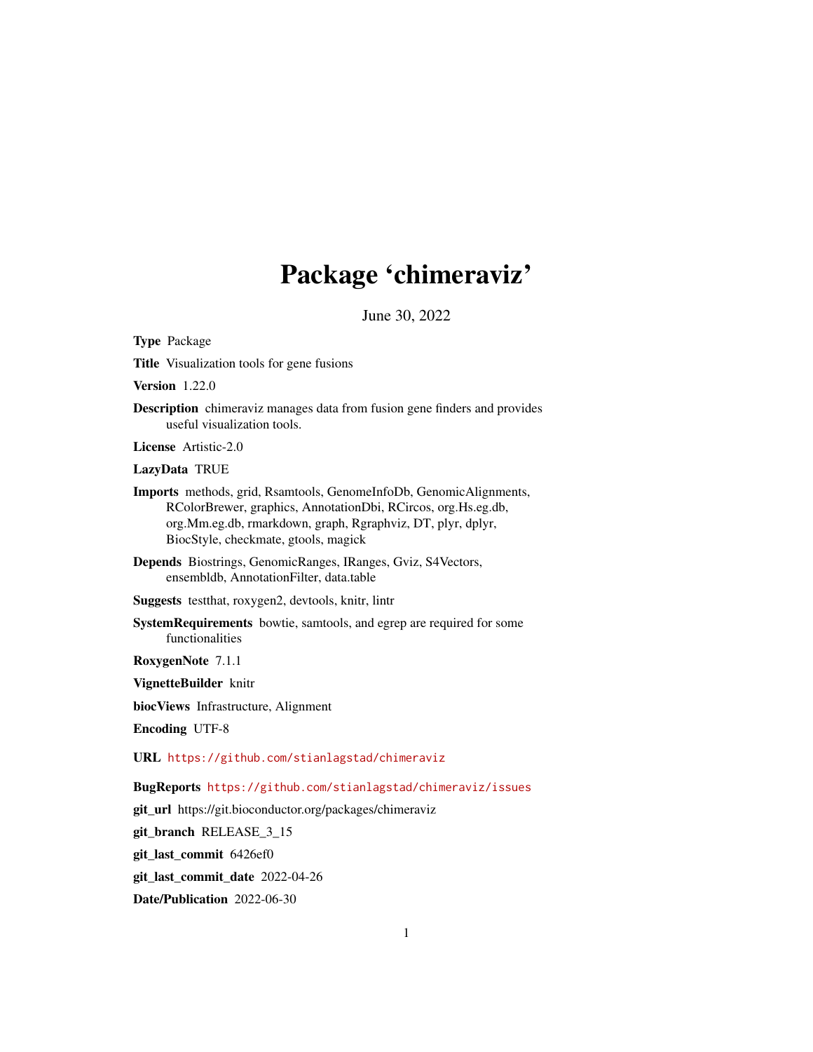# Package 'chimeraviz'

June 30, 2022

**Type** Package

**Title** Visualization tools for gene fusions

**Version** 1.22.0

**Description** chimeraviz manages data from fusion gene finders and provides useful visualization tools.

**License** Artistic-2.0

**LazyData** TRUE

**Imports** methods, grid, Rsamtools, GenomeInfoDb, GenomicAlignments, RColorBrewer, graphics, AnnotationDbi, RCircos, org.Hs.eg.db, org.Mm.eg.db, rmarkdown, graph, Rgraphviz, DT, plyr, dplyr, BiocStyle, checkmate, gtools, magick

**Depends** Biostrings, GenomicRanges, IRanges, Gviz, S4Vectors, ensembldb, AnnotationFilter, data.table

**Suggests** testthat, roxygen2, devtools, knitr, lintr

**SystemRequirements** bowtie, samtools, and egrep are required for some functionalities

**RoxygenNote** 7.1.1

**VignetteBuilder** knitr

**biocViews** Infrastructure, Alignment

**Encoding** UTF-8

**URL** https://github.com/stianlagstad/chimeraviz

**BugReports** https://github.com/stianlagstad/chimeraviz/issues

**git_url** https://git.bioconductor.org/packages/chimeraviz

**git_branch** RELEASE_3_15

**git_last_commit** 6426ef0

**git_last_commit_date** 2022-04-26

**Date/Publication** 2022-06-30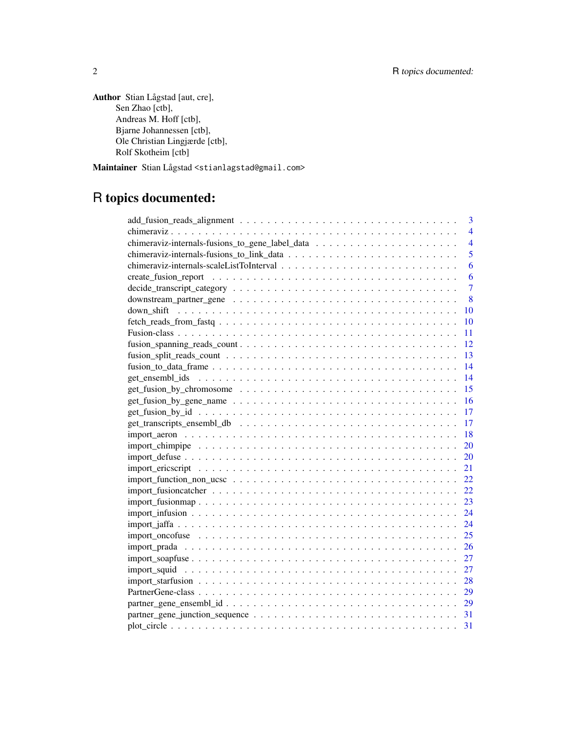**Author** Stian Lågstad [aut, cre],
Sen Zhao [ctb],
Andreas M. Hoff [ctb],
Bjarne Johannessen [ctb],
Ole Christian Lingjærde [ctb],
Rolf Skotheim [ctb]

**Maintainer** Stian Lågstad <stianlagstad@gmail.com>

# R topics documented:

- add_fusion_reads_alignment . . . . . . . . . . . . . . . . . . . . . . . . . . . . . . . . 3
- chimeraviz . . . . . . . . . . . . . . . . . . . . . . . . . . . . . . . . . . . . . . . . . 4
- chimeraviz-internals-fusions_to_gene_label_data . . . . . . . . . . . . . . . . . . . . 4
- chimeraviz-internals-fusions_to_link_data . . . . . . . . . . . . . . . . . . . . . . . . 5
- chimeraviz-internals-scaleListToInterval . . . . . . . . . . . . . . . . . . . . . . . . . 6
- create_fusion_report . . . . . . . . . . . . . . . . . . . . . . . . . . . . . . . . . . . 6
- decide_transcript_category . . . . . . . . . . . . . . . . . . . . . . . . . . . . . . . . 7
- downstream_partner_gene . . . . . . . . . . . . . . . . . . . . . . . . . . . . . . . . . 8
- down_shift . . . . . . . . . . . . . . . . . . . . . . . . . . . . . . . . . . . . . . . . 10
- fetch_reads_from_fastq . . . . . . . . . . . . . . . . . . . . . . . . . . . . . . . . . . 10
- Fusion-class . . . . . . . . . . . . . . . . . . . . . . . . . . . . . . . . . . . . . . . 11
- fusion_spanning_reads_count . . . . . . . . . . . . . . . . . . . . . . . . . . . . . . . 12
- fusion_split_reads_count . . . . . . . . . . . . . . . . . . . . . . . . . . . . . . . . . 13
- fusion_to_data_frame . . . . . . . . . . . . . . . . . . . . . . . . . . . . . . . . . . . 14
- get_ensembl_ids . . . . . . . . . . . . . . . . . . . . . . . . . . . . . . . . . . . . . 14
- get_fusion_by_chromosome . . . . . . . . . . . . . . . . . . . . . . . . . . . . . . . . 15
- get_fusion_by_gene_name . . . . . . . . . . . . . . . . . . . . . . . . . . . . . . . . . 16
- get_fusion_by_id . . . . . . . . . . . . . . . . . . . . . . . . . . . . . . . . . . . . . 17
- get_transcripts_ensembl_db . . . . . . . . . . . . . . . . . . . . . . . . . . . . . . . . 17
- import_aeron . . . . . . . . . . . . . . . . . . . . . . . . . . . . . . . . . . . . . . . 18
- import_chimpipe . . . . . . . . . . . . . . . . . . . . . . . . . . . . . . . . . . . . . 20
- import_defuse . . . . . . . . . . . . . . . . . . . . . . . . . . . . . . . . . . . . . . 20
- import_ericscript . . . . . . . . . . . . . . . . . . . . . . . . . . . . . . . . . . . . . 21
- import_function_non_ucsc . . . . . . . . . . . . . . . . . . . . . . . . . . . . . . . . . 22
- import_fusioncatcher . . . . . . . . . . . . . . . . . . . . . . . . . . . . . . . . . . . 22
- import_fusionmap . . . . . . . . . . . . . . . . . . . . . . . . . . . . . . . . . . . . . 23
- import_infusion . . . . . . . . . . . . . . . . . . . . . . . . . . . . . . . . . . . . . . 24
- import_jaffa . . . . . . . . . . . . . . . . . . . . . . . . . . . . . . . . . . . . . . . 24
- import_oncofuse . . . . . . . . . . . . . . . . . . . . . . . . . . . . . . . . . . . . . 25
- import_prada . . . . . . . . . . . . . . . . . . . . . . . . . . . . . . . . . . . . . . . 26
- import_soapfuse . . . . . . . . . . . . . . . . . . . . . . . . . . . . . . . . . . . . . 27
- import_squid . . . . . . . . . . . . . . . . . . . . . . . . . . . . . . . . . . . . . . . 27
- import_starfusion . . . . . . . . . . . . . . . . . . . . . . . . . . . . . . . . . . . . . 28
- PartnerGene-class . . . . . . . . . . . . . . . . . . . . . . . . . . . . . . . . . . . . . 29
- partner_gene_ensembl_id . . . . . . . . . . . . . . . . . . . . . . . . . . . . . . . . . 29
- partner_gene_junction_sequence . . . . . . . . . . . . . . . . . . . . . . . . . . . . . . 31
- plot_circle . . . . . . . . . . . . . . . . . . . . . . . . . . . . . . . . . . . . . . . . 31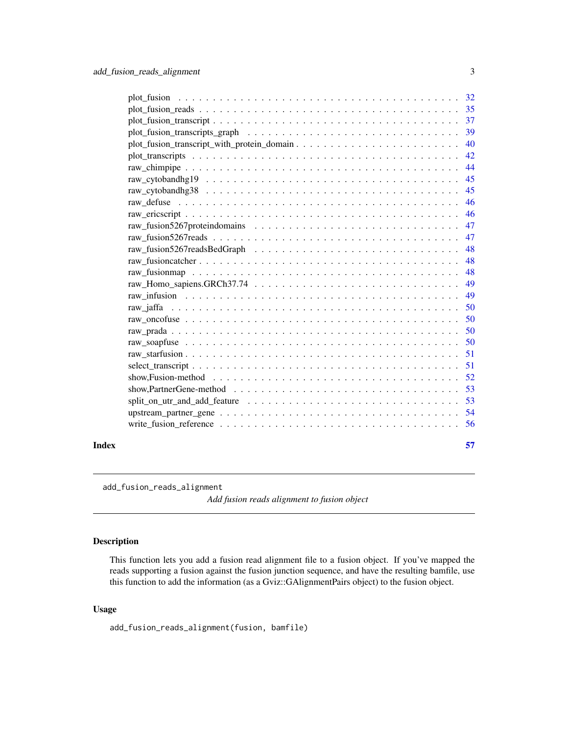plot_fusion . . . . . . . . . . . . . . . . . . . . . . . . . . . . . . . . . . . . . . . . . . . 32
plot_fusion_reads . . . . . . . . . . . . . . . . . . . . . . . . . . . . . . . . . . . . . . . . . 35
plot_fusion_transcript . . . . . . . . . . . . . . . . . . . . . . . . . . . . . . . . . . . . . . 37
plot_fusion_transcripts_graph . . . . . . . . . . . . . . . . . . . . . . . . . . . . . . . . . 39
plot_fusion_transcript_with_protein_domain . . . . . . . . . . . . . . . . . . . . . . . . 40
plot_transcripts . . . . . . . . . . . . . . . . . . . . . . . . . . . . . . . . . . . . . . . . . . 42
raw_chimpipe . . . . . . . . . . . . . . . . . . . . . . . . . . . . . . . . . . . . . . . . . . . 44
raw_cytobandhg19 . . . . . . . . . . . . . . . . . . . . . . . . . . . . . . . . . . . . . . . . 45
raw_cytobandhg38 . . . . . . . . . . . . . . . . . . . . . . . . . . . . . . . . . . . . . . . . 45
raw_defuse . . . . . . . . . . . . . . . . . . . . . . . . . . . . . . . . . . . . . . . . . . . . 46
raw_ericscript . . . . . . . . . . . . . . . . . . . . . . . . . . . . . . . . . . . . . . . . . . . 46
raw_fusion5267proteindomains . . . . . . . . . . . . . . . . . . . . . . . . . . . . . . . . 47
raw_fusion5267reads . . . . . . . . . . . . . . . . . . . . . . . . . . . . . . . . . . . . . . . 47
raw_fusion5267readsBedGraph . . . . . . . . . . . . . . . . . . . . . . . . . . . . . . . . . 48
raw_fusioncatcher . . . . . . . . . . . . . . . . . . . . . . . . . . . . . . . . . . . . . . . . 48
raw_fusionmap . . . . . . . . . . . . . . . . . . . . . . . . . . . . . . . . . . . . . . . . . . 48
raw_Homo_sapiens.GRCh37.74 . . . . . . . . . . . . . . . . . . . . . . . . . . . . . . . . 49
raw_infusion . . . . . . . . . . . . . . . . . . . . . . . . . . . . . . . . . . . . . . . . . . . 49
raw_jaffa . . . . . . . . . . . . . . . . . . . . . . . . . . . . . . . . . . . . . . . . . . . . . 50
raw_oncofuse . . . . . . . . . . . . . . . . . . . . . . . . . . . . . . . . . . . . . . . . . . . 50
raw_prada . . . . . . . . . . . . . . . . . . . . . . . . . . . . . . . . . . . . . . . . . . . . . 50
raw_soapfuse . . . . . . . . . . . . . . . . . . . . . . . . . . . . . . . . . . . . . . . . . . . 50
raw_starfusion . . . . . . . . . . . . . . . . . . . . . . . . . . . . . . . . . . . . . . . . . . 51
select_transcript . . . . . . . . . . . . . . . . . . . . . . . . . . . . . . . . . . . . . . . . . 51
show,Fusion-method . . . . . . . . . . . . . . . . . . . . . . . . . . . . . . . . . . . . . . . 52
show,PartnerGene-method . . . . . . . . . . . . . . . . . . . . . . . . . . . . . . . . . . . 53
split_on_utr_and_add_feature . . . . . . . . . . . . . . . . . . . . . . . . . . . . . . . . . 53
upstream_partner_gene . . . . . . . . . . . . . . . . . . . . . . . . . . . . . . . . . . . . . 54
write_fusion_reference . . . . . . . . . . . . . . . . . . . . . . . . . . . . . . . . . . . . . 56

**Index** **57**

---

`add_fusion_reads_alignment` *Add fusion reads alignment to fusion object*

---

## Description

This function lets you add a fusion read alignment file to a fusion object. If you've mapped the reads supporting a fusion against the fusion junction sequence, and have the resulting bamfile, use this function to add the information (as a Gviz::GAlignmentPairs object) to the fusion object.

## Usage

```
add_fusion_reads_alignment(fusion, bamfile)
```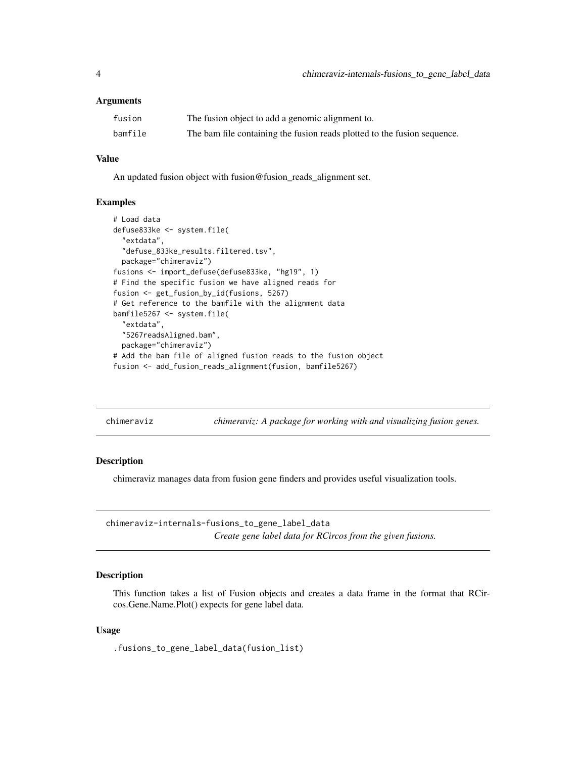## Arguments

| | |
|---|---|
| fusion | The fusion object to add a genomic alignment to. |
| bamfile | The bam file containing the fusion reads plotted to the fusion sequence. |

## Value

An updated fusion object with fusion@fusion_reads_alignment set.

## Examples

```
# Load data
defuse833ke <- system.file(
  "extdata",
  "defuse_833ke_results.filtered.tsv",
  package="chimeraviz")
fusions <- import_defuse(defuse833ke, "hg19", 1)
# Find the specific fusion we have aligned reads for
fusion <- get_fusion_by_id(fusions, 5267)
# Get reference to the bamfile with the alignment data
bamfile5267 <- system.file(
  "extdata",
  "5267readsAligned.bam",
  package="chimeraviz")
# Add the bam file of aligned fusion reads to the fusion object
fusion <- add_fusion_reads_alignment(fusion, bamfile5267)
```

---

# chimeraviz — *chimeraviz: A package for working with and visualizing fusion genes.*

## Description

chimeraviz manages data from fusion gene finders and provides useful visualization tools.

---

# chimeraviz-internals-fusions_to_gene_label_data — *Create gene label data for RCircos from the given fusions.*

## Description

This function takes a list of Fusion objects and creates a data frame in the format that RCircos.Gene.Name.Plot() expects for gene label data.

## Usage

```
.fusions_to_gene_label_data(fusion_list)
```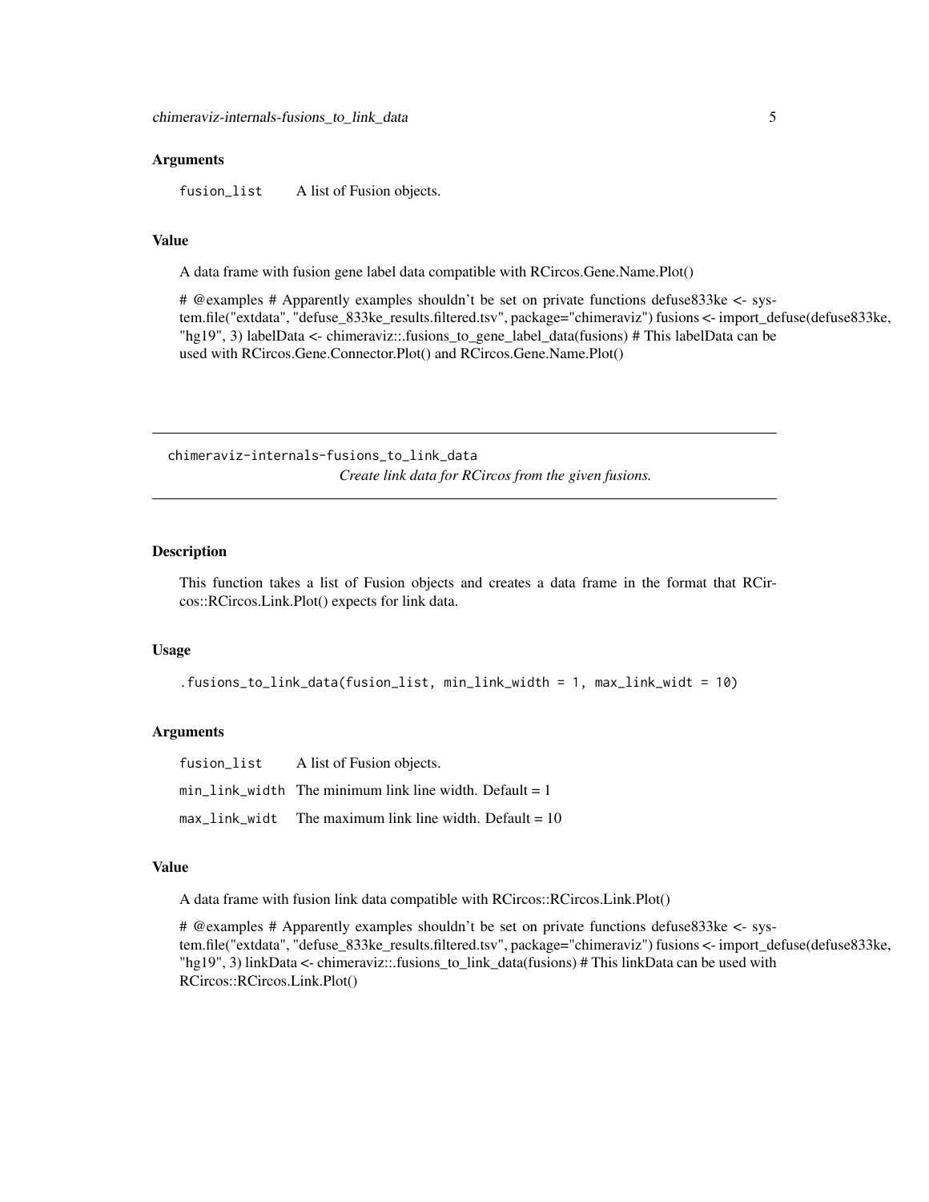### Arguments

fusion_list    A list of Fusion objects.

### Value

A data frame with fusion gene label data compatible with RCircos.Gene.Name.Plot()

# @examples # Apparently examples shouldn't be set on private functions defuse833ke <- system.file("extdata", "defuse_833ke_results.filtered.tsv", package="chimeraviz") fusions <- import_defuse(defuse833ke, "hg19", 3) labelData <- chimeraviz::.fusions_to_gene_label_data(fusions) # This labelData can be used with RCircos.Gene.Connector.Plot() and RCircos.Gene.Name.Plot()

---

## chimeraviz-internals-fusions_to_link_data

*Create link data for RCircos from the given fusions.*

### Description

This function takes a list of Fusion objects and creates a data frame in the format that RCircos::RCircos.Link.Plot() expects for link data.

### Usage

```
.fusions_to_link_data(fusion_list, min_link_width = 1, max_link_widt = 10)
```

### Arguments

| | |
|---|---|
| fusion_list | A list of Fusion objects. |
| min_link_width | The minimum link line width. Default = 1 |
| max_link_widt | The maximum link line width. Default = 10 |

### Value

A data frame with fusion link data compatible with RCircos::RCircos.Link.Plot()

# @examples # Apparently examples shouldn't be set on private functions defuse833ke <- system.file("extdata", "defuse_833ke_results.filtered.tsv", package="chimeraviz") fusions <- import_defuse(defuse833ke, "hg19", 3) linkData <- chimeraviz::.fusions_to_link_data(fusions) # This linkData can be used with RCircos::RCircos.Link.Plot()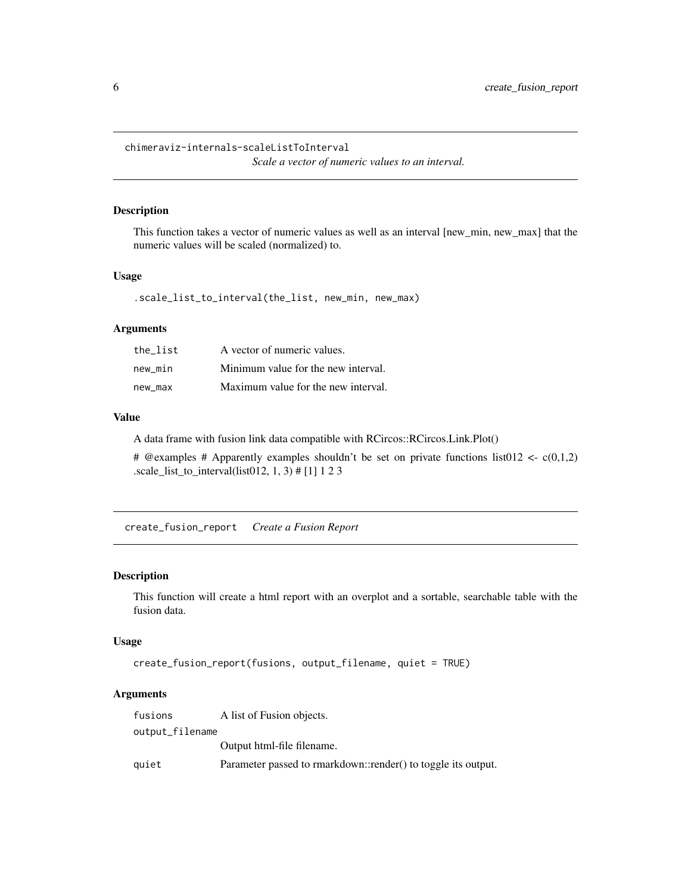## chimeraviz-internals-scaleListToInterval

*Scale a vector of numeric values to an interval.*

### Description

This function takes a vector of numeric values as well as an interval [new_min, new_max] that the numeric values will be scaled (normalized) to.

### Usage

```
.scale_list_to_interval(the_list, new_min, new_max)
```

### Arguments

| | |
|---|---|
| the_list | A vector of numeric values. |
| new_min | Minimum value for the new interval. |
| new_max | Maximum value for the new interval. |

### Value

A data frame with fusion link data compatible with RCircos::RCircos.Link.Plot()

# @examples # Apparently examples shouldn't be set on private functions list012 <- c(0,1,2) .scale_list_to_interval(list012, 1, 3) # [1] 1 2 3

## create_fusion_report

*Create a Fusion Report*

### Description

This function will create a html report with an overplot and a sortable, searchable table with the fusion data.

### Usage

```
create_fusion_report(fusions, output_filename, quiet = TRUE)
```

### Arguments

| | |
|---|---|
| fusions | A list of Fusion objects. |
| output_filename | Output html-file filename. |
| quiet | Parameter passed to rmarkdown::render() to toggle its output. |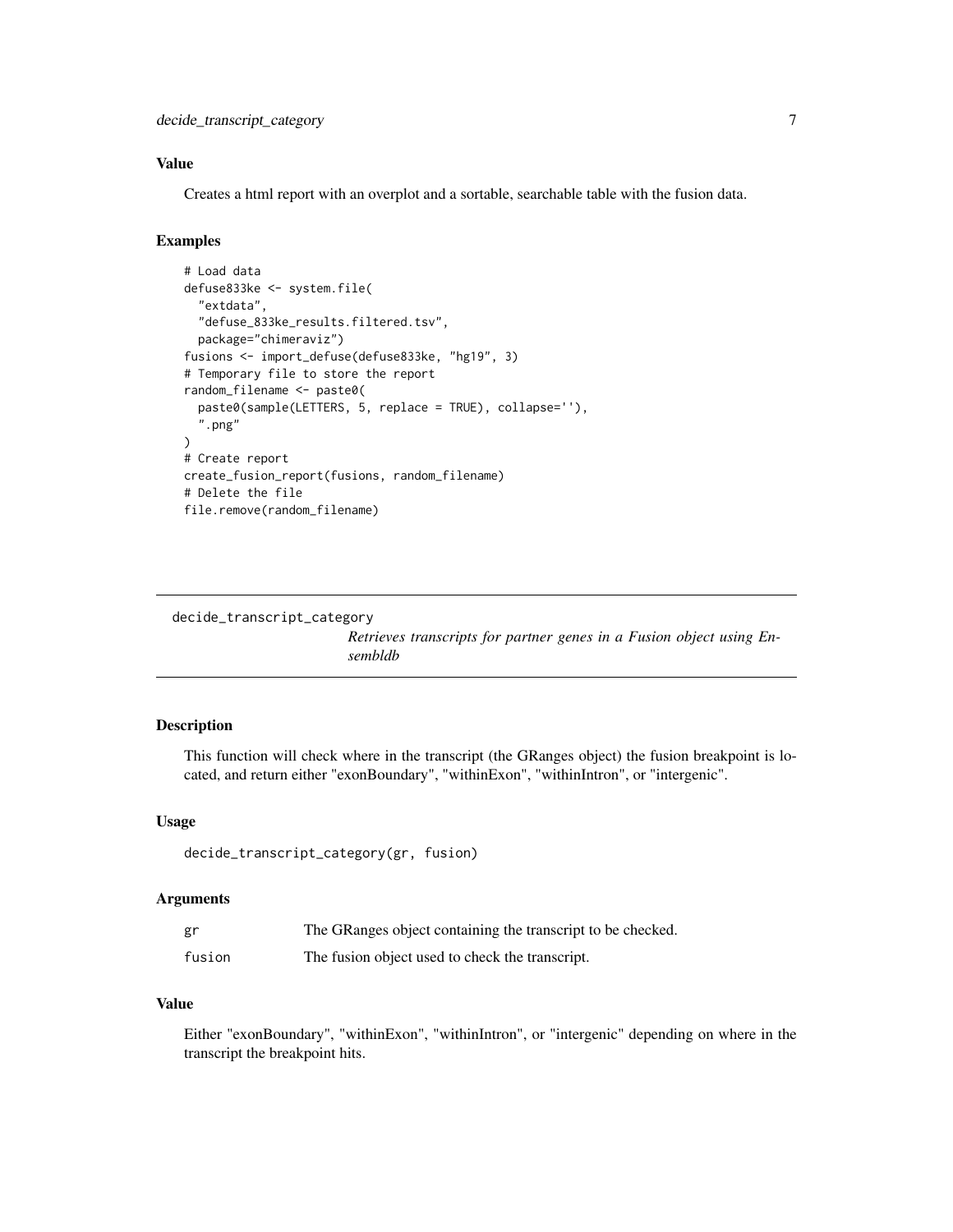### Value

Creates a html report with an overplot and a sortable, searchable table with the fusion data.

### Examples

```
# Load data
defuse833ke <- system.file(
  "extdata",
  "defuse_833ke_results.filtered.tsv",
  package="chimeraviz")
fusions <- import_defuse(defuse833ke, "hg19", 3)
# Temporary file to store the report
random_filename <- paste0(
  paste0(sample(LETTERS, 5, replace = TRUE), collapse=''),
  ".png"
)
# Create report
create_fusion_report(fusions, random_filename)
# Delete the file
file.remove(random_filename)
```

---

## decide_transcript_category

*Retrieves transcripts for partner genes in a Fusion object using Ensembldb*

---

### Description

This function will check where in the transcript (the GRanges object) the fusion breakpoint is located, and return either "exonBoundary", "withinExon", "withinIntron", or "intergenic".

### Usage

```
decide_transcript_category(gr, fusion)
```

### Arguments

| | |
|---|---|
| gr | The GRanges object containing the transcript to be checked. |
| fusion | The fusion object used to check the transcript. |

### Value

Either "exonBoundary", "withinExon", "withinIntron", or "intergenic" depending on where in the transcript the breakpoint hits.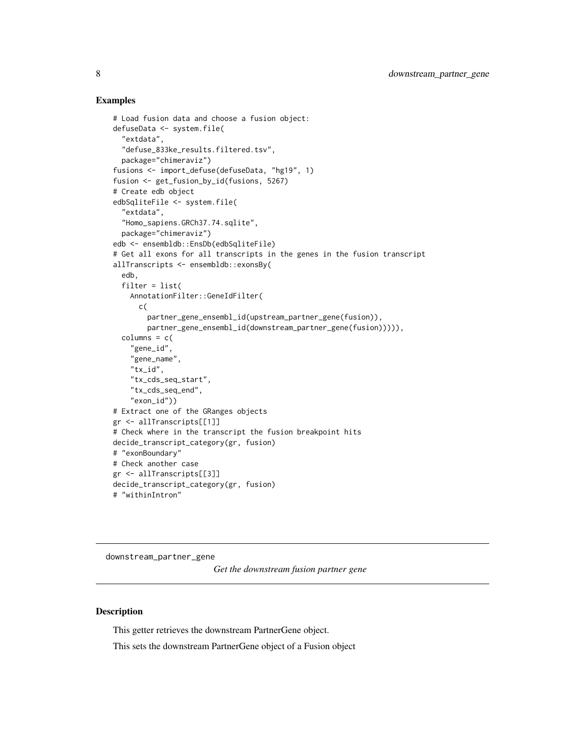### Examples

```
# Load fusion data and choose a fusion object:
defuseData <- system.file(
  "extdata",
  "defuse_833ke_results.filtered.tsv",
  package="chimeraviz")
fusions <- import_defuse(defuseData, "hg19", 1)
fusion <- get_fusion_by_id(fusions, 5267)
# Create edb object
edbSqliteFile <- system.file(
  "extdata",
  "Homo_sapiens.GRCh37.74.sqlite",
  package="chimeraviz")
edb <- ensembldb::EnsDb(edbSqliteFile)
# Get all exons for all transcripts in the genes in the fusion transcript
allTranscripts <- ensembldb::exonsBy(
  edb,
  filter = list(
    AnnotationFilter::GeneIdFilter(
      c(
        partner_gene_ensembl_id(upstream_partner_gene(fusion)),
        partner_gene_ensembl_id(downstream_partner_gene(fusion))))),
  columns = c(
    "gene_id",
    "gene_name",
    "tx_id",
    "tx_cds_seq_start",
    "tx_cds_seq_end",
    "exon_id"))
# Extract one of the GRanges objects
gr <- allTranscripts[[1]]
# Check where in the transcript the fusion breakpoint hits
decide_transcript_category(gr, fusion)
# "exonBoundary"
# Check another case
gr <- allTranscripts[[3]]
decide_transcript_category(gr, fusion)
# "withinIntron"
```

---

downstream_partner_gene *Get the downstream fusion partner gene*

---

### Description

This getter retrieves the downstream PartnerGene object.

This sets the downstream PartnerGene object of a Fusion object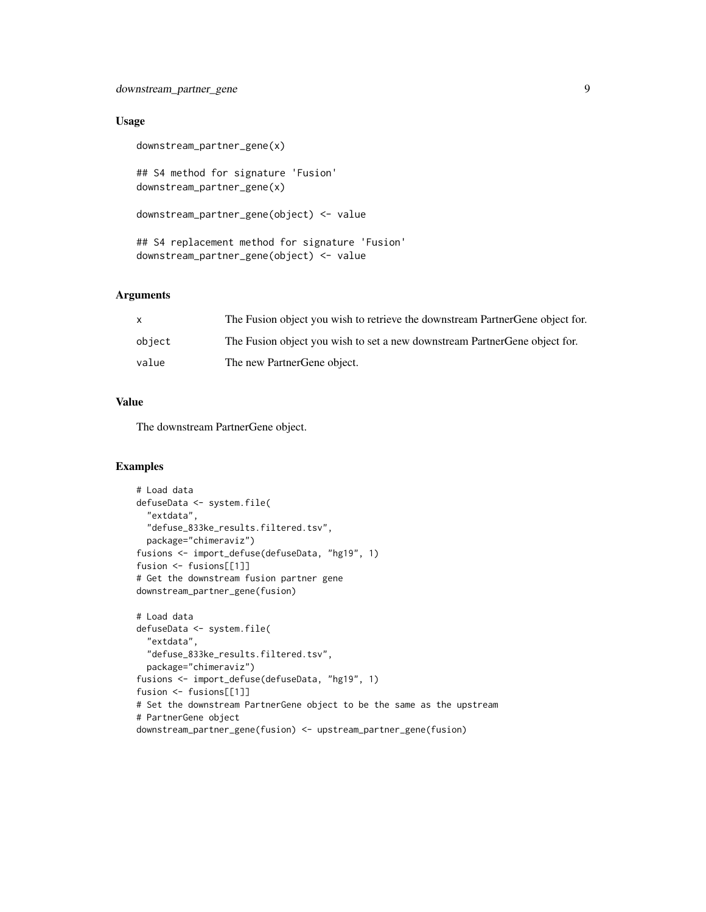### Usage

```
downstream_partner_gene(x)

## S4 method for signature 'Fusion'
downstream_partner_gene(x)

downstream_partner_gene(object) <- value

## S4 replacement method for signature 'Fusion'
downstream_partner_gene(object) <- value
```

### Arguments

| | |
|---|---|
| x | The Fusion object you wish to retrieve the downstream PartnerGene object for. |
| object | The Fusion object you wish to set a new downstream PartnerGene object for. |
| value | The new PartnerGene object. |

### Value

The downstream PartnerGene object.

### Examples

```
# Load data
defuseData <- system.file(
  "extdata",
  "defuse_833ke_results.filtered.tsv",
  package="chimeraviz")
fusions <- import_defuse(defuseData, "hg19", 1)
fusion <- fusions[[1]]
# Get the downstream fusion partner gene
downstream_partner_gene(fusion)

# Load data
defuseData <- system.file(
  "extdata",
  "defuse_833ke_results.filtered.tsv",
  package="chimeraviz")
fusions <- import_defuse(defuseData, "hg19", 1)
fusion <- fusions[[1]]
# Set the downstream PartnerGene object to be the same as the upstream
# PartnerGene object
downstream_partner_gene(fusion) <- upstream_partner_gene(fusion)
```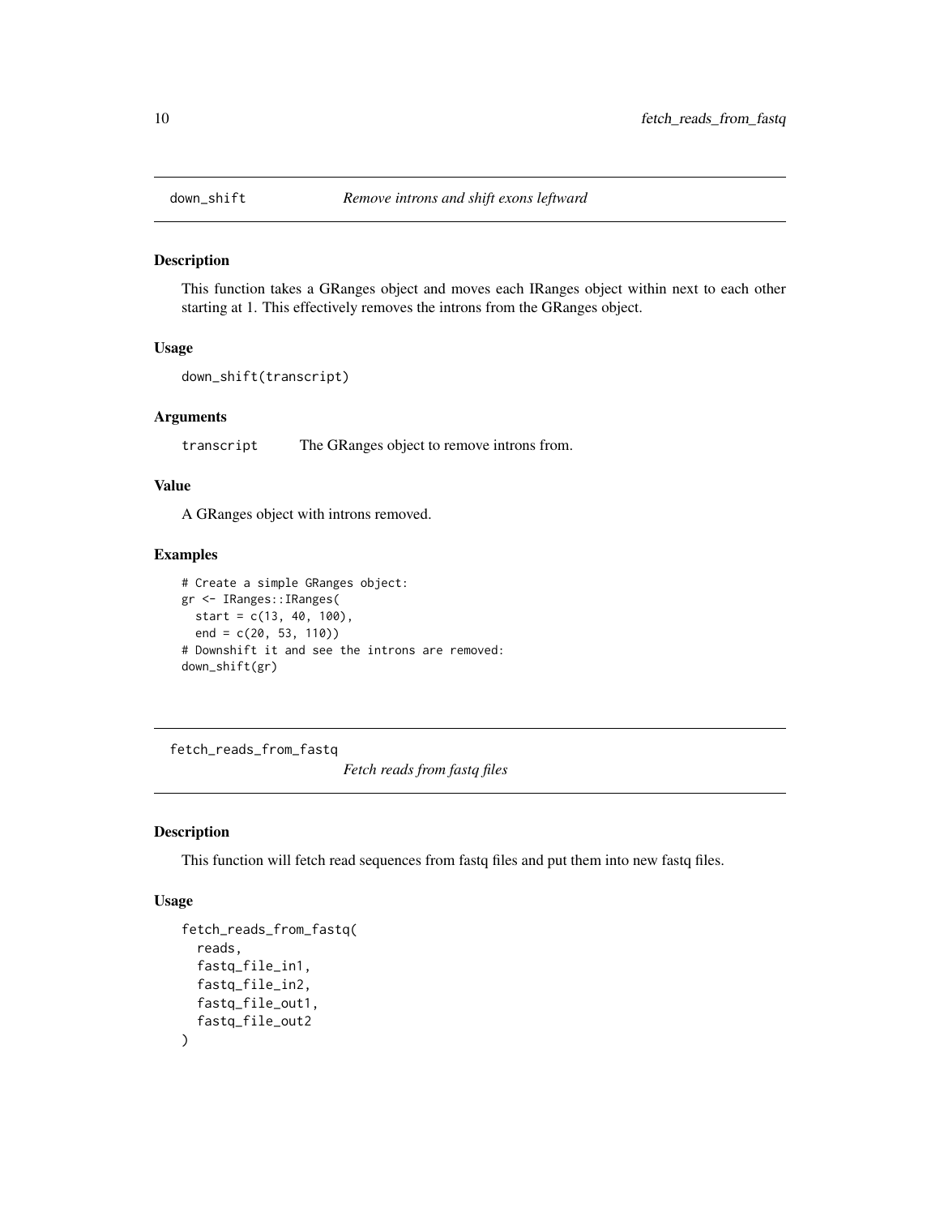## down_shift — *Remove introns and shift exons leftward*

### Description

This function takes a GRanges object and moves each IRanges object within next to each other starting at 1. This effectively removes the introns from the GRanges object.

### Usage

```
down_shift(transcript)
```

### Arguments

| | |
|---|---|
| transcript | The GRanges object to remove introns from. |

### Value

A GRanges object with introns removed.

### Examples

```
# Create a simple GRanges object:
gr <- IRanges::IRanges(
  start = c(13, 40, 100),
  end = c(20, 53, 110))
# Downshift it and see the introns are removed:
down_shift(gr)
```

## fetch_reads_from_fastq — *Fetch reads from fastq files*

### Description

This function will fetch read sequences from fastq files and put them into new fastq files.

### Usage

```
fetch_reads_from_fastq(
  reads,
  fastq_file_in1,
  fastq_file_in2,
  fastq_file_out1,
  fastq_file_out2
)
```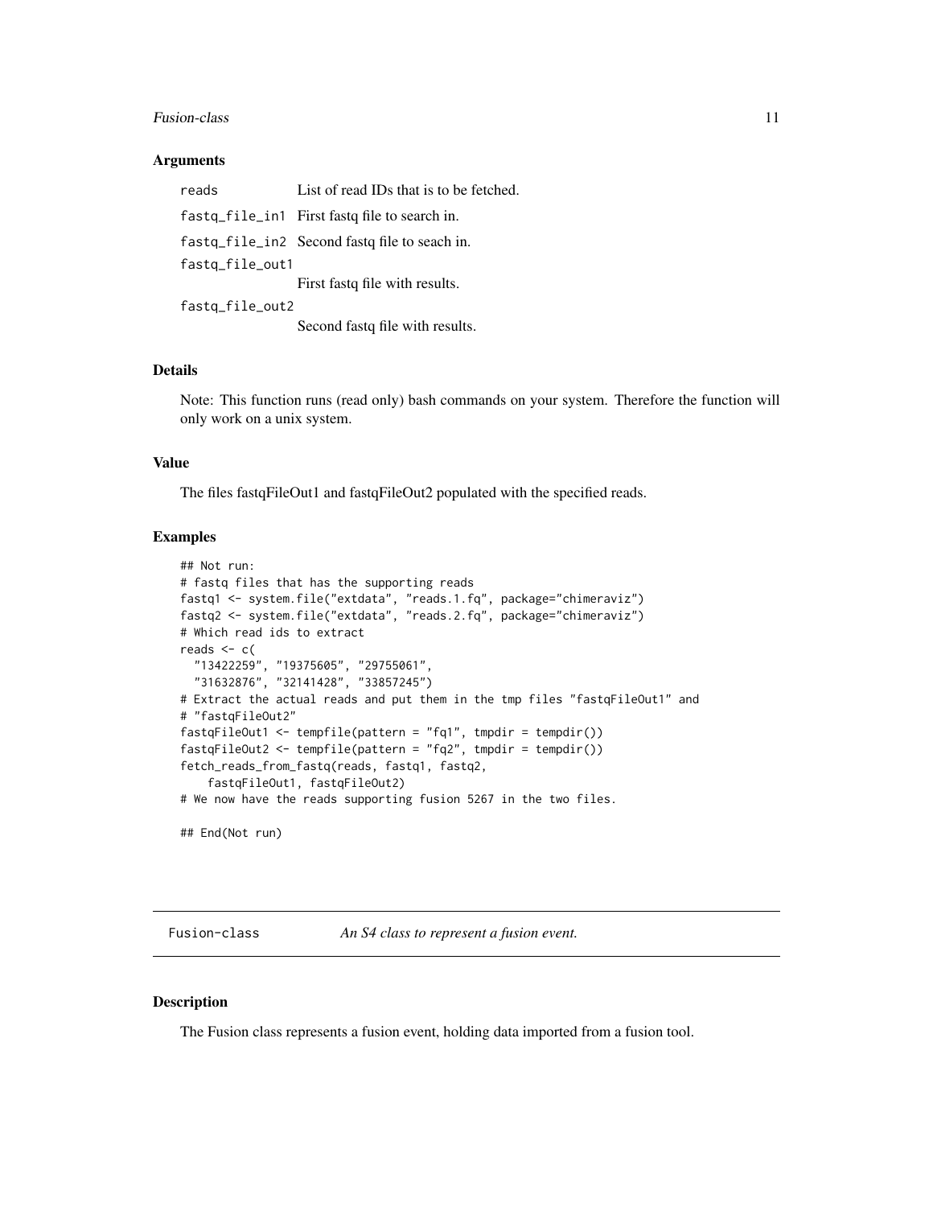### Arguments

| | |
|---|---|
| reads | List of read IDs that is to be fetched. |
| fastq_file_in1 | First fastq file to search in. |
| fastq_file_in2 | Second fastq file to seach in. |
| fastq_file_out1 | First fastq file with results. |
| fastq_file_out2 | Second fastq file with results. |

### Details

Note: This function runs (read only) bash commands on your system. Therefore the function will only work on a unix system.

### Value

The files fastqFileOut1 and fastqFileOut2 populated with the specified reads.

### Examples

```
## Not run:
# fastq files that has the supporting reads
fastq1 <- system.file("extdata", "reads.1.fq", package="chimeraviz")
fastq2 <- system.file("extdata", "reads.2.fq", package="chimeraviz")
# Which read ids to extract
reads <- c(
  "13422259", "19375605", "29755061",
  "31632876", "32141428", "33857245")
# Extract the actual reads and put them in the tmp files "fastqFileOut1" and
# "fastqFileOut2"
fastqFileOut1 <- tempfile(pattern = "fq1", tmpdir = tempdir())
fastqFileOut2 <- tempfile(pattern = "fq2", tmpdir = tempdir())
fetch_reads_from_fastq(reads, fastq1, fastq2,
    fastqFileOut1, fastqFileOut2)
# We now have the reads supporting fusion 5267 in the two files.

## End(Not run)
```

---

## Fusion-class *An S4 class to represent a fusion event.*

---

### Description

The Fusion class represents a fusion event, holding data imported from a fusion tool.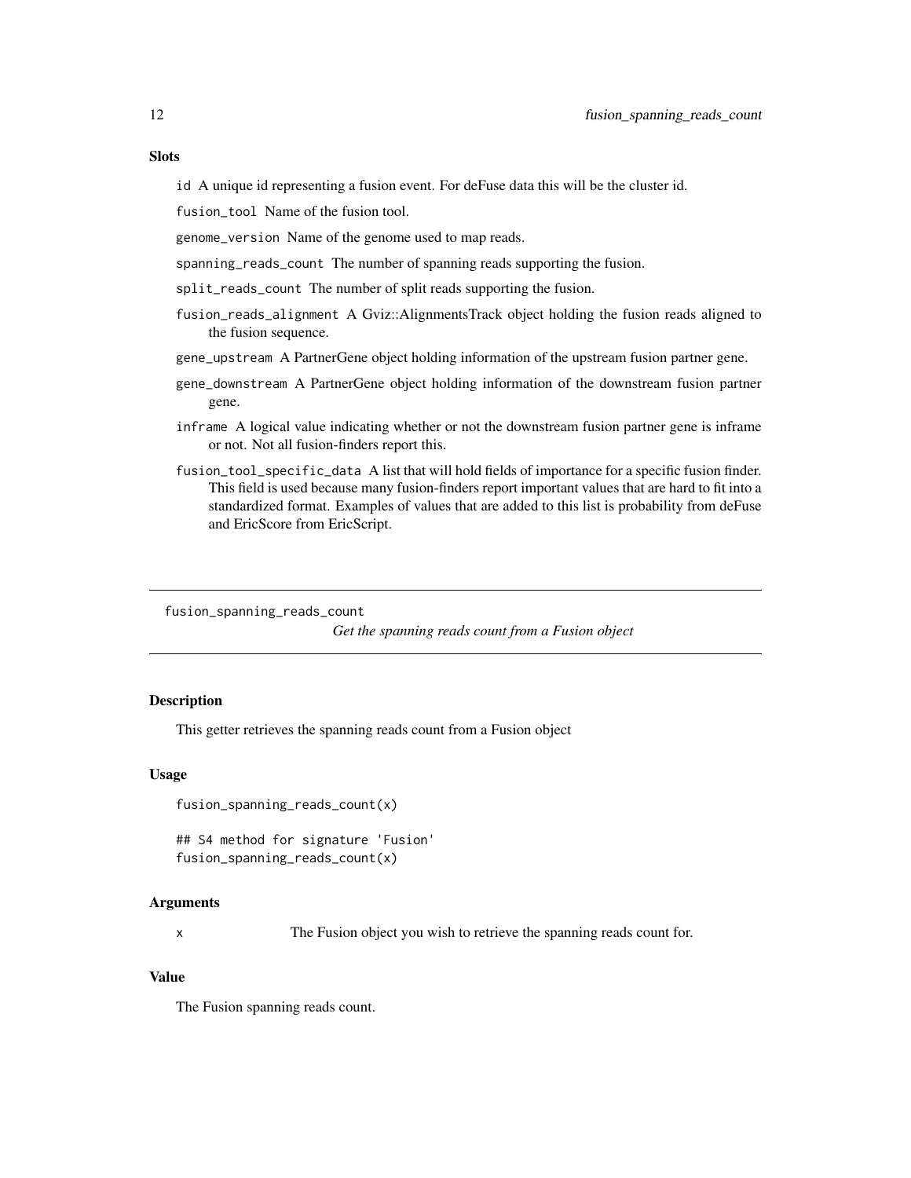### Slots

`id` A unique id representing a fusion event. For deFuse data this will be the cluster id.

`fusion_tool` Name of the fusion tool.

`genome_version` Name of the genome used to map reads.

`spanning_reads_count` The number of spanning reads supporting the fusion.

`split_reads_count` The number of split reads supporting the fusion.

`fusion_reads_alignment` A Gviz::AlignmentsTrack object holding the fusion reads aligned to the fusion sequence.

`gene_upstream` A PartnerGene object holding information of the upstream fusion partner gene.

`gene_downstream` A PartnerGene object holding information of the downstream fusion partner gene.

`inframe` A logical value indicating whether or not the downstream fusion partner gene is inframe or not. Not all fusion-finders report this.

`fusion_tool_specific_data` A list that will hold fields of importance for a specific fusion finder. This field is used because many fusion-finders report important values that are hard to fit into a standardized format. Examples of values that are added to this list is probability from deFuse and EricScore from EricScript.

---

## fusion_spanning_reads_count

*Get the spanning reads count from a Fusion object*

### Description

This getter retrieves the spanning reads count from a Fusion object

### Usage

```
fusion_spanning_reads_count(x)

## S4 method for signature 'Fusion'
fusion_spanning_reads_count(x)
```

### Arguments

| | |
|---|---|
| x | The Fusion object you wish to retrieve the spanning reads count for. |

### Value

The Fusion spanning reads count.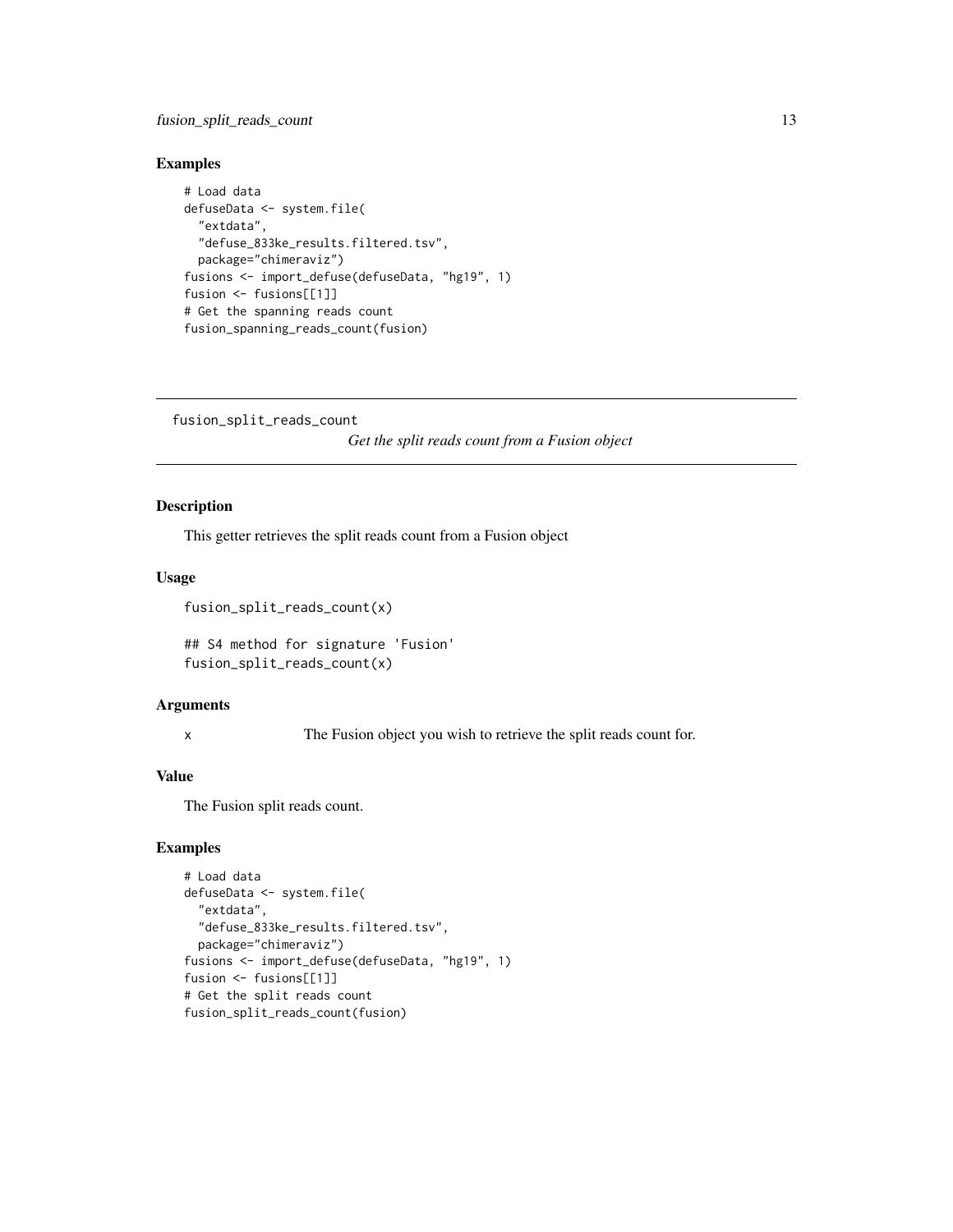### Examples

```
# Load data
defuseData <- system.file(
  "extdata",
  "defuse_833ke_results.filtered.tsv",
  package="chimeraviz")
fusions <- import_defuse(defuseData, "hg19", 1)
fusion <- fusions[[1]]
# Get the spanning reads count
fusion_spanning_reads_count(fusion)
```

---

## fusion_split_reads_count

*Get the split reads count from a Fusion object*

---

### Description

This getter retrieves the split reads count from a Fusion object

### Usage

```
fusion_split_reads_count(x)

## S4 method for signature 'Fusion'
fusion_split_reads_count(x)
```

### Arguments

| | |
|---|---|
| x | The Fusion object you wish to retrieve the split reads count for. |

### Value

The Fusion split reads count.

### Examples

```
# Load data
defuseData <- system.file(
  "extdata",
  "defuse_833ke_results.filtered.tsv",
  package="chimeraviz")
fusions <- import_defuse(defuseData, "hg19", 1)
fusion <- fusions[[1]]
# Get the split reads count
fusion_split_reads_count(fusion)
```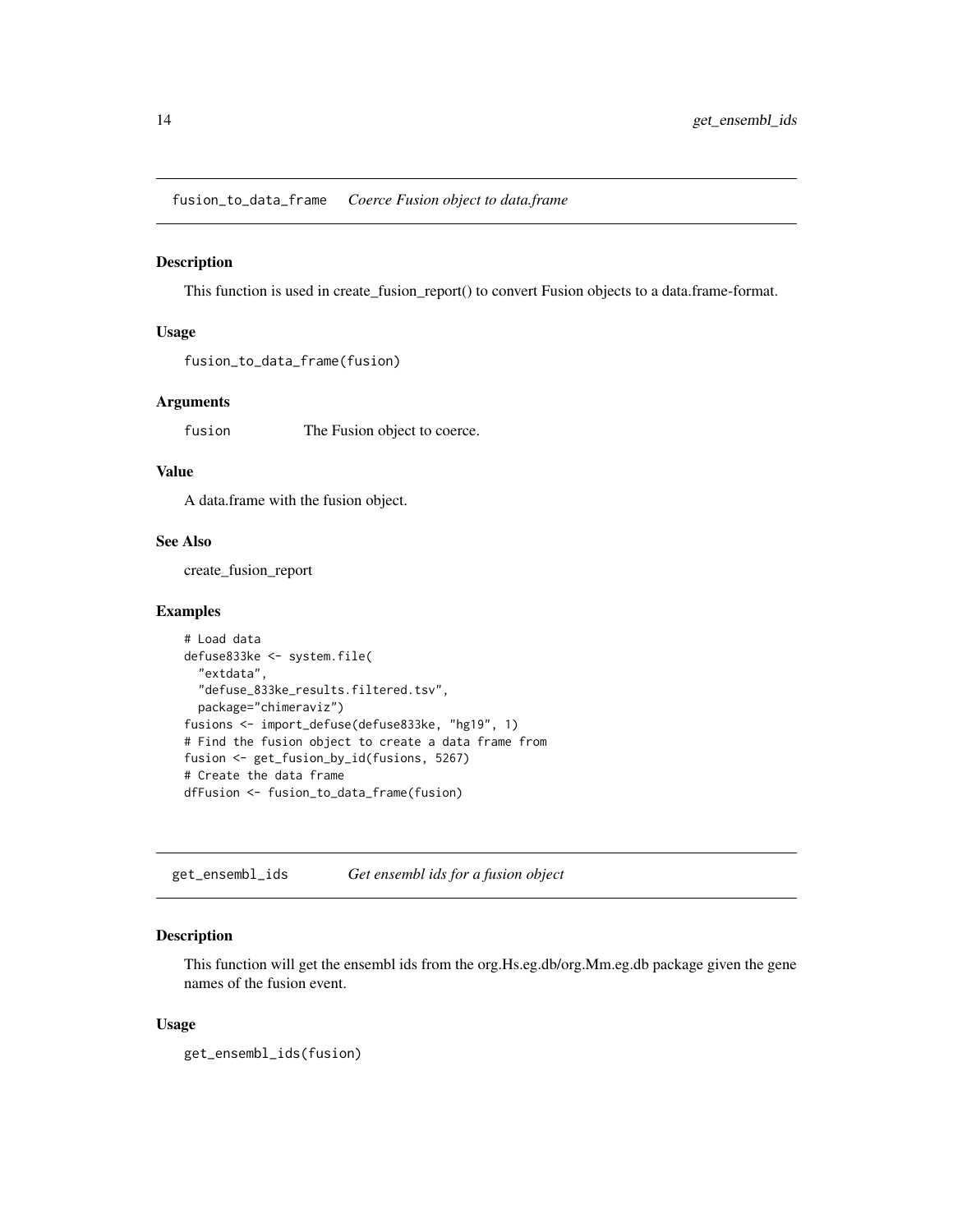## fusion_to_data_frame *Coerce Fusion object to data.frame*

### Description

This function is used in create_fusion_report() to convert Fusion objects to a data.frame-format.

### Usage

```
fusion_to_data_frame(fusion)
```

### Arguments

| | |
|---|---|
| fusion | The Fusion object to coerce. |

### Value

A data.frame with the fusion object.

### See Also

create_fusion_report

### Examples

```
# Load data
defuse833ke <- system.file(
  "extdata",
  "defuse_833ke_results.filtered.tsv",
  package="chimeraviz")
fusions <- import_defuse(defuse833ke, "hg19", 1)
# Find the fusion object to create a data frame from
fusion <- get_fusion_by_id(fusions, 5267)
# Create the data frame
dfFusion <- fusion_to_data_frame(fusion)
```

## get_ensembl_ids *Get ensembl ids for a fusion object*

### Description

This function will get the ensembl ids from the org.Hs.eg.db/org.Mm.eg.db package given the gene names of the fusion event.

### Usage

```
get_ensembl_ids(fusion)
```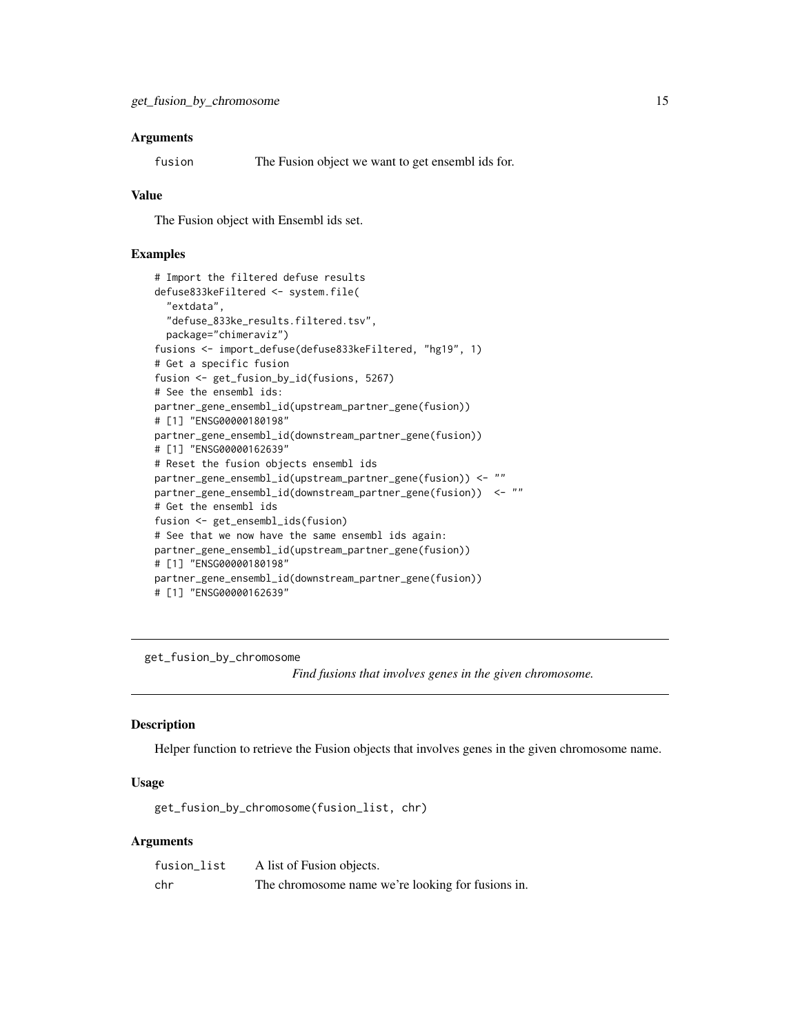### Arguments

| | |
|---|---|
| fusion | The Fusion object we want to get ensembl ids for. |

### Value

The Fusion object with Ensembl ids set.

### Examples

```
# Import the filtered defuse results
defuse833keFiltered <- system.file(
  "extdata",
  "defuse_833ke_results.filtered.tsv",
  package="chimeraviz")
fusions <- import_defuse(defuse833keFiltered, "hg19", 1)
# Get a specific fusion
fusion <- get_fusion_by_id(fusions, 5267)
# See the ensembl ids:
partner_gene_ensembl_id(upstream_partner_gene(fusion))
# [1] "ENSG00000180198"
partner_gene_ensembl_id(downstream_partner_gene(fusion))
# [1] "ENSG00000162639"
# Reset the fusion objects ensembl ids
partner_gene_ensembl_id(upstream_partner_gene(fusion)) <- ""
partner_gene_ensembl_id(downstream_partner_gene(fusion))  <- ""
# Get the ensembl ids
fusion <- get_ensembl_ids(fusion)
# See that we now have the same ensembl ids again:
partner_gene_ensembl_id(upstream_partner_gene(fusion))
# [1] "ENSG00000180198"
partner_gene_ensembl_id(downstream_partner_gene(fusion))
# [1] "ENSG00000162639"
```

---

## get_fusion_by_chromosome

*Find fusions that involves genes in the given chromosome.*

---

### Description

Helper function to retrieve the Fusion objects that involves genes in the given chromosome name.

### Usage

```
get_fusion_by_chromosome(fusion_list, chr)
```

### Arguments

| | |
|---|---|
| fusion_list | A list of Fusion objects. |
| chr | The chromosome name we're looking for fusions in. |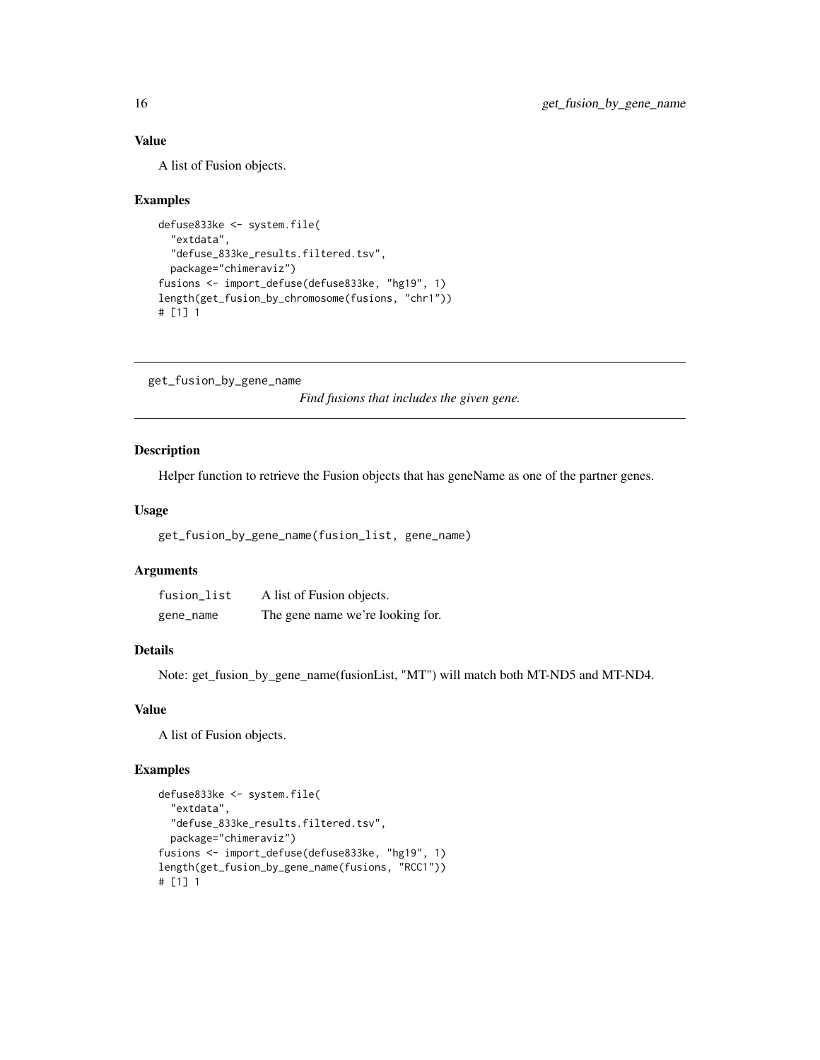### Value

A list of Fusion objects.

### Examples

```
defuse833ke <- system.file(
  "extdata",
  "defuse_833ke_results.filtered.tsv",
  package="chimeraviz")
fusions <- import_defuse(defuse833ke, "hg19", 1)
length(get_fusion_by_chromosome(fusions, "chr1"))
# [1] 1
```

---

## get_fusion_by_gene_name

*Find fusions that includes the given gene.*

---

### Description

Helper function to retrieve the Fusion objects that has geneName as one of the partner genes.

### Usage

```
get_fusion_by_gene_name(fusion_list, gene_name)
```

### Arguments

| | |
|---|---|
| fusion_list | A list of Fusion objects. |
| gene_name | The gene name we're looking for. |

### Details

Note: get_fusion_by_gene_name(fusionList, "MT") will match both MT-ND5 and MT-ND4.

### Value

A list of Fusion objects.

### Examples

```
defuse833ke <- system.file(
  "extdata",
  "defuse_833ke_results.filtered.tsv",
  package="chimeraviz")
fusions <- import_defuse(defuse833ke, "hg19", 1)
length(get_fusion_by_gene_name(fusions, "RCC1"))
# [1] 1
```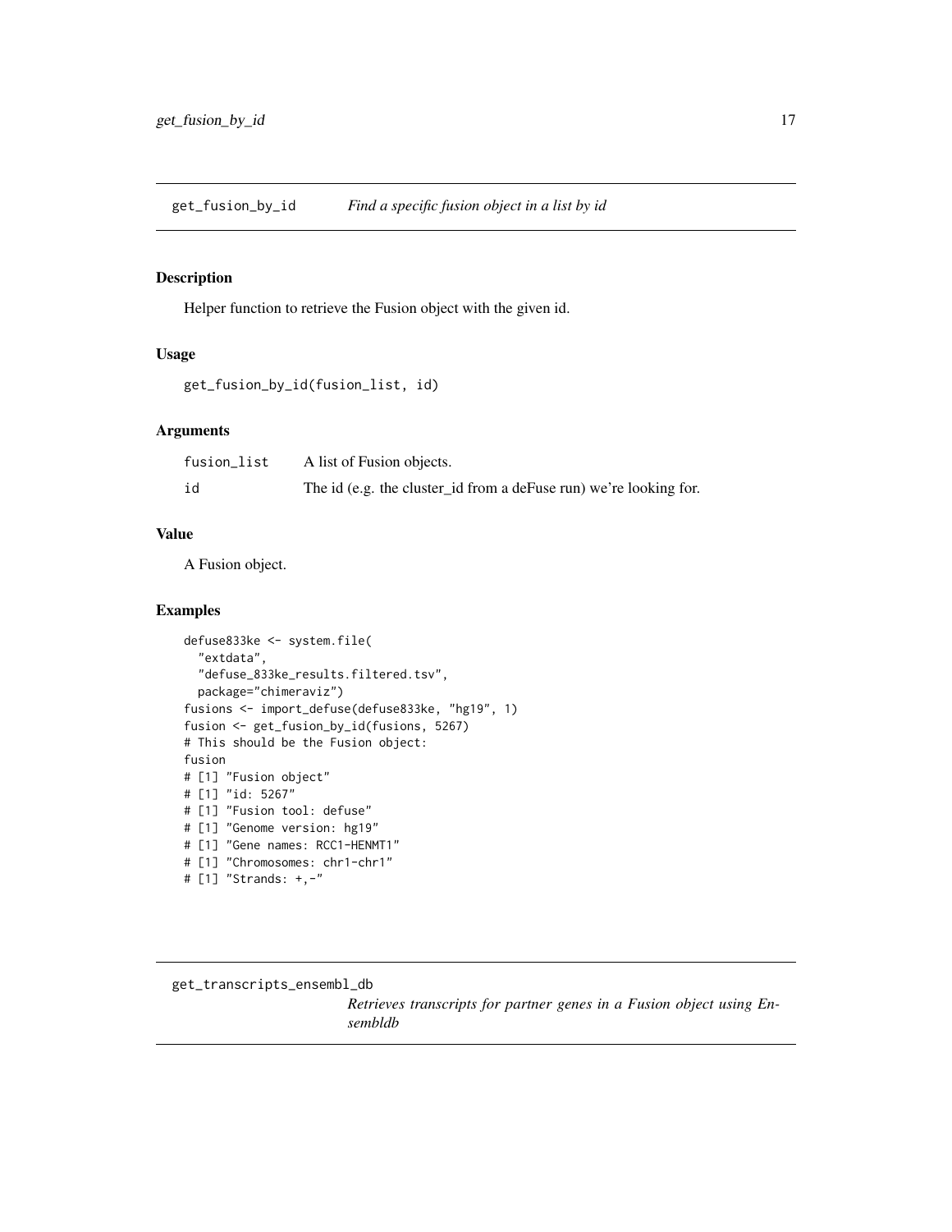## get_fusion_by_id — *Find a specific fusion object in a list by id*

### Description

Helper function to retrieve the Fusion object with the given id.

### Usage

```
get_fusion_by_id(fusion_list, id)
```

### Arguments

| | |
|---|---|
| fusion_list | A list of Fusion objects. |
| id | The id (e.g. the cluster_id from a deFuse run) we're looking for. |

### Value

A Fusion object.

### Examples

```
defuse833ke <- system.file(
  "extdata",
  "defuse_833ke_results.filtered.tsv",
  package="chimeraviz")
fusions <- import_defuse(defuse833ke, "hg19", 1)
fusion <- get_fusion_by_id(fusions, 5267)
# This should be the Fusion object:
fusion
# [1] "Fusion object"
# [1] "id: 5267"
# [1] "Fusion tool: defuse"
# [1] "Genome version: hg19"
# [1] "Gene names: RCC1-HENMT1"
# [1] "Chromosomes: chr1-chr1"
# [1] "Strands: +,-"
```

## get_transcripts_ensembl_db — *Retrieves transcripts for partner genes in a Fusion object using Ensembldb*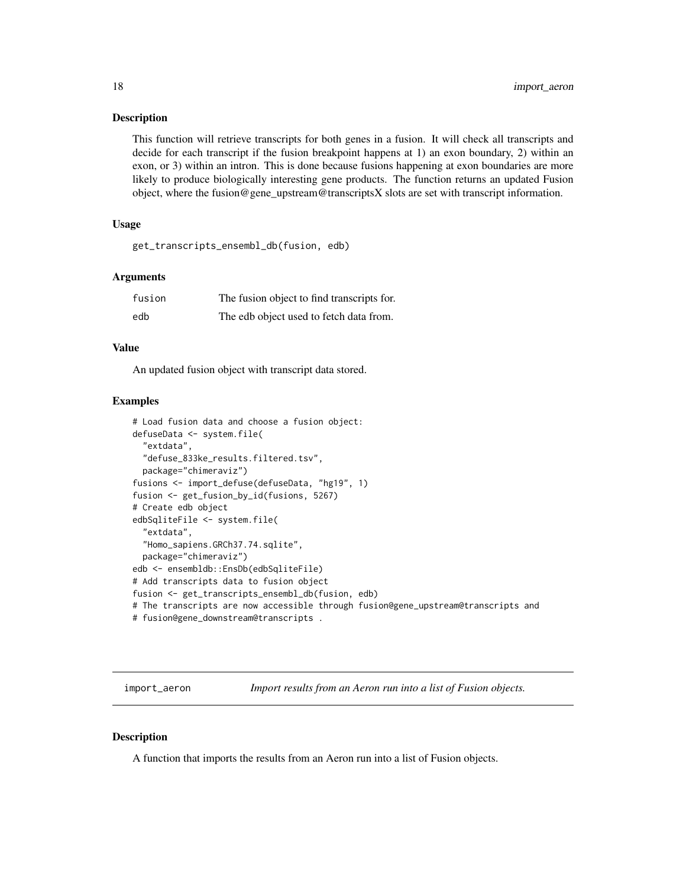### Description

This function will retrieve transcripts for both genes in a fusion. It will check all transcripts and decide for each transcript if the fusion breakpoint happens at 1) an exon boundary, 2) within an exon, or 3) within an intron. This is done because fusions happening at exon boundaries are more likely to produce biologically interesting gene products. The function returns an updated Fusion object, where the fusion@gene_upstream@transcriptsX slots are set with transcript information.

### Usage

```
get_transcripts_ensembl_db(fusion, edb)
```

### Arguments

| | |
|---|---|
| fusion | The fusion object to find transcripts for. |
| edb | The edb object used to fetch data from. |

### Value

An updated fusion object with transcript data stored.

### Examples

```
# Load fusion data and choose a fusion object:
defuseData <- system.file(
  "extdata",
  "defuse_833ke_results.filtered.tsv",
  package="chimeraviz")
fusions <- import_defuse(defuseData, "hg19", 1)
fusion <- get_fusion_by_id(fusions, 5267)
# Create edb object
edbSqliteFile <- system.file(
  "extdata",
  "Homo_sapiens.GRCh37.74.sqlite",
  package="chimeraviz")
edb <- ensembldb::EnsDb(edbSqliteFile)
# Add transcripts data to fusion object
fusion <- get_transcripts_ensembl_db(fusion, edb)
# The transcripts are now accessible through fusion@gene_upstream@transcripts and
# fusion@gene_downstream@transcripts .
```

## import_aeron — *Import results from an Aeron run into a list of Fusion objects.*

### Description

A function that imports the results from an Aeron run into a list of Fusion objects.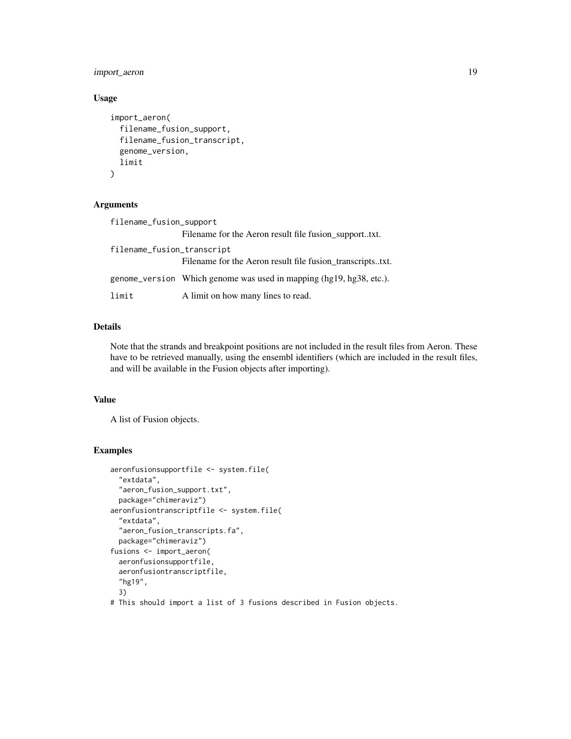### Usage

```
import_aeron(
  filename_fusion_support,
  filename_fusion_transcript,
  genome_version,
  limit
)
```

### Arguments

`filename_fusion_support`
: Filename for the Aeron result file fusion_support..txt.

`filename_fusion_transcript`
: Filename for the Aeron result file fusion_transcripts..txt.

`genome_version`
: Which genome was used in mapping (hg19, hg38, etc.).

`limit`
: A limit on how many lines to read.

### Details

Note that the strands and breakpoint positions are not included in the result files from Aeron. These have to be retrieved manually, using the ensembl identifiers (which are included in the result files, and will be available in the Fusion objects after importing).

### Value

A list of Fusion objects.

### Examples

```
aeronfusionsupportfile <- system.file(
  "extdata",
  "aeron_fusion_support.txt",
  package="chimeraviz")
aeronfusiontranscriptfile <- system.file(
  "extdata",
  "aeron_fusion_transcripts.fa",
  package="chimeraviz")
fusions <- import_aeron(
  aeronfusionsupportfile,
  aeronfusiontranscriptfile,
  "hg19",
  3)
# This should import a list of 3 fusions described in Fusion objects.
```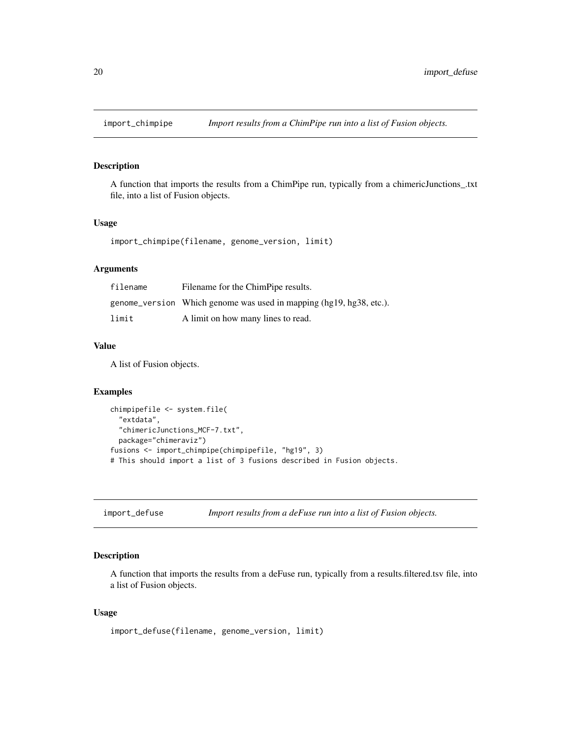## import_chimpipe — *Import results from a ChimPipe run into a list of Fusion objects.*

### Description

A function that imports the results from a ChimPipe run, typically from a chimericJunctions_.txt file, into a list of Fusion objects.

### Usage

```
import_chimpipe(filename, genome_version, limit)
```

### Arguments

| | |
|---|---|
| filename | Filename for the ChimPipe results. |
| genome_version | Which genome was used in mapping (hg19, hg38, etc.). |
| limit | A limit on how many lines to read. |

### Value

A list of Fusion objects.

### Examples

```
chimpipefile <- system.file(
  "extdata",
  "chimericJunctions_MCF-7.txt",
  package="chimeraviz")
fusions <- import_chimpipe(chimpipefile, "hg19", 3)
# This should import a list of 3 fusions described in Fusion objects.
```

## import_defuse — *Import results from a deFuse run into a list of Fusion objects.*

### Description

A function that imports the results from a deFuse run, typically from a results.filtered.tsv file, into a list of Fusion objects.

### Usage

```
import_defuse(filename, genome_version, limit)
```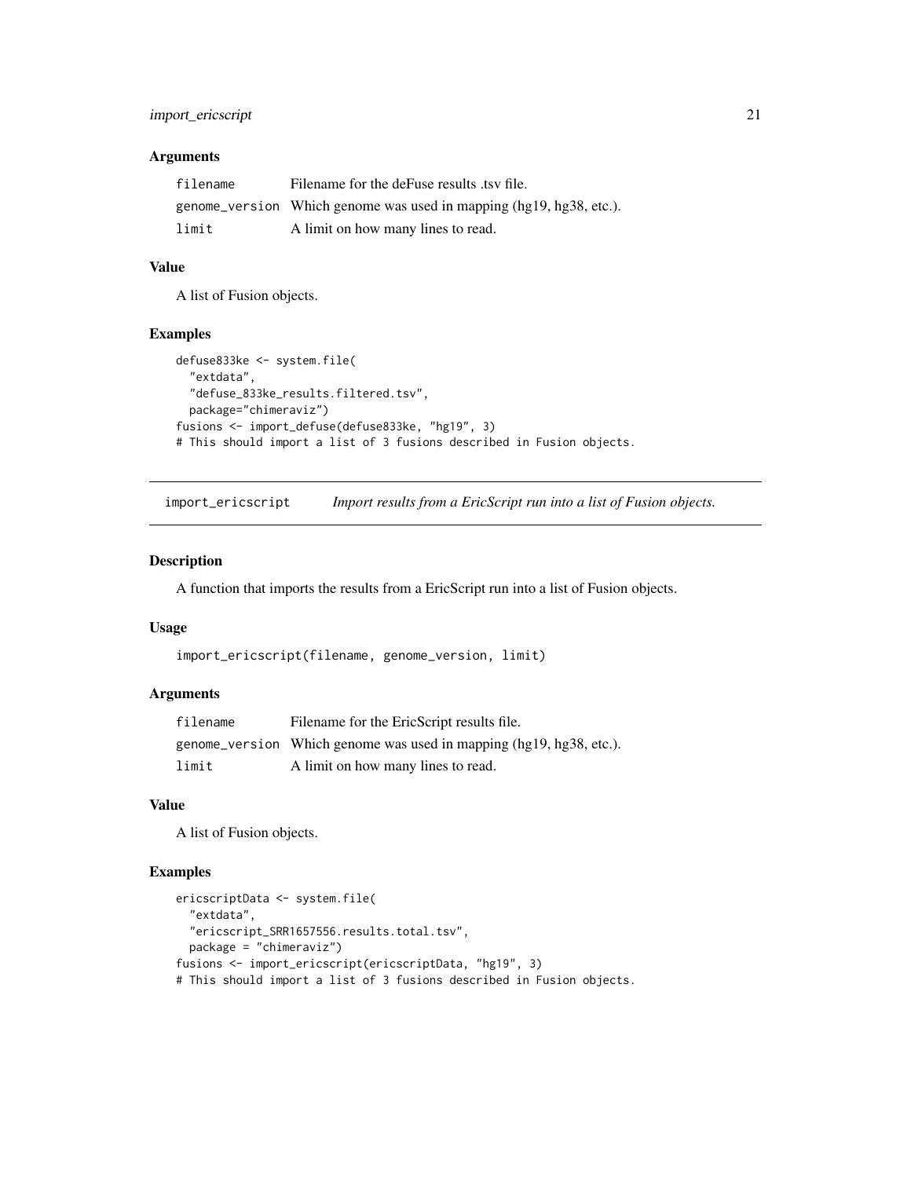### Arguments

| | |
|---|---|
| filename | Filename for the deFuse results .tsv file. |
| genome_version | Which genome was used in mapping (hg19, hg38, etc.). |
| limit | A limit on how many lines to read. |

### Value

A list of Fusion objects.

### Examples

```
defuse833ke <- system.file(
  "extdata",
  "defuse_833ke_results.filtered.tsv",
  package="chimeraviz")
fusions <- import_defuse(defuse833ke, "hg19", 3)
# This should import a list of 3 fusions described in Fusion objects.
```

---

## import_ericscript *Import results from a EricScript run into a list of Fusion objects.*

### Description

A function that imports the results from a EricScript run into a list of Fusion objects.

### Usage

```
import_ericscript(filename, genome_version, limit)
```

### Arguments

| | |
|---|---|
| filename | Filename for the EricScript results file. |
| genome_version | Which genome was used in mapping (hg19, hg38, etc.). |
| limit | A limit on how many lines to read. |

### Value

A list of Fusion objects.

### Examples

```
ericscriptData <- system.file(
  "extdata",
  "ericscript_SRR1657556.results.total.tsv",
  package = "chimeraviz")
fusions <- import_ericscript(ericscriptData, "hg19", 3)
# This should import a list of 3 fusions described in Fusion objects.
```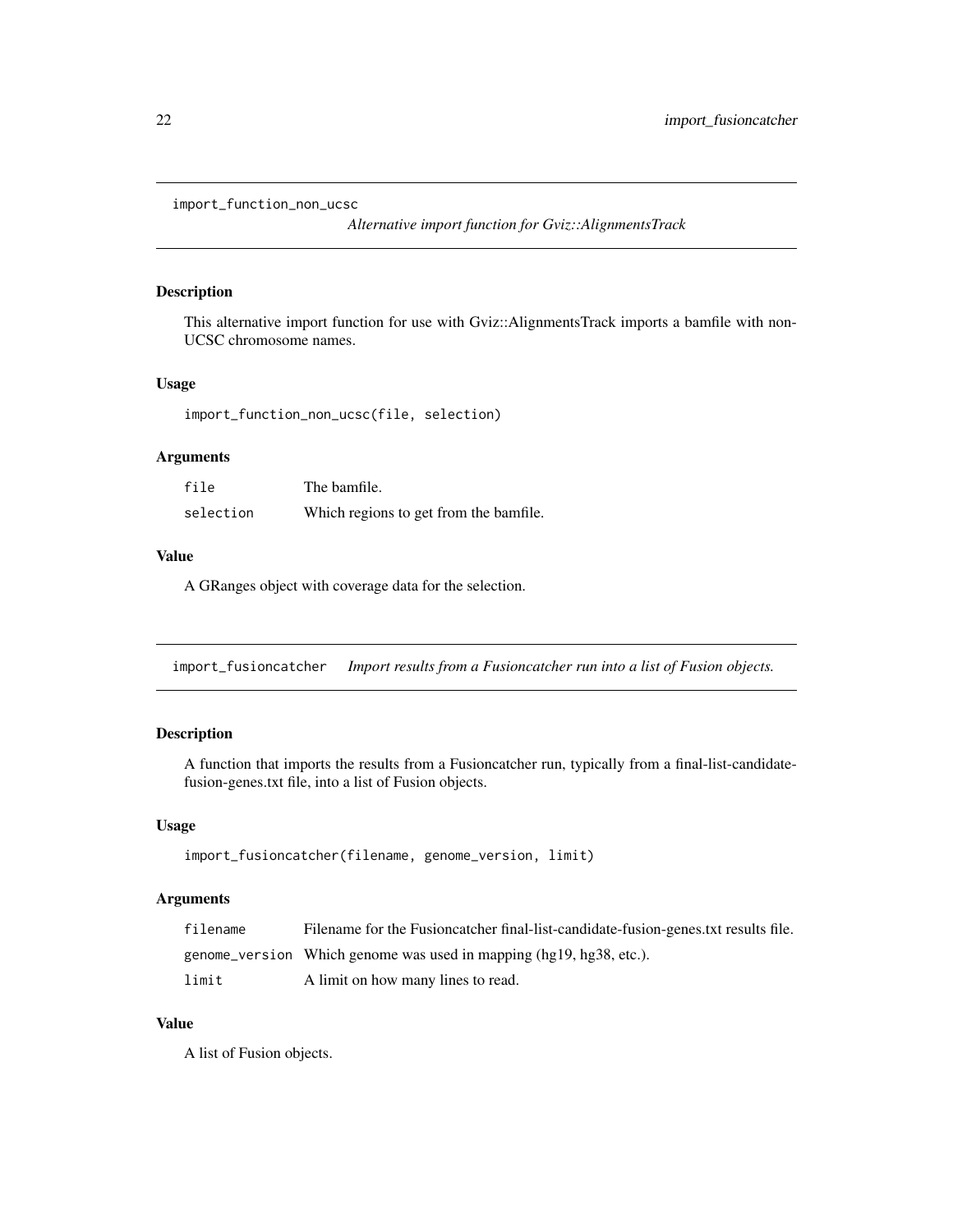## import_function_non_ucsc

*Alternative import function for Gviz::AlignmentsTrack*

### Description

This alternative import function for use with Gviz::AlignmentsTrack imports a bamfile with non-UCSC chromosome names.

### Usage

```
import_function_non_ucsc(file, selection)
```

### Arguments

| | |
|---|---|
| file | The bamfile. |
| selection | Which regions to get from the bamfile. |

### Value

A GRanges object with coverage data for the selection.

## import_fusioncatcher

*Import results from a Fusioncatcher run into a list of Fusion objects.*

### Description

A function that imports the results from a Fusioncatcher run, typically from a final-list-candidate-fusion-genes.txt file, into a list of Fusion objects.

### Usage

```
import_fusioncatcher(filename, genome_version, limit)
```

### Arguments

| | |
|---|---|
| filename | Filename for the Fusioncatcher final-list-candidate-fusion-genes.txt results file. |
| genome_version | Which genome was used in mapping (hg19, hg38, etc.). |
| limit | A limit on how many lines to read. |

### Value

A list of Fusion objects.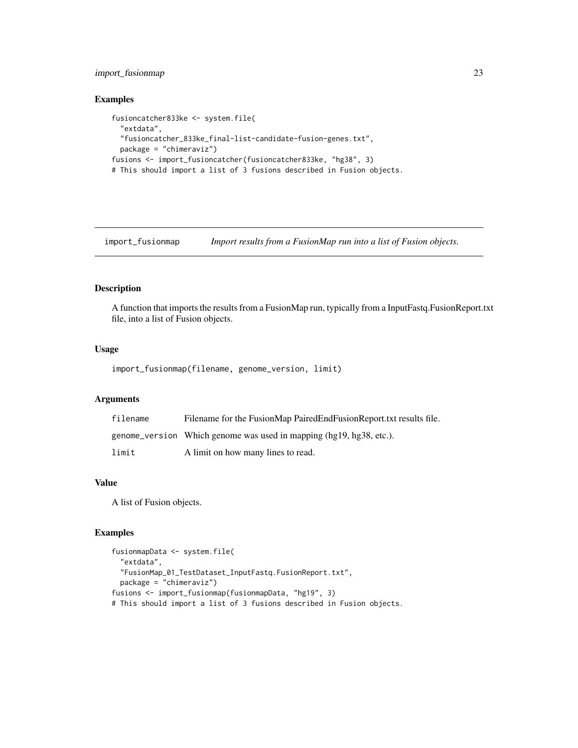### Examples

```
fusioncatcher833ke <- system.file(
  "extdata",
  "fusioncatcher_833ke_final-list-candidate-fusion-genes.txt",
  package = "chimeraviz")
fusions <- import_fusioncatcher(fusioncatcher833ke, "hg38", 3)
# This should import a list of 3 fusions described in Fusion objects.
```

---

## import_fusionmap — *Import results from a FusionMap run into a list of Fusion objects.*

---

### Description

A function that imports the results from a FusionMap run, typically from a InputFastq.FusionReport.txt file, into a list of Fusion objects.

### Usage

```
import_fusionmap(filename, genome_version, limit)
```

### Arguments

| | |
|---|---|
| filename | Filename for the FusionMap PairedEndFusionReport.txt results file. |
| genome_version | Which genome was used in mapping (hg19, hg38, etc.). |
| limit | A limit on how many lines to read. |

### Value

A list of Fusion objects.

### Examples

```
fusionmapData <- system.file(
  "extdata",
  "FusionMap_01_TestDataset_InputFastq.FusionReport.txt",
  package = "chimeraviz")
fusions <- import_fusionmap(fusionmapData, "hg19", 3)
# This should import a list of 3 fusions described in Fusion objects.
```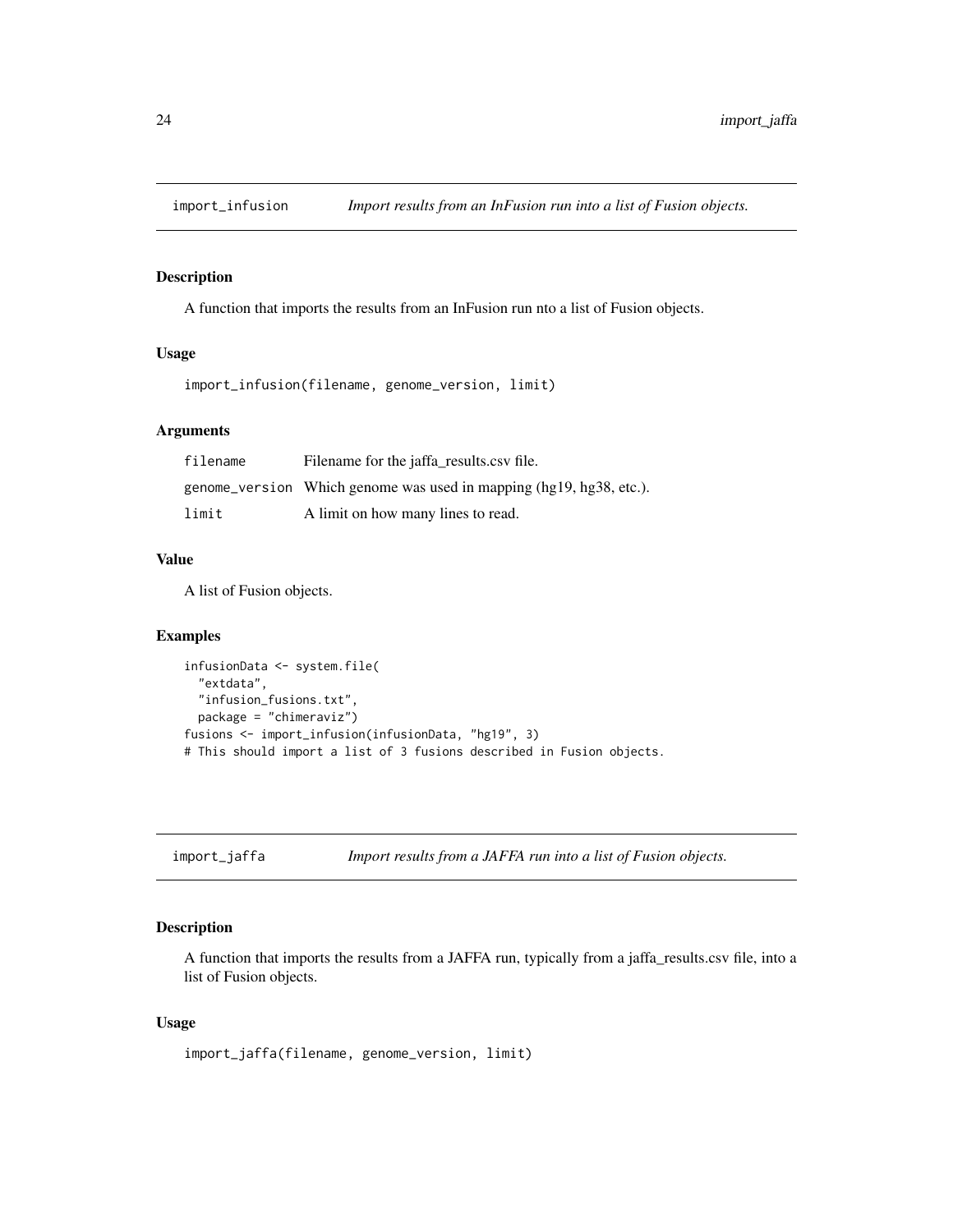## import_infusion — *Import results from an InFusion run into a list of Fusion objects.*

### Description

A function that imports the results from an InFusion run nto a list of Fusion objects.

### Usage

```
import_infusion(filename, genome_version, limit)
```

### Arguments

| | |
|---|---|
| filename | Filename for the jaffa_results.csv file. |
| genome_version | Which genome was used in mapping (hg19, hg38, etc.). |
| limit | A limit on how many lines to read. |

### Value

A list of Fusion objects.

### Examples

```
infusionData <- system.file(
  "extdata",
  "infusion_fusions.txt",
  package = "chimeraviz")
fusions <- import_infusion(infusionData, "hg19", 3)
# This should import a list of 3 fusions described in Fusion objects.
```

## import_jaffa — *Import results from a JAFFA run into a list of Fusion objects.*

### Description

A function that imports the results from a JAFFA run, typically from a jaffa_results.csv file, into a list of Fusion objects.

### Usage

```
import_jaffa(filename, genome_version, limit)
```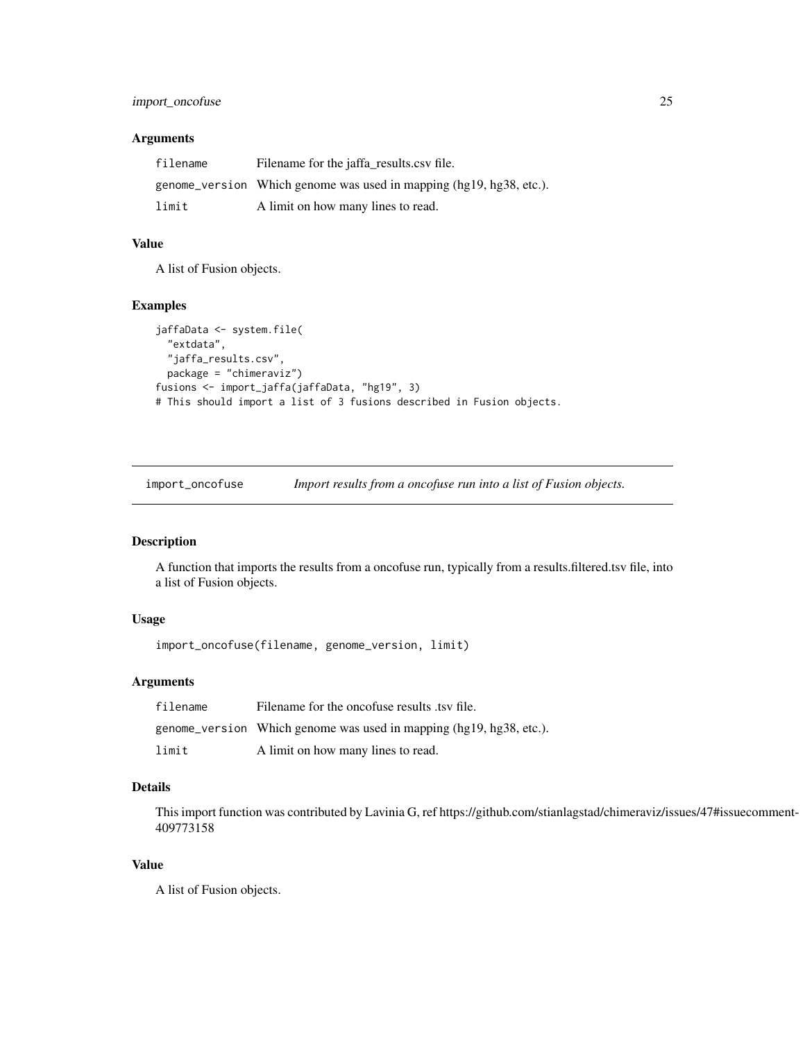### Arguments

| | |
|---|---|
| filename | Filename for the jaffa_results.csv file. |
| genome_version | Which genome was used in mapping (hg19, hg38, etc.). |
| limit | A limit on how many lines to read. |

### Value

A list of Fusion objects.

### Examples

```
jaffaData <- system.file(
  "extdata",
  "jaffa_results.csv",
  package = "chimeraviz")
fusions <- import_jaffa(jaffaData, "hg19", 3)
# This should import a list of 3 fusions described in Fusion objects.
```

---

## import_oncofuse — *Import results from a oncofuse run into a list of Fusion objects.*

---

### Description

A function that imports the results from a oncofuse run, typically from a results.filtered.tsv file, into a list of Fusion objects.

### Usage

```
import_oncofuse(filename, genome_version, limit)
```

### Arguments

| | |
|---|---|
| filename | Filename for the oncofuse results .tsv file. |
| genome_version | Which genome was used in mapping (hg19, hg38, etc.). |
| limit | A limit on how many lines to read. |

### Details

This import function was contributed by Lavinia G, ref https://github.com/stianlagstad/chimeraviz/issues/47#issuecomment-409773158

### Value

A list of Fusion objects.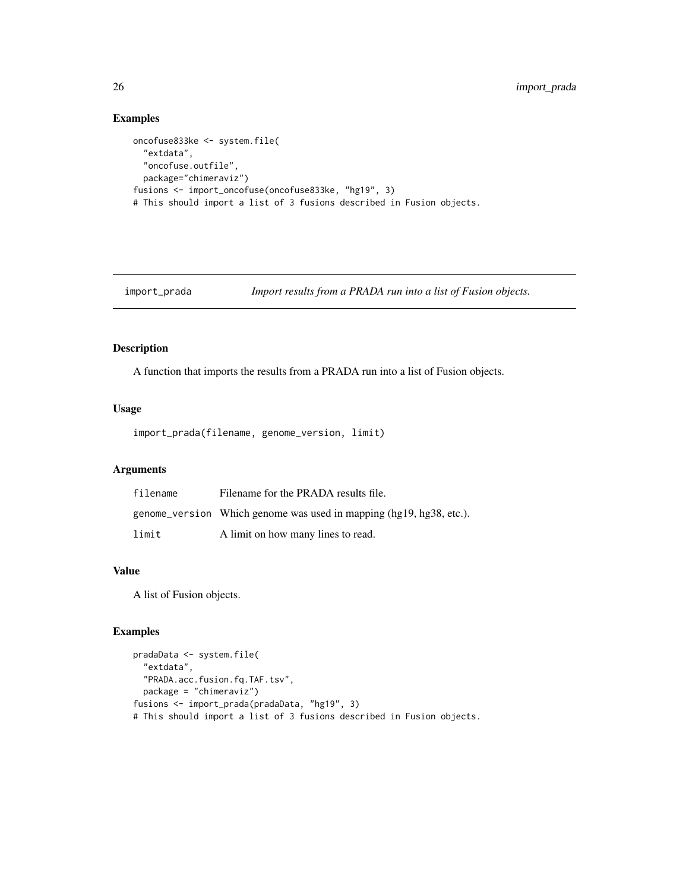## Examples

```
oncofuse833ke <- system.file(
  "extdata",
  "oncofuse.outfile",
  package="chimeraviz")
fusions <- import_oncofuse(oncofuse833ke, "hg19", 3)
# This should import a list of 3 fusions described in Fusion objects.
```

---

# import_prada *Import results from a PRADA run into a list of Fusion objects.*

---

## Description

A function that imports the results from a PRADA run into a list of Fusion objects.

## Usage

```
import_prada(filename, genome_version, limit)
```

## Arguments

| | |
|---|---|
| filename | Filename for the PRADA results file. |
| genome_version | Which genome was used in mapping (hg19, hg38, etc.). |
| limit | A limit on how many lines to read. |

## Value

A list of Fusion objects.

## Examples

```
pradaData <- system.file(
  "extdata",
  "PRADA.acc.fusion.fq.TAF.tsv",
  package = "chimeraviz")
fusions <- import_prada(pradaData, "hg19", 3)
# This should import a list of 3 fusions described in Fusion objects.
```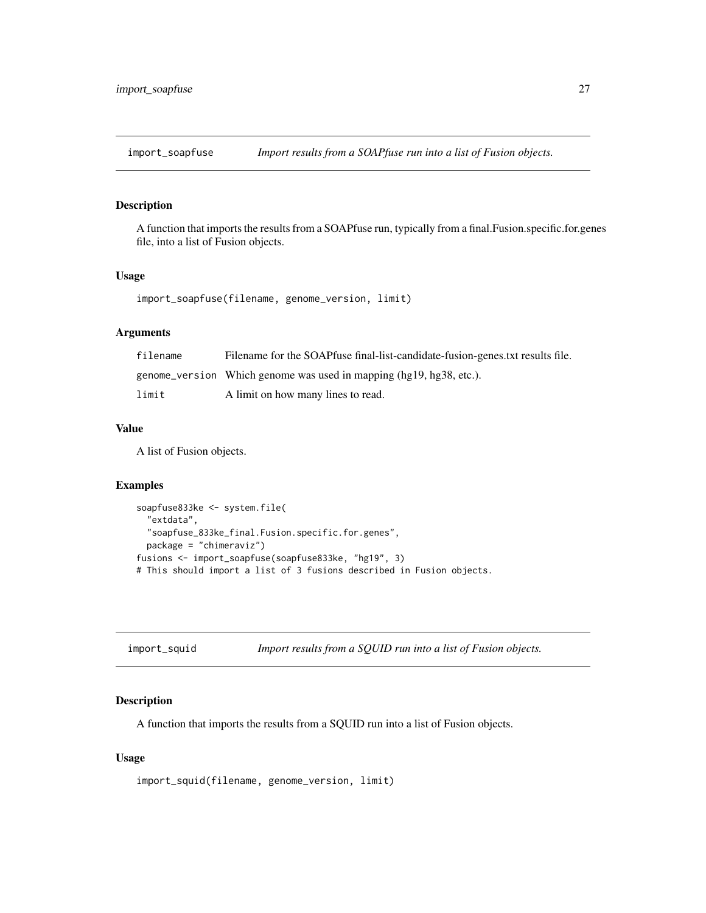## import_soapfuse — *Import results from a SOAPfuse run into a list of Fusion objects.*

### Description

A function that imports the results from a SOAPfuse run, typically from a final.Fusion.specific.for.genes file, into a list of Fusion objects.

### Usage

```
import_soapfuse(filename, genome_version, limit)
```

### Arguments

| | |
|---|---|
| filename | Filename for the SOAPfuse final-list-candidate-fusion-genes.txt results file. |
| genome_version | Which genome was used in mapping (hg19, hg38, etc.). |
| limit | A limit on how many lines to read. |

### Value

A list of Fusion objects.

### Examples

```
soapfuse833ke <- system.file(
  "extdata",
  "soapfuse_833ke_final.Fusion.specific.for.genes",
  package = "chimeraviz")
fusions <- import_soapfuse(soapfuse833ke, "hg19", 3)
# This should import a list of 3 fusions described in Fusion objects.
```

## import_squid — *Import results from a SQUID run into a list of Fusion objects.*

### Description

A function that imports the results from a SQUID run into a list of Fusion objects.

### Usage

```
import_squid(filename, genome_version, limit)
```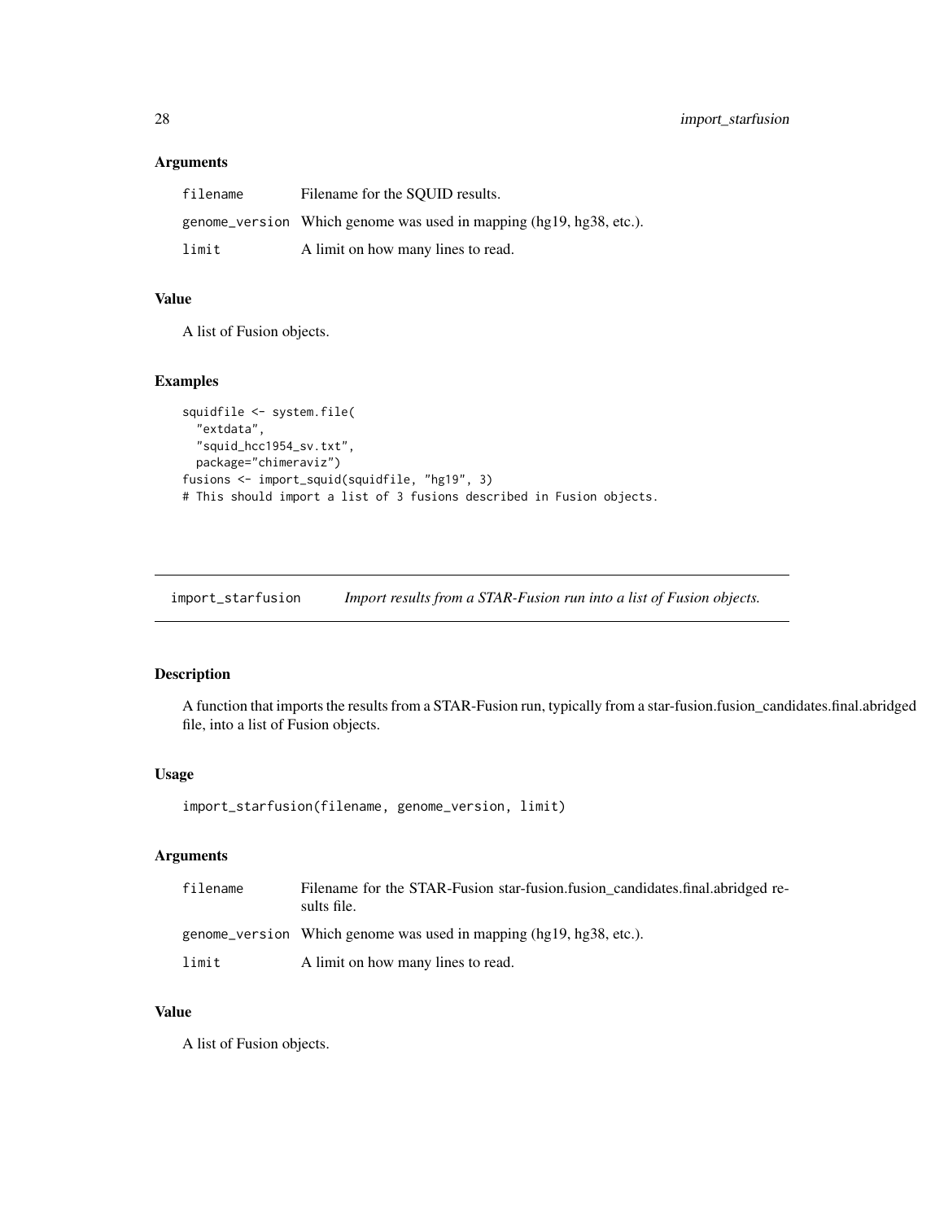### Arguments

| | |
|---|---|
| filename | Filename for the SQUID results. |
| genome_version | Which genome was used in mapping (hg19, hg38, etc.). |
| limit | A limit on how many lines to read. |

### Value

A list of Fusion objects.

### Examples

```
squidfile <- system.file(
  "extdata",
  "squid_hcc1954_sv.txt",
  package="chimeraviz")
fusions <- import_squid(squidfile, "hg19", 3)
# This should import a list of 3 fusions described in Fusion objects.
```

---

## import_starfusion *Import results from a STAR-Fusion run into a list of Fusion objects.*

### Description

A function that imports the results from a STAR-Fusion run, typically from a star-fusion.fusion_candidates.final.abridged file, into a list of Fusion objects.

### Usage

```
import_starfusion(filename, genome_version, limit)
```

### Arguments

| | |
|---|---|
| filename | Filename for the STAR-Fusion star-fusion.fusion_candidates.final.abridged results file. |
| genome_version | Which genome was used in mapping (hg19, hg38, etc.). |
| limit | A limit on how many lines to read. |

### Value

A list of Fusion objects.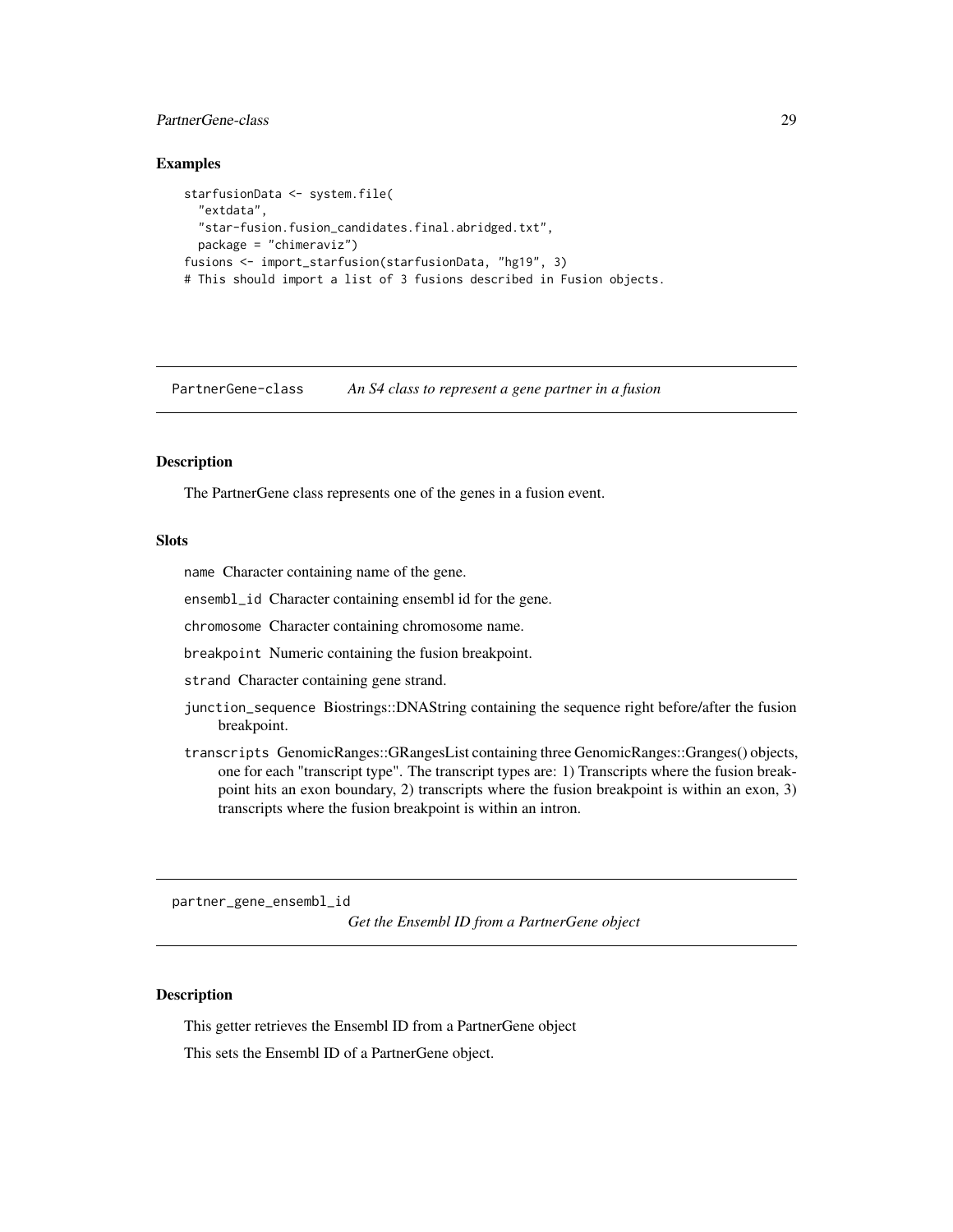## Examples

```
starfusionData <- system.file(
  "extdata",
  "star-fusion.fusion_candidates.final.abridged.txt",
  package = "chimeraviz")
fusions <- import_starfusion(starfusionData, "hg19", 3)
# This should import a list of 3 fusions described in Fusion objects.
```

---

# PartnerGene-class    *An S4 class to represent a gene partner in a fusion*

## Description

The PartnerGene class represents one of the genes in a fusion event.

## Slots

`name` Character containing name of the gene.

`ensembl_id` Character containing ensembl id for the gene.

`chromosome` Character containing chromosome name.

`breakpoint` Numeric containing the fusion breakpoint.

`strand` Character containing gene strand.

`junction_sequence` Biostrings::DNAString containing the sequence right before/after the fusion breakpoint.

`transcripts` GenomicRanges::GRangesList containing three GenomicRanges::Granges() objects, one for each "transcript type". The transcript types are: 1) Transcripts where the fusion breakpoint hits an exon boundary, 2) transcripts where the fusion breakpoint is within an exon, 3) transcripts where the fusion breakpoint is within an intron.

---

# partner_gene_ensembl_id    *Get the Ensembl ID from a PartnerGene object*

## Description

This getter retrieves the Ensembl ID from a PartnerGene object

This sets the Ensembl ID of a PartnerGene object.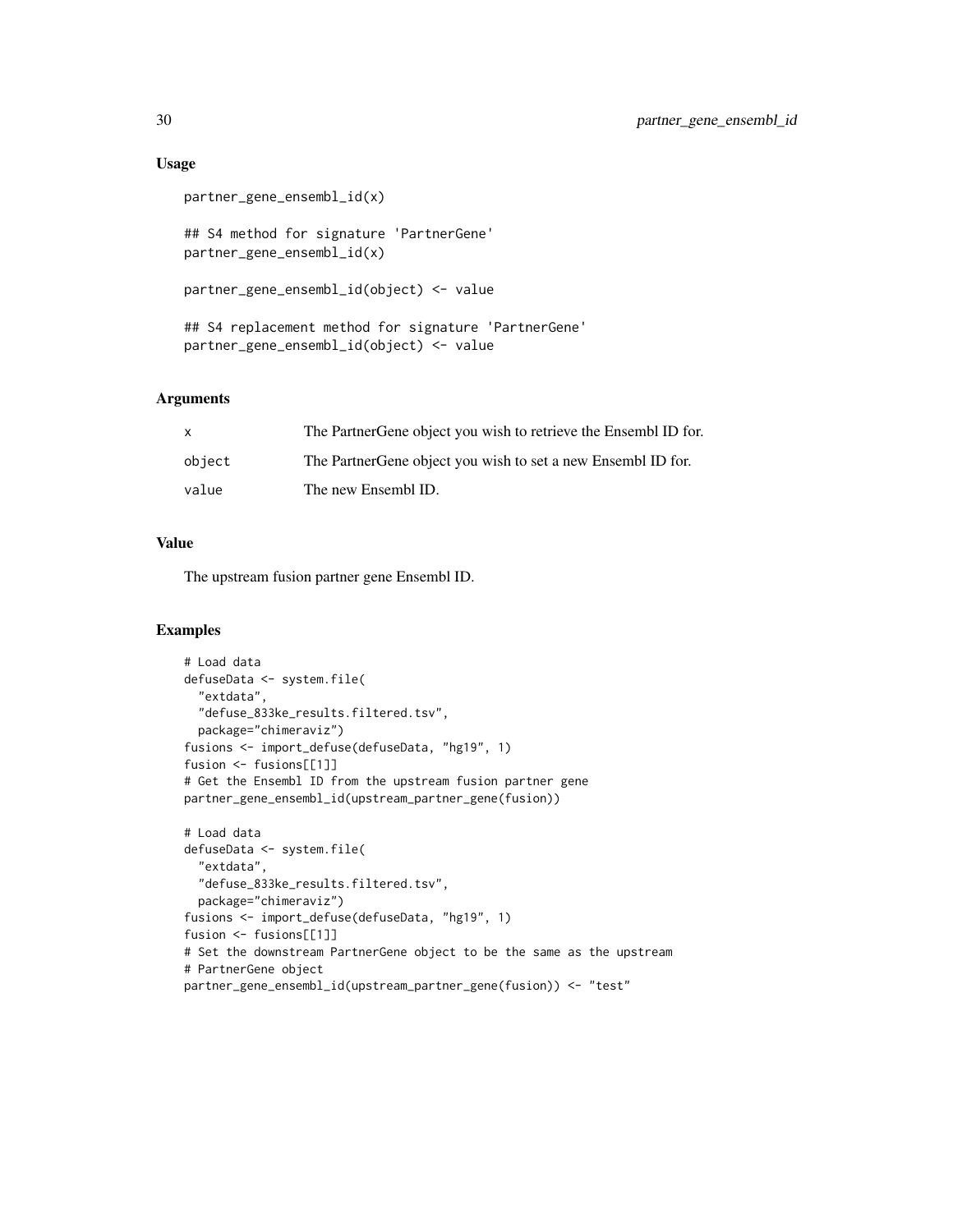### Usage

```
partner_gene_ensembl_id(x)

## S4 method for signature 'PartnerGene'
partner_gene_ensembl_id(x)

partner_gene_ensembl_id(object) <- value

## S4 replacement method for signature 'PartnerGene'
partner_gene_ensembl_id(object) <- value
```

### Arguments

| | |
|---|---|
| x | The PartnerGene object you wish to retrieve the Ensembl ID for. |
| object | The PartnerGene object you wish to set a new Ensembl ID for. |
| value | The new Ensembl ID. |

### Value

The upstream fusion partner gene Ensembl ID.

### Examples

```
# Load data
defuseData <- system.file(
  "extdata",
  "defuse_833ke_results.filtered.tsv",
  package="chimeraviz")
fusions <- import_defuse(defuseData, "hg19", 1)
fusion <- fusions[[1]]
# Get the Ensembl ID from the upstream fusion partner gene
partner_gene_ensembl_id(upstream_partner_gene(fusion))

# Load data
defuseData <- system.file(
  "extdata",
  "defuse_833ke_results.filtered.tsv",
  package="chimeraviz")
fusions <- import_defuse(defuseData, "hg19", 1)
fusion <- fusions[[1]]
# Set the downstream PartnerGene object to be the same as the upstream
# PartnerGene object
partner_gene_ensembl_id(upstream_partner_gene(fusion)) <- "test"
```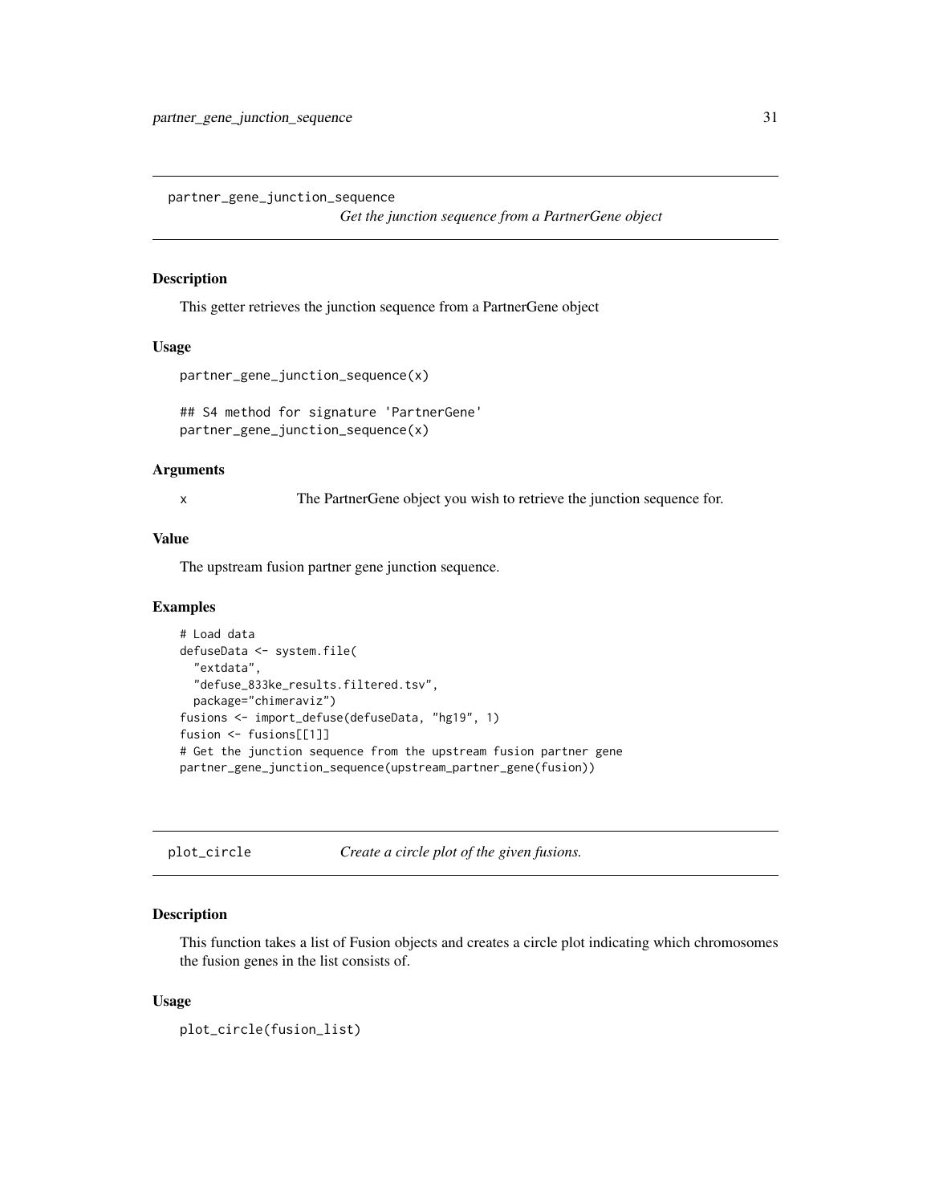## partner_gene_junction_sequence

*Get the junction sequence from a PartnerGene object*

### Description

This getter retrieves the junction sequence from a PartnerGene object

### Usage

```
partner_gene_junction_sequence(x)

## S4 method for signature 'PartnerGene'
partner_gene_junction_sequence(x)
```

### Arguments

| | |
|---|---|
| x | The PartnerGene object you wish to retrieve the junction sequence for. |

### Value

The upstream fusion partner gene junction sequence.

### Examples

```
# Load data
defuseData <- system.file(
  "extdata",
  "defuse_833ke_results.filtered.tsv",
  package="chimeraviz")
fusions <- import_defuse(defuseData, "hg19", 1)
fusion <- fusions[[1]]
# Get the junction sequence from the upstream fusion partner gene
partner_gene_junction_sequence(upstream_partner_gene(fusion))
```

## plot_circle

*Create a circle plot of the given fusions.*

### Description

This function takes a list of Fusion objects and creates a circle plot indicating which chromosomes the fusion genes in the list consists of.

### Usage

```
plot_circle(fusion_list)
```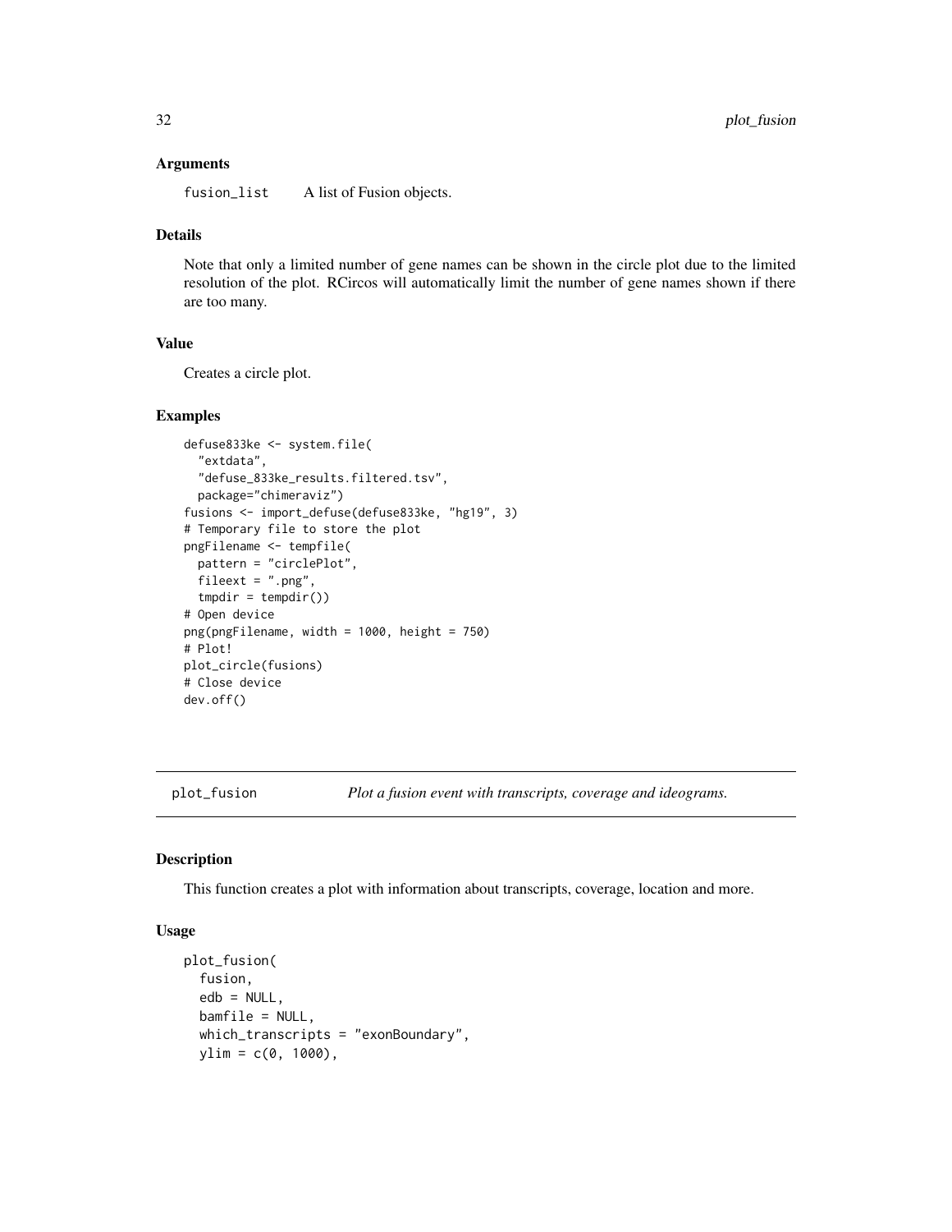### Arguments

fusion_list    A list of Fusion objects.

### Details

Note that only a limited number of gene names can be shown in the circle plot due to the limited resolution of the plot. RCircos will automatically limit the number of gene names shown if there are too many.

### Value

Creates a circle plot.

### Examples

```
defuse833ke <- system.file(
  "extdata",
  "defuse_833ke_results.filtered.tsv",
  package="chimeraviz")
fusions <- import_defuse(defuse833ke, "hg19", 3)
# Temporary file to store the plot
pngFilename <- tempfile(
  pattern = "circlePlot",
  fileext = ".png",
  tmpdir = tempdir())
# Open device
png(pngFilename, width = 1000, height = 750)
# Plot!
plot_circle(fusions)
# Close device
dev.off()
```

---

## plot_fusion    *Plot a fusion event with transcripts, coverage and ideograms.*

---

### Description

This function creates a plot with information about transcripts, coverage, location and more.

### Usage

```
plot_fusion(
  fusion,
  edb = NULL,
  bamfile = NULL,
  which_transcripts = "exonBoundary",
  ylim = c(0, 1000),
```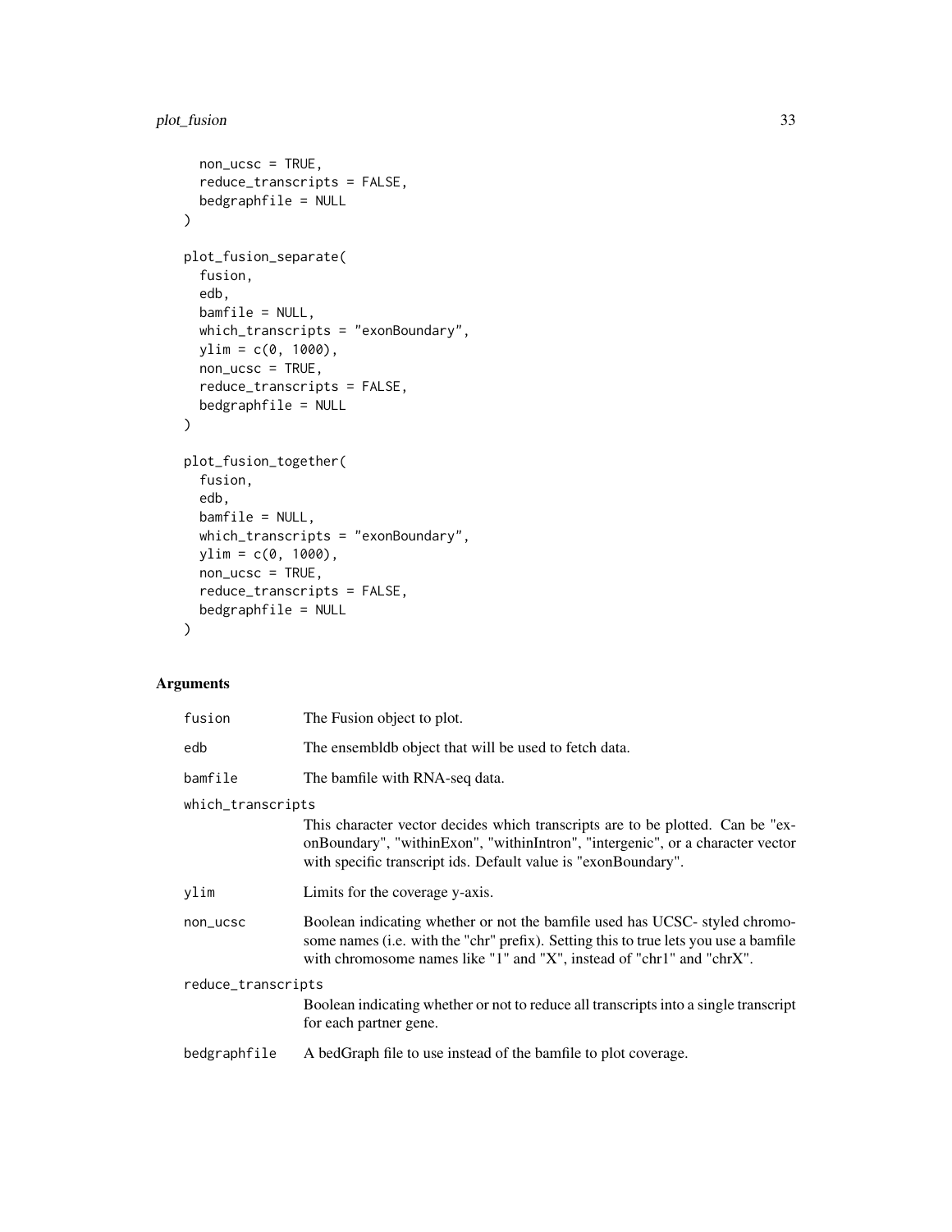```
  non_ucsc = TRUE,
  reduce_transcripts = FALSE,
  bedgraphfile = NULL
)

plot_fusion_separate(
  fusion,
  edb,
  bamfile = NULL,
  which_transcripts = "exonBoundary",
  ylim = c(0, 1000),
  non_ucsc = TRUE,
  reduce_transcripts = FALSE,
  bedgraphfile = NULL
)

plot_fusion_together(
  fusion,
  edb,
  bamfile = NULL,
  which_transcripts = "exonBoundary",
  ylim = c(0, 1000),
  non_ucsc = TRUE,
  reduce_transcripts = FALSE,
  bedgraphfile = NULL
)
```

## Arguments

| Argument | Description |
|---|---|
| `fusion` | The Fusion object to plot. |
| `edb` | The ensembldb object that will be used to fetch data. |
| `bamfile` | The bamfile with RNA-seq data. |
| `which_transcripts` | This character vector decides which transcripts are to be plotted. Can be "exonBoundary", "withinExon", "withinIntron", "intergenic", or a character vector with specific transcript ids. Default value is "exonBoundary". |
| `ylim` | Limits for the coverage y-axis. |
| `non_ucsc` | Boolean indicating whether or not the bamfile used has UCSC- styled chromosome names (i.e. with the "chr" prefix). Setting this to true lets you use a bamfile with chromosome names like "1" and "X", instead of "chr1" and "chrX". |
| `reduce_transcripts` | Boolean indicating whether or not to reduce all transcripts into a single transcript for each partner gene. |
| `bedgraphfile` | A bedGraph file to use instead of the bamfile to plot coverage. |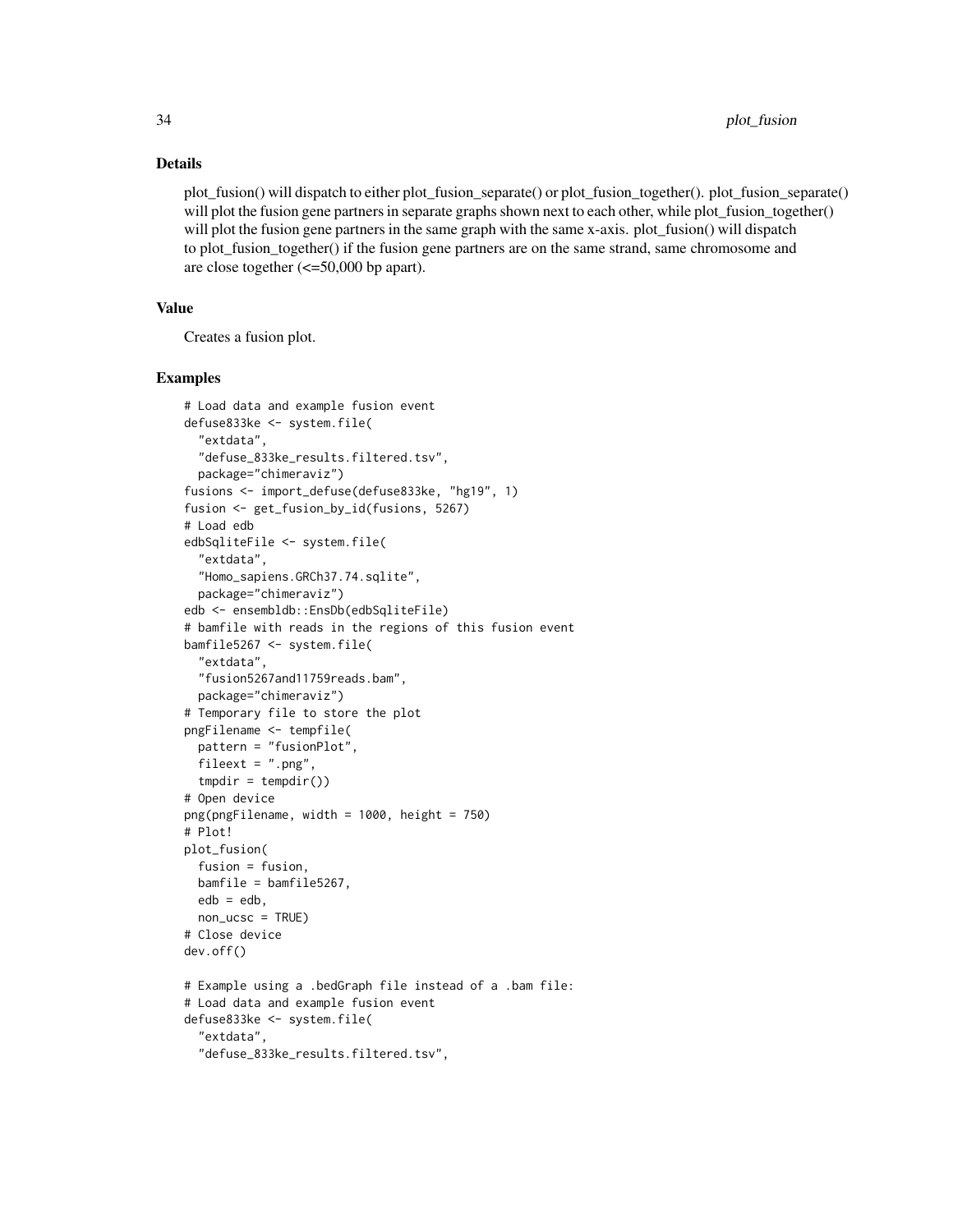## Details

plot_fusion() will dispatch to either plot_fusion_separate() or plot_fusion_together(). plot_fusion_separate() will plot the fusion gene partners in separate graphs shown next to each other, while plot_fusion_together() will plot the fusion gene partners in the same graph with the same x-axis. plot_fusion() will dispatch to plot_fusion_together() if the fusion gene partners are on the same strand, same chromosome and are close together (<=50,000 bp apart).

## Value

Creates a fusion plot.

## Examples

```
# Load data and example fusion event
defuse833ke <- system.file(
  "extdata",
  "defuse_833ke_results.filtered.tsv",
  package="chimeraviz")
fusions <- import_defuse(defuse833ke, "hg19", 1)
fusion <- get_fusion_by_id(fusions, 5267)
# Load edb
edbSqliteFile <- system.file(
  "extdata",
  "Homo_sapiens.GRCh37.74.sqlite",
  package="chimeraviz")
edb <- ensembldb::EnsDb(edbSqliteFile)
# bamfile with reads in the regions of this fusion event
bamfile5267 <- system.file(
  "extdata",
  "fusion5267and11759reads.bam",
  package="chimeraviz")
# Temporary file to store the plot
pngFilename <- tempfile(
  pattern = "fusionPlot",
  fileext = ".png",
  tmpdir = tempdir())
# Open device
png(pngFilename, width = 1000, height = 750)
# Plot!
plot_fusion(
  fusion = fusion,
  bamfile = bamfile5267,
  edb = edb,
  non_ucsc = TRUE)
# Close device
dev.off()

# Example using a .bedGraph file instead of a .bam file:
# Load data and example fusion event
defuse833ke <- system.file(
  "extdata",
  "defuse_833ke_results.filtered.tsv",
```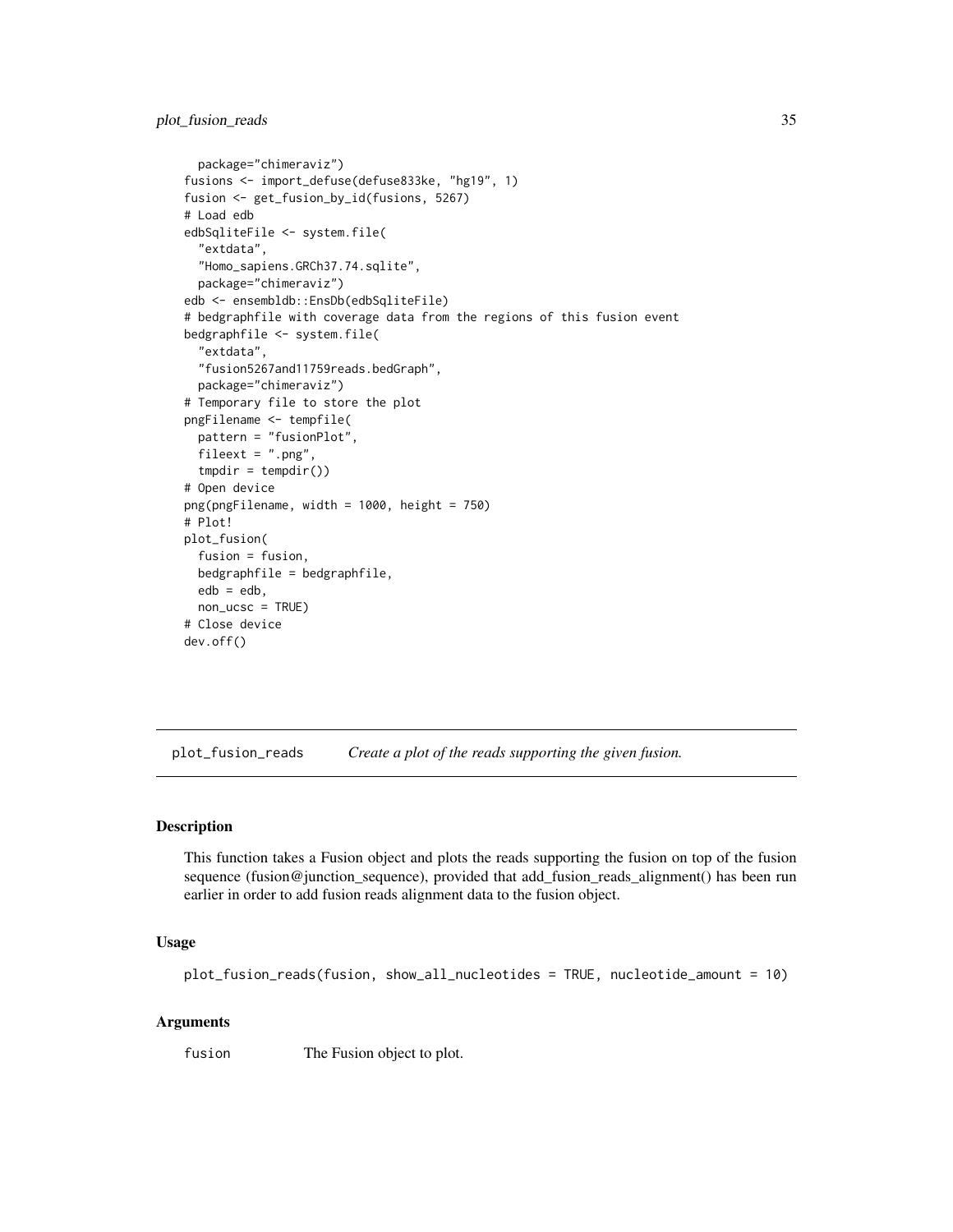```
  package="chimeraviz")
fusions <- import_defuse(defuse833ke, "hg19", 1)
fusion <- get_fusion_by_id(fusions, 5267)
# Load edb
edbSqliteFile <- system.file(
  "extdata",
  "Homo_sapiens.GRCh37.74.sqlite",
  package="chimeraviz")
edb <- ensembldb::EnsDb(edbSqliteFile)
# bedgraphfile with coverage data from the regions of this fusion event
bedgraphfile <- system.file(
  "extdata",
  "fusion5267and11759reads.bedGraph",
  package="chimeraviz")
# Temporary file to store the plot
pngFilename <- tempfile(
  pattern = "fusionPlot",
  fileext = ".png",
  tmpdir = tempdir())
# Open device
png(pngFilename, width = 1000, height = 750)
# Plot!
plot_fusion(
  fusion = fusion,
  bedgraphfile = bedgraphfile,
  edb = edb,
  non_ucsc = TRUE)
# Close device
dev.off()
```

## plot_fusion_reads — *Create a plot of the reads supporting the given fusion.*

### Description

This function takes a Fusion object and plots the reads supporting the fusion on top of the fusion sequence (fusion@junction_sequence), provided that add_fusion_reads_alignment() has been run earlier in order to add fusion reads alignment data to the fusion object.

### Usage

```
plot_fusion_reads(fusion, show_all_nucleotides = TRUE, nucleotide_amount = 10)
```

### Arguments

| | |
|---|---|
| fusion | The Fusion object to plot. |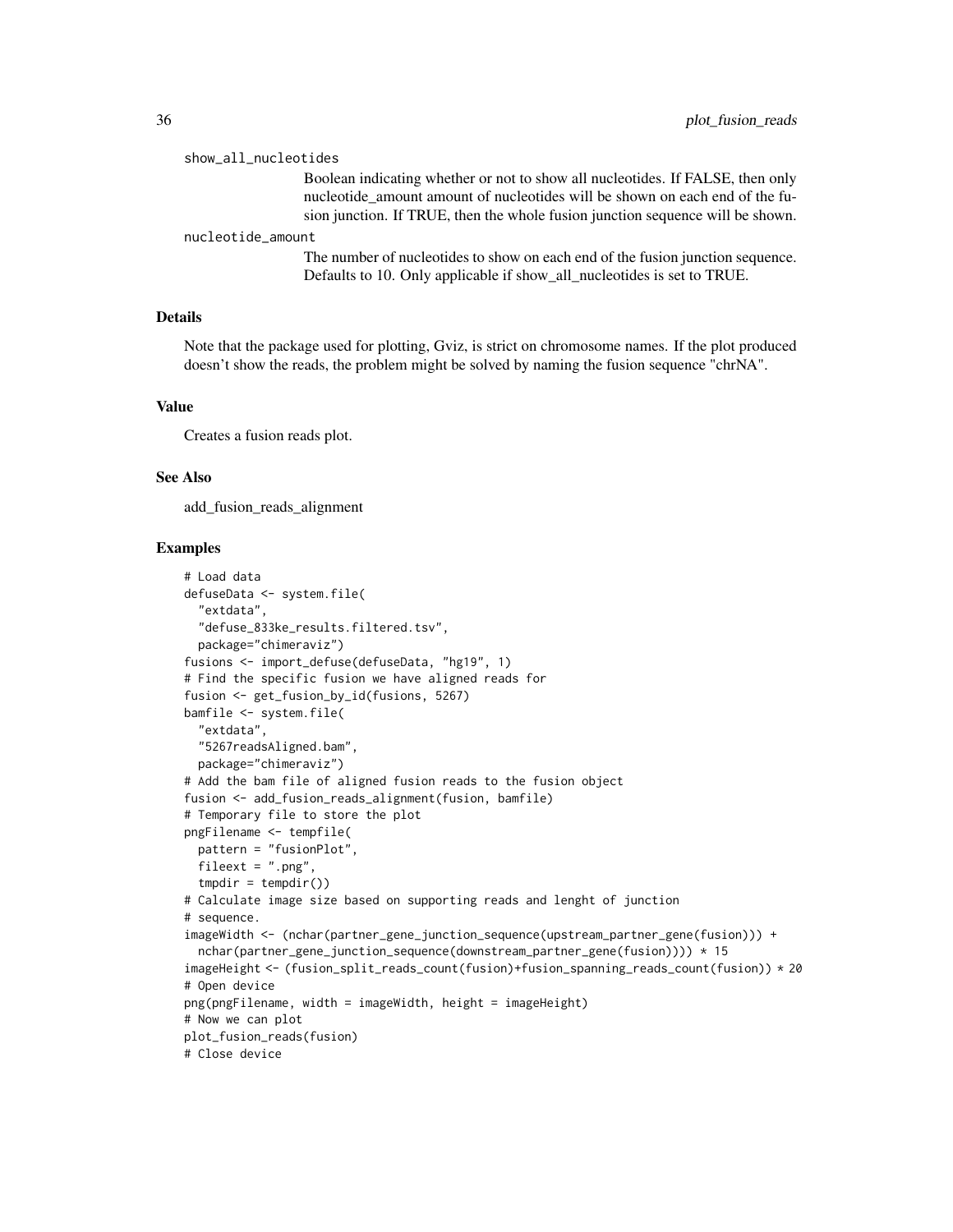show_all_nucleotides

Boolean indicating whether or not to show all nucleotides. If FALSE, then only nucleotide_amount amount of nucleotides will be shown on each end of the fusion junction. If TRUE, then the whole fusion junction sequence will be shown.

nucleotide_amount

The number of nucleotides to show on each end of the fusion junction sequence. Defaults to 10. Only applicable if show_all_nucleotides is set to TRUE.

## Details

Note that the package used for plotting, Gviz, is strict on chromosome names. If the plot produced doesn't show the reads, the problem might be solved by naming the fusion sequence "chrNA".

## Value

Creates a fusion reads plot.

## See Also

add_fusion_reads_alignment

## Examples

```
# Load data
defuseData <- system.file(
  "extdata",
  "defuse_833ke_results.filtered.tsv",
  package="chimeraviz")
fusions <- import_defuse(defuseData, "hg19", 1)
# Find the specific fusion we have aligned reads for
fusion <- get_fusion_by_id(fusions, 5267)
bamfile <- system.file(
  "extdata",
  "5267readsAligned.bam",
  package="chimeraviz")
# Add the bam file of aligned fusion reads to the fusion object
fusion <- add_fusion_reads_alignment(fusion, bamfile)
# Temporary file to store the plot
pngFilename <- tempfile(
  pattern = "fusionPlot",
  fileext = ".png",
  tmpdir = tempdir())
# Calculate image size based on supporting reads and lenght of junction
# sequence.
imageWidth <- (nchar(partner_gene_junction_sequence(upstream_partner_gene(fusion))) +
  nchar(partner_gene_junction_sequence(downstream_partner_gene(fusion)))) * 15
imageHeight <- (fusion_split_reads_count(fusion)+fusion_spanning_reads_count(fusion)) * 20
# Open device
png(pngFilename, width = imageWidth, height = imageHeight)
# Now we can plot
plot_fusion_reads(fusion)
# Close device
```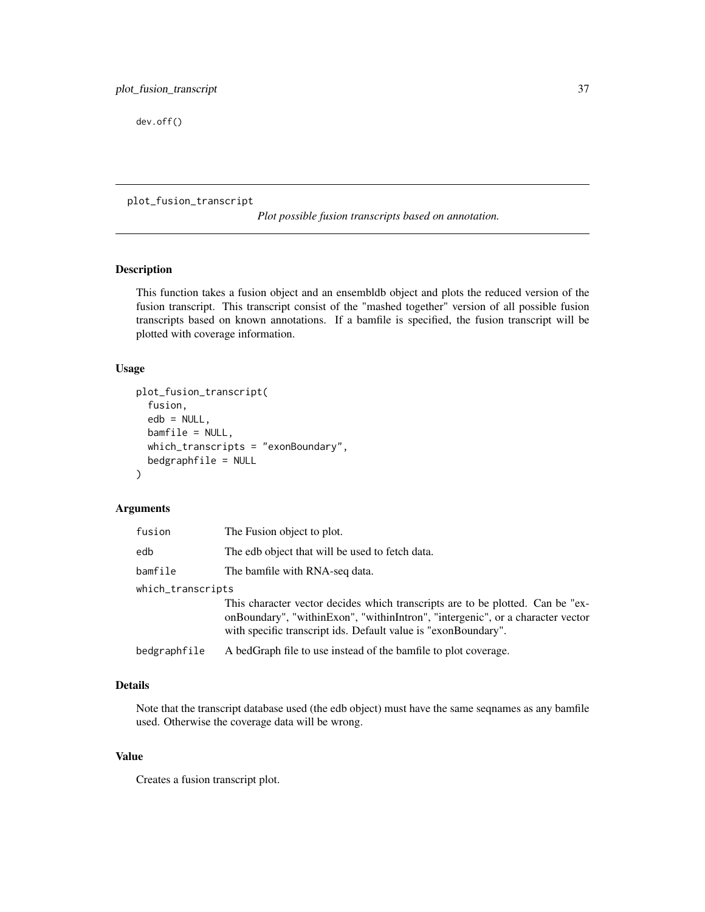```
dev.off()
```

---

plot_fusion_transcript &nbsp;&nbsp;&nbsp;&nbsp; *Plot possible fusion transcripts based on annotation.*

---

### Description

This function takes a fusion object and an ensembldb object and plots the reduced version of the fusion transcript. This transcript consist of the "mashed together" version of all possible fusion transcripts based on known annotations. If a bamfile is specified, the fusion transcript will be plotted with coverage information.

### Usage

```
plot_fusion_transcript(
  fusion,
  edb = NULL,
  bamfile = NULL,
  which_transcripts = "exonBoundary",
  bedgraphfile = NULL
)
```

### Arguments

| | |
|---|---|
| `fusion` | The Fusion object to plot. |
| `edb` | The edb object that will be used to fetch data. |
| `bamfile` | The bamfile with RNA-seq data. |
| `which_transcripts` | This character vector decides which transcripts are to be plotted. Can be "exonBoundary", "withinExon", "withinIntron", "intergenic", or a character vector with specific transcript ids. Default value is "exonBoundary". |
| `bedgraphfile` | A bedGraph file to use instead of the bamfile to plot coverage. |

### Details

Note that the transcript database used (the edb object) must have the same seqnames as any bamfile used. Otherwise the coverage data will be wrong.

### Value

Creates a fusion transcript plot.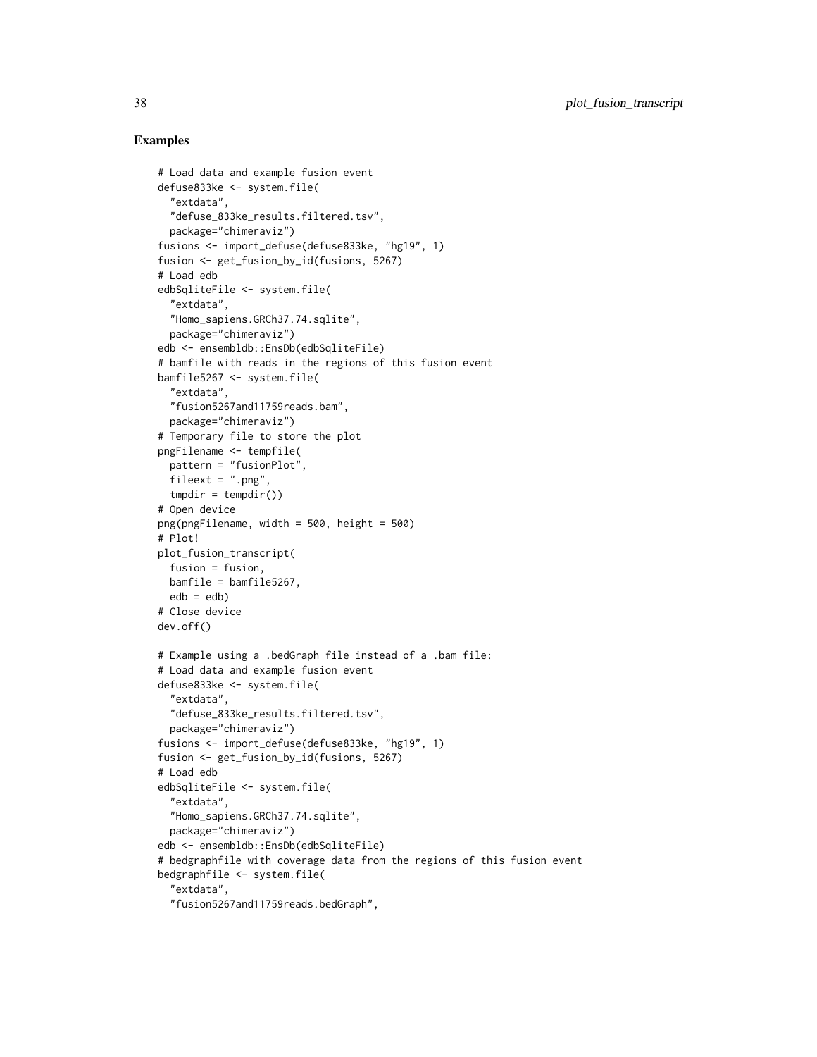## Examples

```
# Load data and example fusion event
defuse833ke <- system.file(
  "extdata",
  "defuse_833ke_results.filtered.tsv",
  package="chimeraviz")
fusions <- import_defuse(defuse833ke, "hg19", 1)
fusion <- get_fusion_by_id(fusions, 5267)
# Load edb
edbSqliteFile <- system.file(
  "extdata",
  "Homo_sapiens.GRCh37.74.sqlite",
  package="chimeraviz")
edb <- ensembldb::EnsDb(edbSqliteFile)
# bamfile with reads in the regions of this fusion event
bamfile5267 <- system.file(
  "extdata",
  "fusion5267and11759reads.bam",
  package="chimeraviz")
# Temporary file to store the plot
pngFilename <- tempfile(
  pattern = "fusionPlot",
  fileext = ".png",
  tmpdir = tempdir())
# Open device
png(pngFilename, width = 500, height = 500)
# Plot!
plot_fusion_transcript(
  fusion = fusion,
  bamfile = bamfile5267,
  edb = edb)
# Close device
dev.off()

# Example using a .bedGraph file instead of a .bam file:
# Load data and example fusion event
defuse833ke <- system.file(
  "extdata",
  "defuse_833ke_results.filtered.tsv",
  package="chimeraviz")
fusions <- import_defuse(defuse833ke, "hg19", 1)
fusion <- get_fusion_by_id(fusions, 5267)
# Load edb
edbSqliteFile <- system.file(
  "extdata",
  "Homo_sapiens.GRCh37.74.sqlite",
  package="chimeraviz")
edb <- ensembldb::EnsDb(edbSqliteFile)
# bedgraphfile with coverage data from the regions of this fusion event
bedgraphfile <- system.file(
  "extdata",
  "fusion5267and11759reads.bedGraph",
```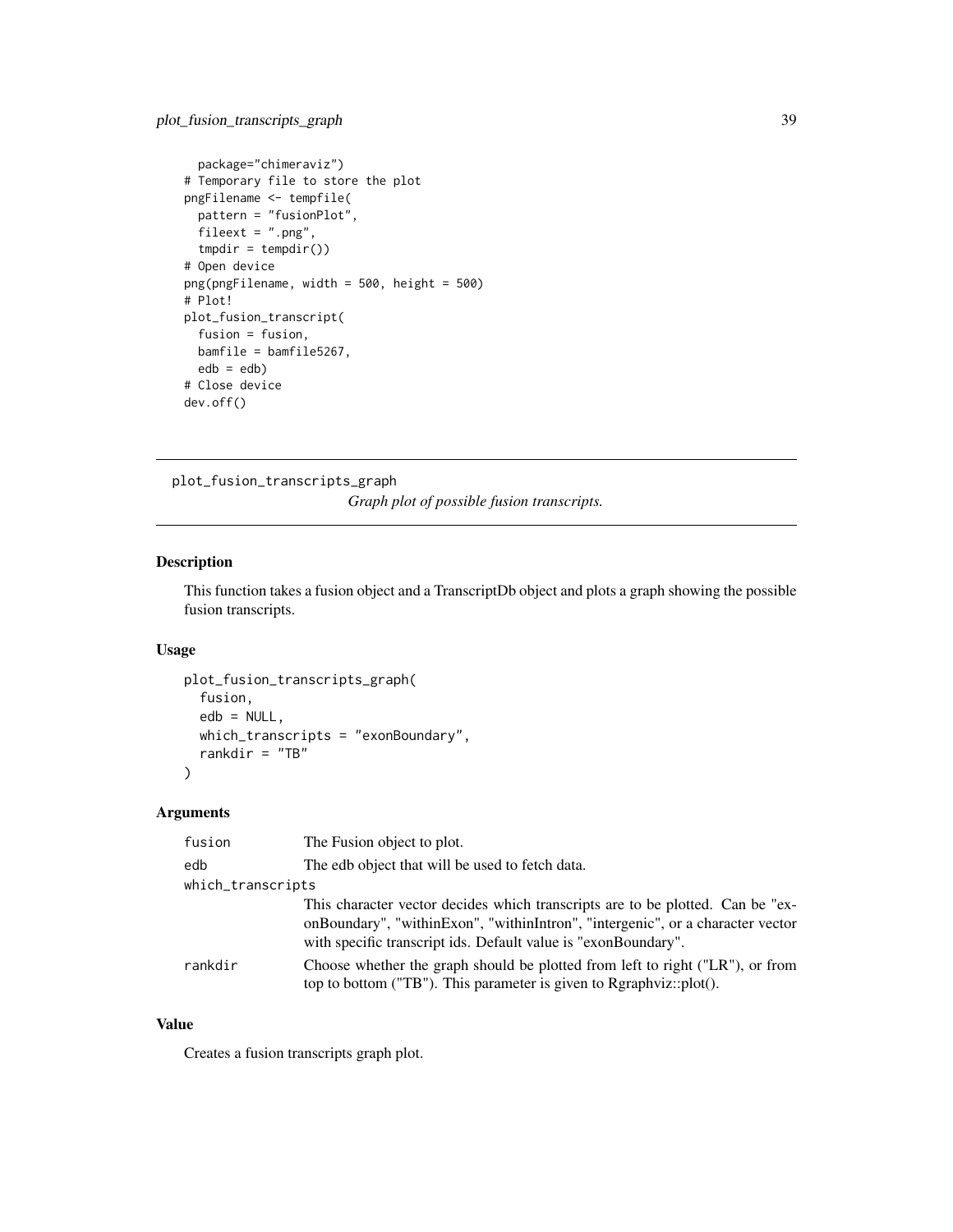```
  package="chimeraviz")
# Temporary file to store the plot
pngFilename <- tempfile(
  pattern = "fusionPlot",
  fileext = ".png",
  tmpdir = tempdir())
# Open device
png(pngFilename, width = 500, height = 500)
# Plot!
plot_fusion_transcript(
  fusion = fusion,
  bamfile = bamfile5267,
  edb = edb)
# Close device
dev.off()
```

---

## plot_fusion_transcripts_graph

*Graph plot of possible fusion transcripts.*

---

### Description

This function takes a fusion object and a TranscriptDb object and plots a graph showing the possible fusion transcripts.

### Usage

```
plot_fusion_transcripts_graph(
  fusion,
  edb = NULL,
  which_transcripts = "exonBoundary",
  rankdir = "TB"
)
```

### Arguments

| | |
|---|---|
| `fusion` | The Fusion object to plot. |
| `edb` | The edb object that will be used to fetch data. |
| `which_transcripts` | This character vector decides which transcripts are to be plotted. Can be "exonBoundary", "withinExon", "withinIntron", "intergenic", or a character vector with specific transcript ids. Default value is "exonBoundary". |
| `rankdir` | Choose whether the graph should be plotted from left to right ("LR"), or from top to bottom ("TB"). This parameter is given to Rgraphviz::plot(). |

### Value

Creates a fusion transcripts graph plot.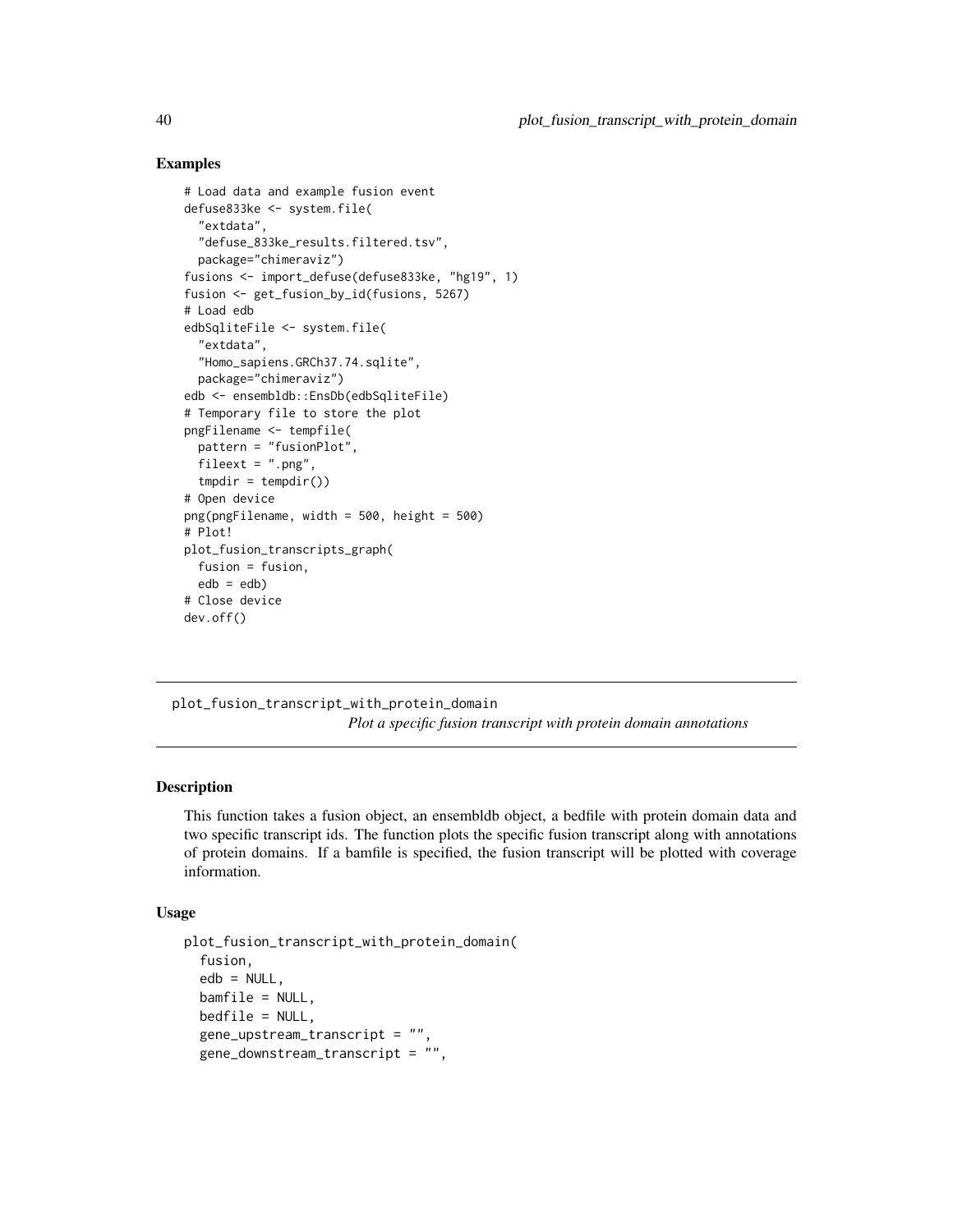### Examples

```
# Load data and example fusion event
defuse833ke <- system.file(
  "extdata",
  "defuse_833ke_results.filtered.tsv",
  package="chimeraviz")
fusions <- import_defuse(defuse833ke, "hg19", 1)
fusion <- get_fusion_by_id(fusions, 5267)
# Load edb
edbSqliteFile <- system.file(
  "extdata",
  "Homo_sapiens.GRCh37.74.sqlite",
  package="chimeraviz")
edb <- ensembldb::EnsDb(edbSqliteFile)
# Temporary file to store the plot
pngFilename <- tempfile(
  pattern = "fusionPlot",
  fileext = ".png",
  tmpdir = tempdir())
# Open device
png(pngFilename, width = 500, height = 500)
# Plot!
plot_fusion_transcripts_graph(
  fusion = fusion,
  edb = edb)
# Close device
dev.off()
```

---

## plot_fusion_transcript_with_protein_domain

*Plot a specific fusion transcript with protein domain annotations*

---

### Description

This function takes a fusion object, an ensembldb object, a bedfile with protein domain data and two specific transcript ids. The function plots the specific fusion transcript along with annotations of protein domains. If a bamfile is specified, the fusion transcript will be plotted with coverage information.

### Usage

```
plot_fusion_transcript_with_protein_domain(
  fusion,
  edb = NULL,
  bamfile = NULL,
  bedfile = NULL,
  gene_upstream_transcript = "",
  gene_downstream_transcript = "",
```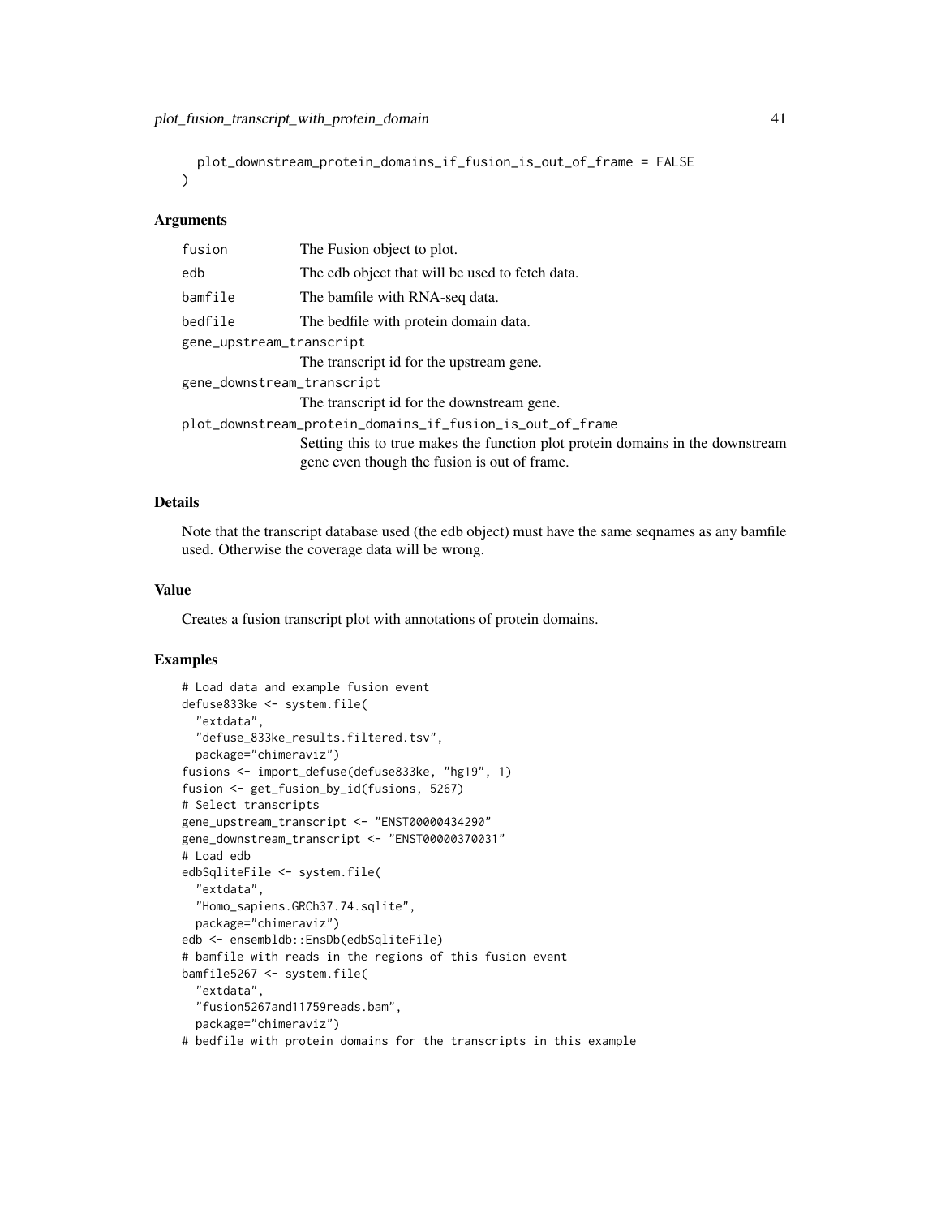```
  plot_downstream_protein_domains_if_fusion_is_out_of_frame = FALSE
)
```

## Arguments

- `fusion` The Fusion object to plot.
- `edb` The edb object that will be used to fetch data.
- `bamfile` The bamfile with RNA-seq data.
- `bedfile` The bedfile with protein domain data.
- `gene_upstream_transcript` The transcript id for the upstream gene.
- `gene_downstream_transcript` The transcript id for the downstream gene.
- `plot_downstream_protein_domains_if_fusion_is_out_of_frame` Setting this to true makes the function plot protein domains in the downstream gene even though the fusion is out of frame.

## Details

Note that the transcript database used (the edb object) must have the same seqnames as any bamfile used. Otherwise the coverage data will be wrong.

## Value

Creates a fusion transcript plot with annotations of protein domains.

## Examples

```
# Load data and example fusion event
defuse833ke <- system.file(
  "extdata",
  "defuse_833ke_results.filtered.tsv",
  package="chimeraviz")
fusions <- import_defuse(defuse833ke, "hg19", 1)
fusion <- get_fusion_by_id(fusions, 5267)
# Select transcripts
gene_upstream_transcript <- "ENST00000434290"
gene_downstream_transcript <- "ENST00000370031"
# Load edb
edbSqliteFile <- system.file(
  "extdata",
  "Homo_sapiens.GRCh37.74.sqlite",
  package="chimeraviz")
edb <- ensembldb::EnsDb(edbSqliteFile)
# bamfile with reads in the regions of this fusion event
bamfile5267 <- system.file(
  "extdata",
  "fusion5267and11759reads.bam",
  package="chimeraviz")
# bedfile with protein domains for the transcripts in this example
```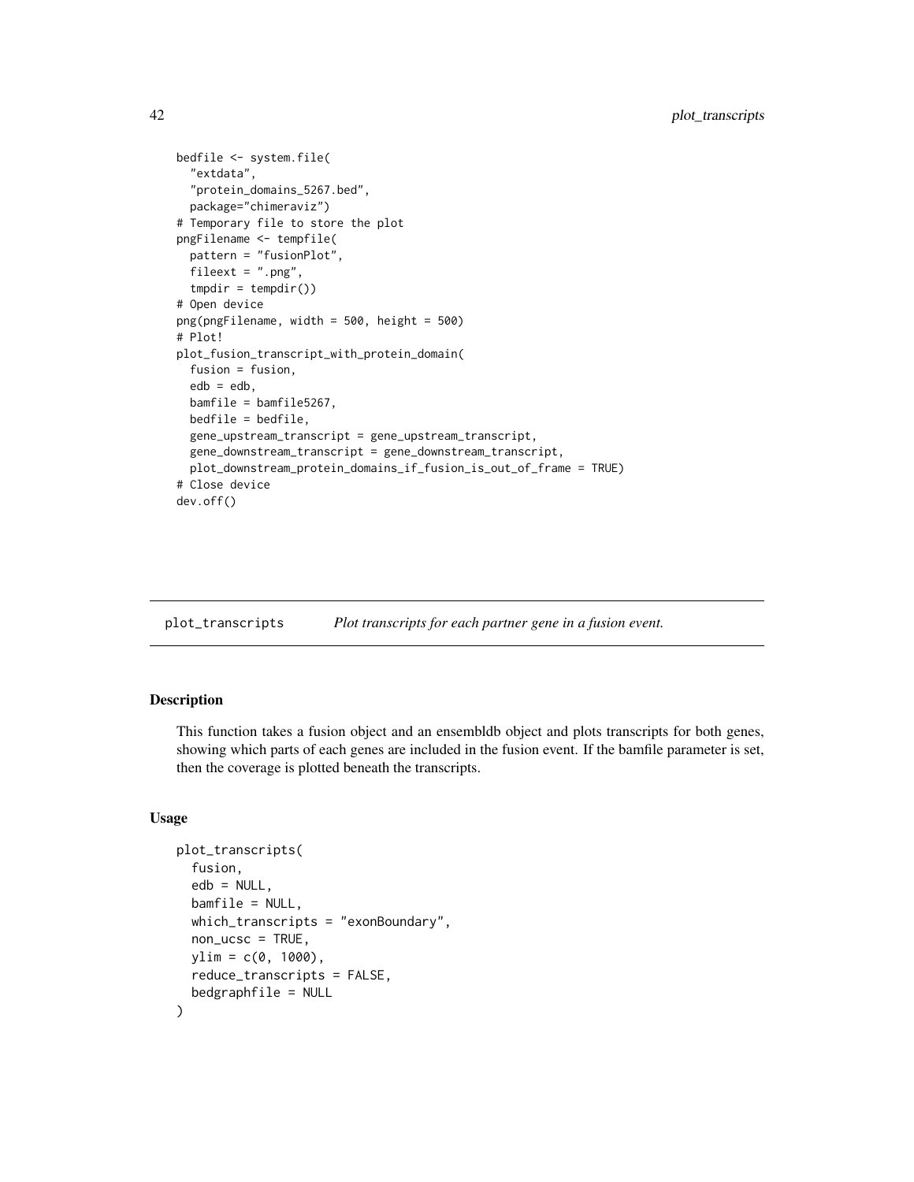```
bedfile <- system.file(
  "extdata",
  "protein_domains_5267.bed",
  package="chimeraviz")
# Temporary file to store the plot
pngFilename <- tempfile(
  pattern = "fusionPlot",
  fileext = ".png",
  tmpdir = tempdir())
# Open device
png(pngFilename, width = 500, height = 500)
# Plot!
plot_fusion_transcript_with_protein_domain(
  fusion = fusion,
  edb = edb,
  bamfile = bamfile5267,
  bedfile = bedfile,
  gene_upstream_transcript = gene_upstream_transcript,
  gene_downstream_transcript = gene_downstream_transcript,
  plot_downstream_protein_domains_if_fusion_is_out_of_frame = TRUE)
# Close device
dev.off()
```

## plot_transcripts *Plot transcripts for each partner gene in a fusion event.*

### Description

This function takes a fusion object and an ensembldb object and plots transcripts for both genes, showing which parts of each genes are included in the fusion event. If the bamfile parameter is set, then the coverage is plotted beneath the transcripts.

### Usage

```
plot_transcripts(
  fusion,
  edb = NULL,
  bamfile = NULL,
  which_transcripts = "exonBoundary",
  non_ucsc = TRUE,
  ylim = c(0, 1000),
  reduce_transcripts = FALSE,
  bedgraphfile = NULL
)
```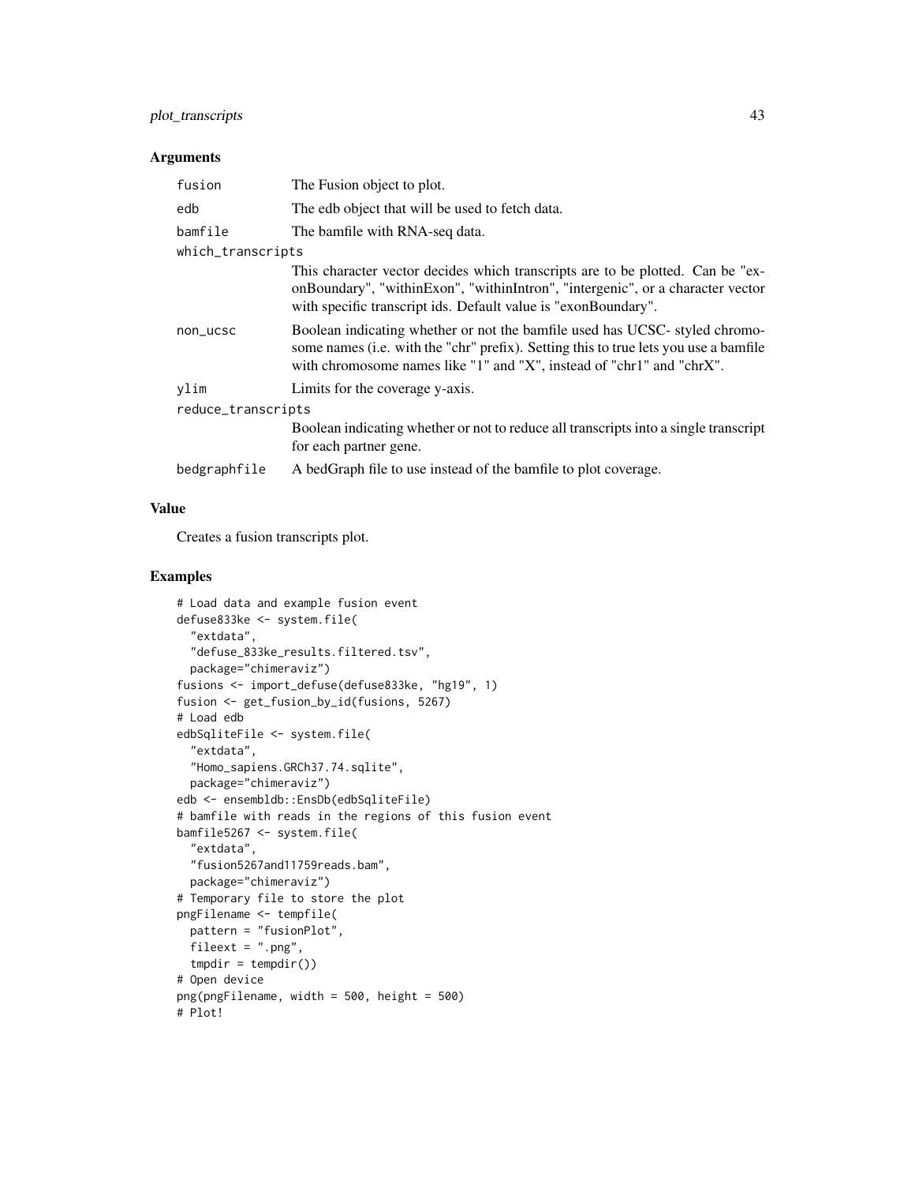## Arguments

| | |
|---|---|
| `fusion` | The Fusion object to plot. |
| `edb` | The edb object that will be used to fetch data. |
| `bamfile` | The bamfile with RNA-seq data. |
| `which_transcripts` | This character vector decides which transcripts are to be plotted. Can be "exonBoundary", "withinExon", "withinIntron", "intergenic", or a character vector with specific transcript ids. Default value is "exonBoundary". |
| `non_ucsc` | Boolean indicating whether or not the bamfile used has UCSC- styled chromosome names (i.e. with the "chr" prefix). Setting this to true lets you use a bamfile with chromosome names like "1" and "X", instead of "chr1" and "chrX". |
| `ylim` | Limits for the coverage y-axis. |
| `reduce_transcripts` | Boolean indicating whether or not to reduce all transcripts into a single transcript for each partner gene. |
| `bedgraphfile` | A bedGraph file to use instead of the bamfile to plot coverage. |

## Value

Creates a fusion transcripts plot.

## Examples

```
# Load data and example fusion event
defuse833ke <- system.file(
  "extdata",
  "defuse_833ke_results.filtered.tsv",
  package="chimeraviz")
fusions <- import_defuse(defuse833ke, "hg19", 1)
fusion <- get_fusion_by_id(fusions, 5267)
# Load edb
edbSqliteFile <- system.file(
  "extdata",
  "Homo_sapiens.GRCh37.74.sqlite",
  package="chimeraviz")
edb <- ensembldb::EnsDb(edbSqliteFile)
# bamfile with reads in the regions of this fusion event
bamfile5267 <- system.file(
  "extdata",
  "fusion5267and11759reads.bam",
  package="chimeraviz")
# Temporary file to store the plot
pngFilename <- tempfile(
  pattern = "fusionPlot",
  fileext = ".png",
  tmpdir = tempdir())
# Open device
png(pngFilename, width = 500, height = 500)
# Plot!
```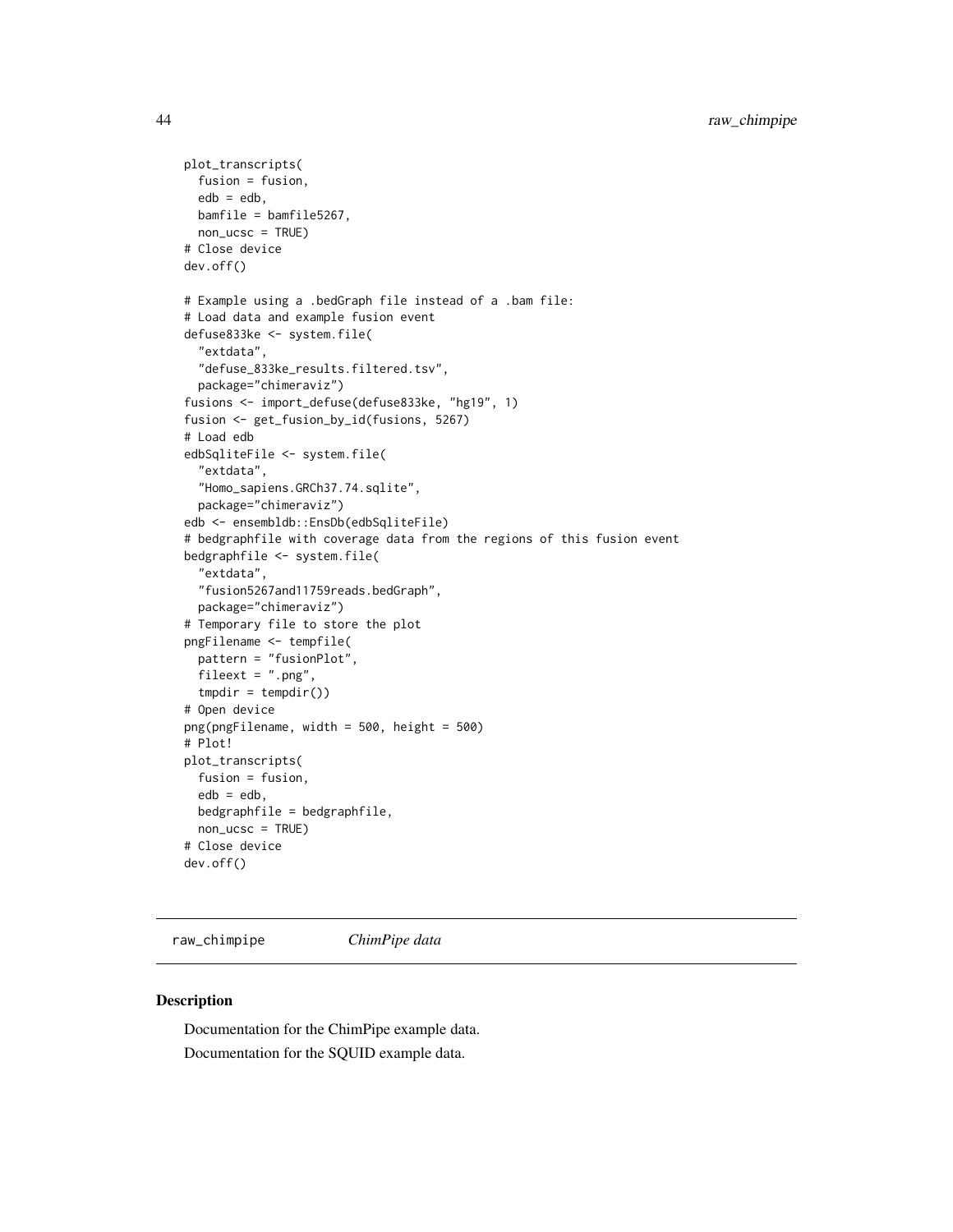```
plot_transcripts(
  fusion = fusion,
  edb = edb,
  bamfile = bamfile5267,
  non_ucsc = TRUE)
# Close device
dev.off()

# Example using a .bedGraph file instead of a .bam file:
# Load data and example fusion event
defuse833ke <- system.file(
  "extdata",
  "defuse_833ke_results.filtered.tsv",
  package="chimeraviz")
fusions <- import_defuse(defuse833ke, "hg19", 1)
fusion <- get_fusion_by_id(fusions, 5267)
# Load edb
edbSqliteFile <- system.file(
  "extdata",
  "Homo_sapiens.GRCh37.74.sqlite",
  package="chimeraviz")
edb <- ensembldb::EnsDb(edbSqliteFile)
# bedgraphfile with coverage data from the regions of this fusion event
bedgraphfile <- system.file(
  "extdata",
  "fusion5267and11759reads.bedGraph",
  package="chimeraviz")
# Temporary file to store the plot
pngFilename <- tempfile(
  pattern = "fusionPlot",
  fileext = ".png",
  tmpdir = tempdir())
# Open device
png(pngFilename, width = 500, height = 500)
# Plot!
plot_transcripts(
  fusion = fusion,
  edb = edb,
  bedgraphfile = bedgraphfile,
  non_ucsc = TRUE)
# Close device
dev.off()
```

## raw_chimpipe *ChimPipe data*

### Description

Documentation for the ChimPipe example data.

Documentation for the SQUID example data.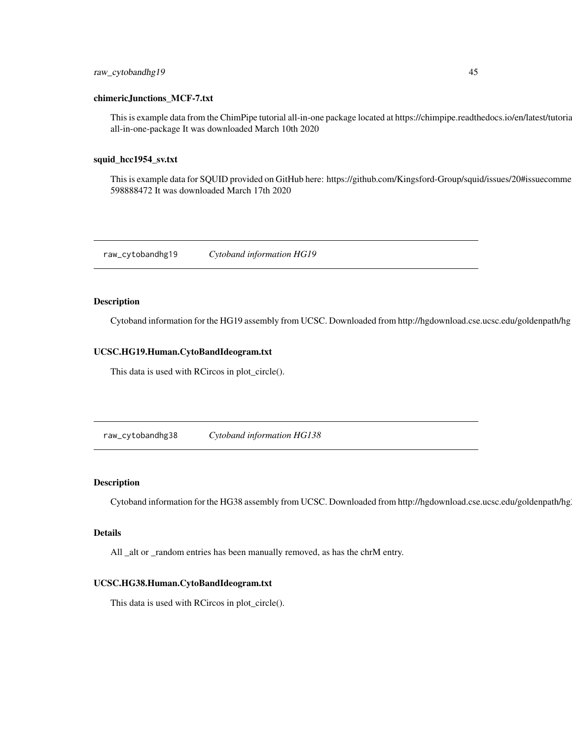### chimericJunctions_MCF-7.txt

This is example data from the ChimPipe tutorial all-in-one package located at https://chimpipe.readthedocs.io/en/latest/tutoria all-in-one-package It was downloaded March 10th 2020

### squid_hcc1954_sv.txt

This is example data for SQUID provided on GitHub here: https://github.com/Kingsford-Group/squid/issues/20#issuecomme 598888472 It was downloaded March 17th 2020

---

## raw_cytobandhg19 *Cytoband information HG19*

---

### Description

Cytoband information for the HG19 assembly from UCSC. Downloaded from http://hgdownload.cse.ucsc.edu/goldenpath/hg

### UCSC.HG19.Human.CytoBandIdeogram.txt

This data is used with RCircos in plot_circle().

---

## raw_cytobandhg38 *Cytoband information HG138*

---

### Description

Cytoband information for the HG38 assembly from UCSC. Downloaded from http://hgdownload.cse.ucsc.edu/goldenpath/hg

### Details

All _alt or _random entries has been manually removed, as has the chrM entry.

### UCSC.HG38.Human.CytoBandIdeogram.txt

This data is used with RCircos in plot_circle().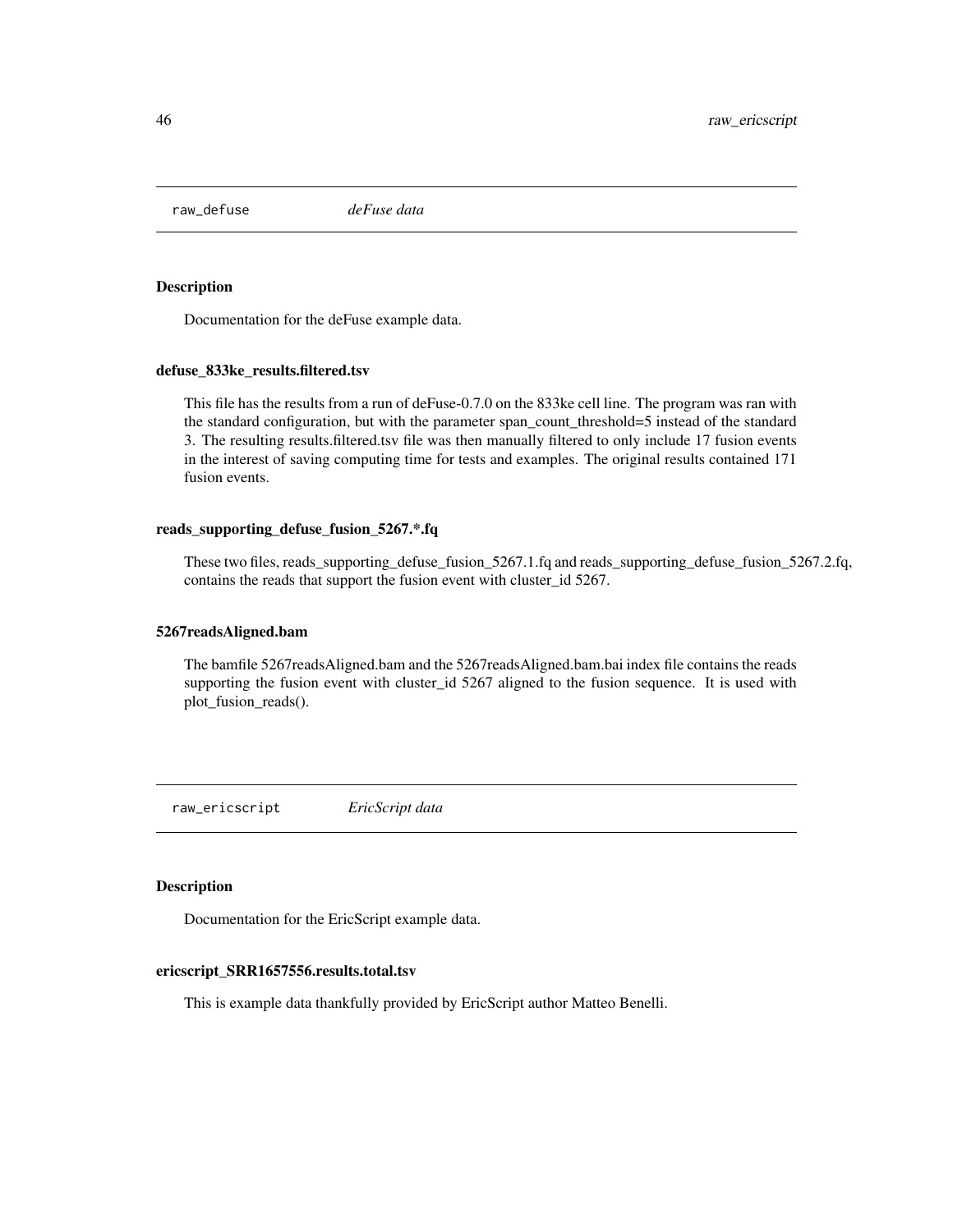## raw_defuse *deFuse data*

### Description

Documentation for the deFuse example data.

### defuse_833ke_results.filtered.tsv

This file has the results from a run of deFuse-0.7.0 on the 833ke cell line. The program was ran with the standard configuration, but with the parameter span_count_threshold=5 instead of the standard 3. The resulting results.filtered.tsv file was then manually filtered to only include 17 fusion events in the interest of saving computing time for tests and examples. The original results contained 171 fusion events.

### reads_supporting_defuse_fusion_5267.*.fq

These two files, reads_supporting_defuse_fusion_5267.1.fq and reads_supporting_defuse_fusion_5267.2.fq, contains the reads that support the fusion event with cluster_id 5267.

### 5267readsAligned.bam

The bamfile 5267readsAligned.bam and the 5267readsAligned.bam.bai index file contains the reads supporting the fusion event with cluster_id 5267 aligned to the fusion sequence. It is used with plot_fusion_reads().

## raw_ericscript *EricScript data*

### Description

Documentation for the EricScript example data.

### ericscript_SRR1657556.results.total.tsv

This is example data thankfully provided by EricScript author Matteo Benelli.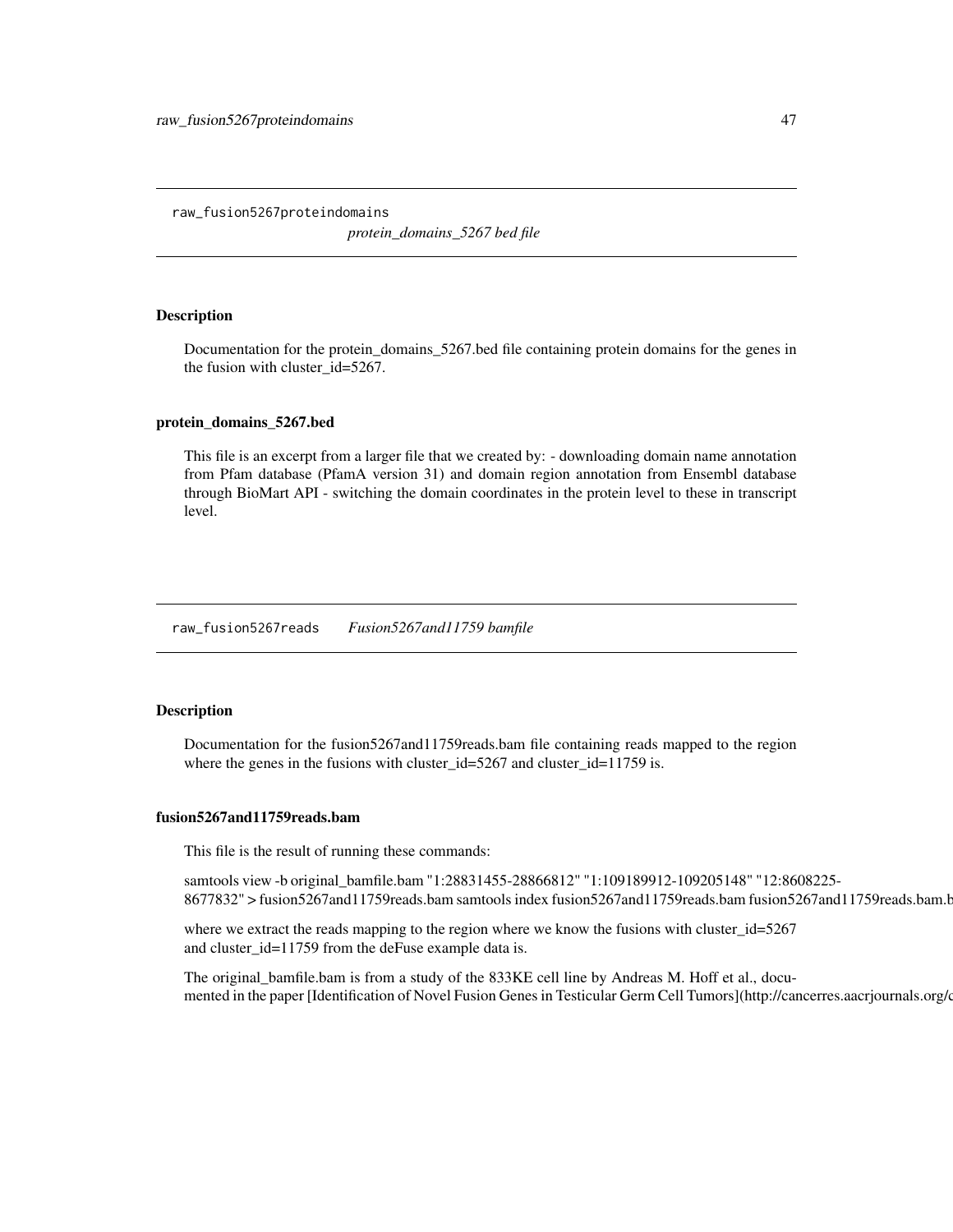## raw_fusion5267proteindomains

*protein_domains_5267 bed file*

### Description

Documentation for the protein_domains_5267.bed file containing protein domains for the genes in the fusion with cluster_id=5267.

### protein_domains_5267.bed

This file is an excerpt from a larger file that we created by: - downloading domain name annotation from Pfam database (PfamA version 31) and domain region annotation from Ensembl database through BioMart API - switching the domain coordinates in the protein level to these in transcript level.

## raw_fusion5267reads

*Fusion5267and11759 bamfile*

### Description

Documentation for the fusion5267and11759reads.bam file containing reads mapped to the region where the genes in the fusions with cluster_id=5267 and cluster_id=11759 is.

### fusion5267and11759reads.bam

This file is the result of running these commands:

samtools view -b original_bamfile.bam "1:28831455-28866812" "1:109189912-109205148" "12:8608225-8677832" > fusion5267and11759reads.bam samtools index fusion5267and11759reads.bam fusion5267and11759reads.bam.b

where we extract the reads mapping to the region where we know the fusions with cluster_id=5267 and cluster_id=11759 from the deFuse example data is.

The original_bamfile.bam is from a study of the 833KE cell line by Andreas M. Hoff et al., documented in the paper [Identification of Novel Fusion Genes in Testicular Germ Cell Tumors](http://cancerres.aacrjournals.org/c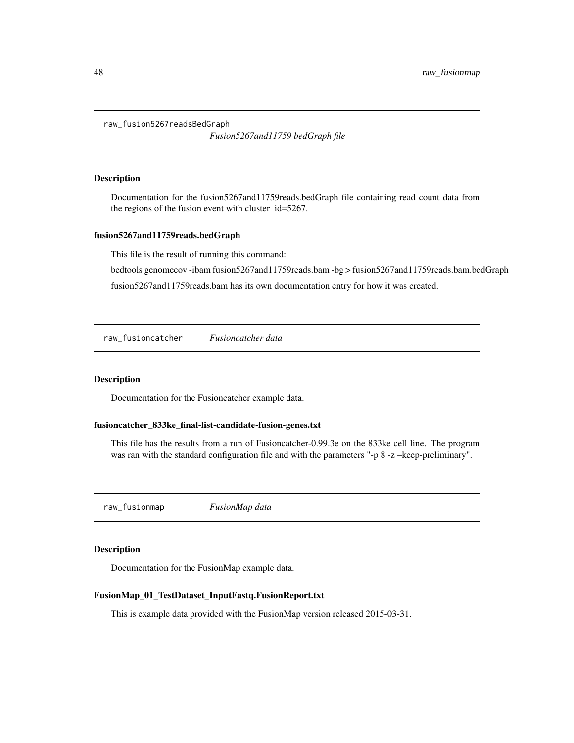## raw_fusion5267readsBedGraph

*Fusion5267and11759 bedGraph file*

### Description

Documentation for the fusion5267and11759reads.bedGraph file containing read count data from the regions of the fusion event with cluster_id=5267.

### fusion5267and11759reads.bedGraph

This file is the result of running this command:

bedtools genomecov -ibam fusion5267and11759reads.bam -bg > fusion5267and11759reads.bam.bedGraph

fusion5267and11759reads.bam has its own documentation entry for how it was created.

## raw_fusioncatcher

*Fusioncatcher data*

### Description

Documentation for the Fusioncatcher example data.

### fusioncatcher_833ke_final-list-candidate-fusion-genes.txt

This file has the results from a run of Fusioncatcher-0.99.3e on the 833ke cell line. The program was ran with the standard configuration file and with the parameters "-p 8 -z –keep-preliminary".

## raw_fusionmap

*FusionMap data*

### Description

Documentation for the FusionMap example data.

### FusionMap_01_TestDataset_InputFastq.FusionReport.txt

This is example data provided with the FusionMap version released 2015-03-31.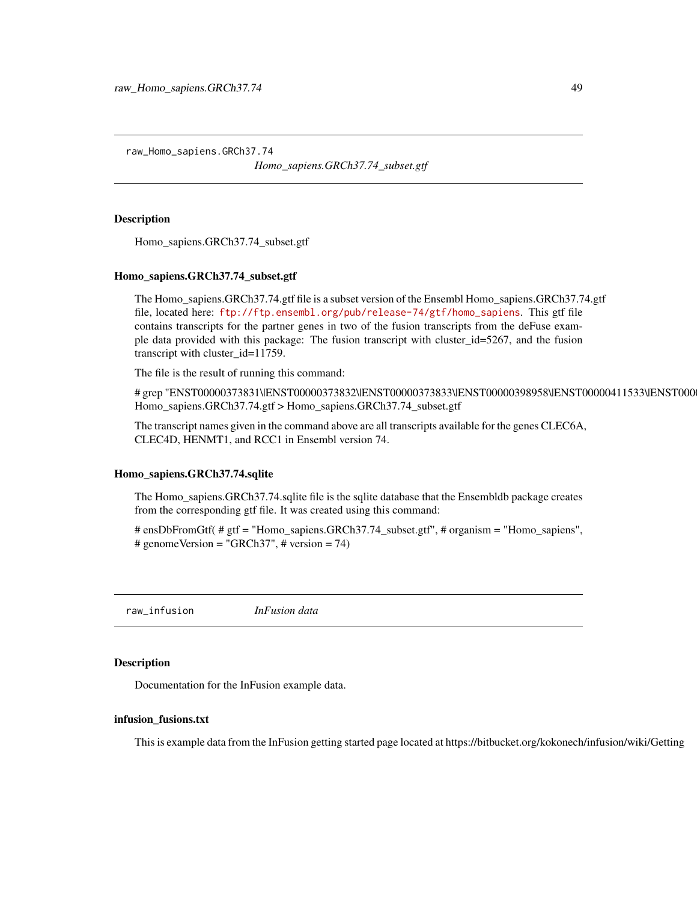raw_Homo_sapiens.GRCh37.74 *Homo_sapiens.GRCh37.74_subset.gtf*

### Description

Homo_sapiens.GRCh37.74_subset.gtf

### Homo_sapiens.GRCh37.74_subset.gtf

The Homo_sapiens.GRCh37.74.gtf file is a subset version of the Ensembl Homo_sapiens.GRCh37.74.gtf file, located here: ftp://ftp.ensembl.org/pub/release-74/gtf/homo_sapiens. This gtf file contains transcripts for the partner genes in two of the fusion transcripts from the deFuse example data provided with this package: The fusion transcript with cluster_id=5267, and the fusion transcript with cluster_id=11759.

The file is the result of running this command:

# grep "ENST00000373831\|ENST00000373832\|ENST00000373833\|ENST00000398958\|ENST00000411533\|ENST0000 Homo_sapiens.GRCh37.74.gtf > Homo_sapiens.GRCh37.74_subset.gtf

The transcript names given in the command above are all transcripts available for the genes CLEC6A, CLEC4D, HENMT1, and RCC1 in Ensembl version 74.

### Homo_sapiens.GRCh37.74.sqlite

The Homo_sapiens.GRCh37.74.sqlite file is the sqlite database that the Ensembldb package creates from the corresponding gtf file. It was created using this command:

# ensDbFromGtf( # gtf = "Homo_sapiens.GRCh37.74_subset.gtf", # organism = "Homo_sapiens", # genomeVersion = "GRCh37", # version = 74)

raw_infusion *InFusion data*

### Description

Documentation for the InFusion example data.

### infusion_fusions.txt

This is example data from the InFusion getting started page located at https://bitbucket.org/kokonech/infusion/wiki/Getting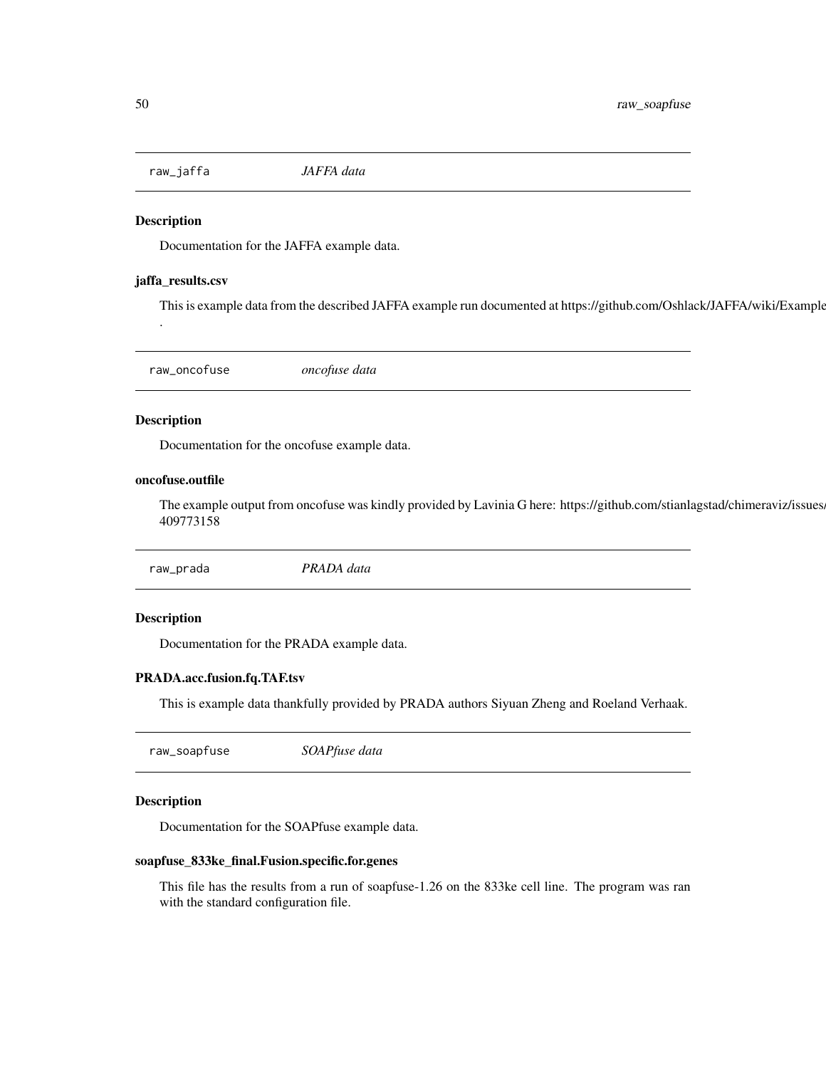## raw_jaffa *JAFFA data*

### Description

Documentation for the JAFFA example data.

### jaffa_results.csv

This is example data from the described JAFFA example run documented at https://github.com/Oshlack/JAFFA/wiki/Example
.

## raw_oncofuse *oncofuse data*

### Description

Documentation for the oncofuse example data.

### oncofuse.outfile

The example output from oncofuse was kindly provided by Lavinia G here: https://github.com/stianlagstad/chimeraviz/issues/
409773158

## raw_prada *PRADA data*

### Description

Documentation for the PRADA example data.

### PRADA.acc.fusion.fq.TAF.tsv

This is example data thankfully provided by PRADA authors Siyuan Zheng and Roeland Verhaak.

## raw_soapfuse *SOAPfuse data*

### Description

Documentation for the SOAPfuse example data.

### soapfuse_833ke_final.Fusion.specific.for.genes

This file has the results from a run of soapfuse-1.26 on the 833ke cell line. The program was ran with the standard configuration file.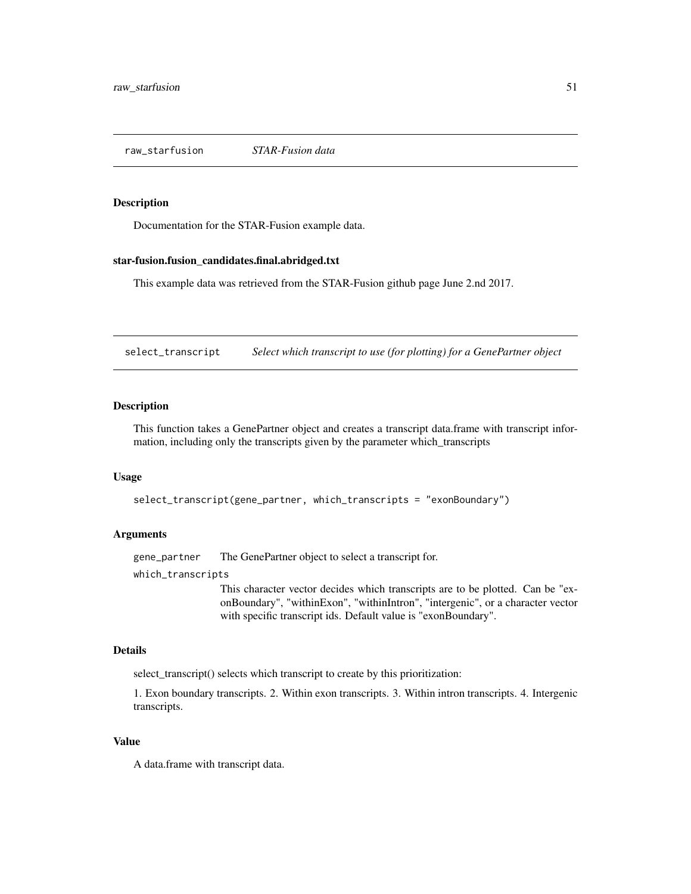## raw_starfusion *STAR-Fusion data*

### Description

Documentation for the STAR-Fusion example data.

### star-fusion.fusion_candidates.final.abridged.txt

This example data was retrieved from the STAR-Fusion github page June 2.nd 2017.

## select_transcript *Select which transcript to use (for plotting) for a GenePartner object*

### Description

This function takes a GenePartner object and creates a transcript data.frame with transcript information, including only the transcripts given by the parameter which_transcripts

### Usage

```
select_transcript(gene_partner, which_transcripts = "exonBoundary")
```

### Arguments

gene_partner The GenePartner object to select a transcript for.

which_transcripts
This character vector decides which transcripts are to be plotted. Can be "exonBoundary", "withinExon", "withinIntron", "intergenic", or a character vector with specific transcript ids. Default value is "exonBoundary".

### Details

select_transcript() selects which transcript to create by this prioritization:

1. Exon boundary transcripts. 2. Within exon transcripts. 3. Within intron transcripts. 4. Intergenic transcripts.

### Value

A data.frame with transcript data.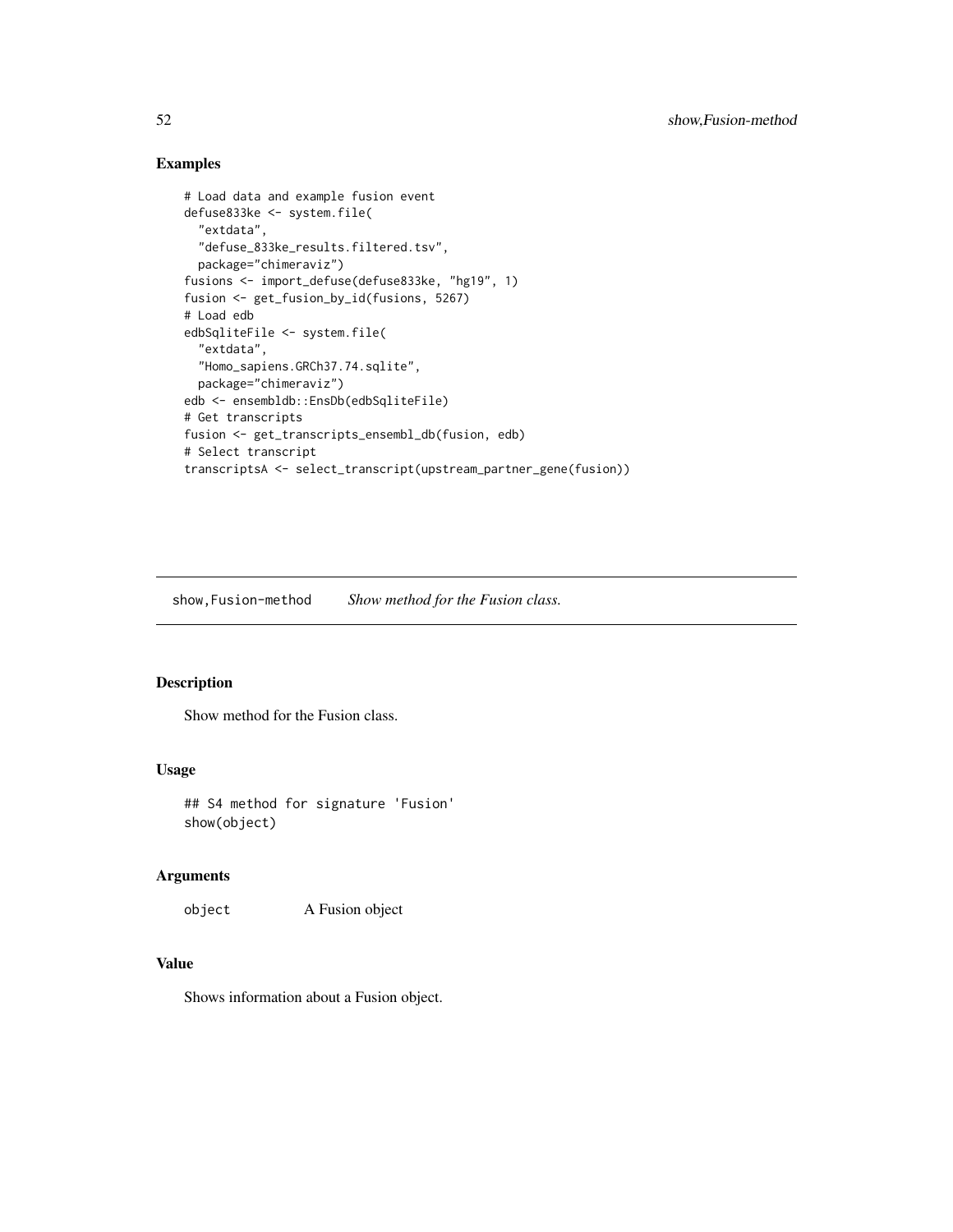## Examples

```
# Load data and example fusion event
defuse833ke <- system.file(
  "extdata",
  "defuse_833ke_results.filtered.tsv",
  package="chimeraviz")
fusions <- import_defuse(defuse833ke, "hg19", 1)
fusion <- get_fusion_by_id(fusions, 5267)
# Load edb
edbSqliteFile <- system.file(
  "extdata",
  "Homo_sapiens.GRCh37.74.sqlite",
  package="chimeraviz")
edb <- ensembldb::EnsDb(edbSqliteFile)
# Get transcripts
fusion <- get_transcripts_ensembl_db(fusion, edb)
# Select transcript
transcriptsA <- select_transcript(upstream_partner_gene(fusion))
```

# show,Fusion-method — *Show method for the Fusion class.*

## Description

Show method for the Fusion class.

## Usage

```
## S4 method for signature 'Fusion'
show(object)
```

## Arguments

| | |
|---|---|
| object | A Fusion object |

## Value

Shows information about a Fusion object.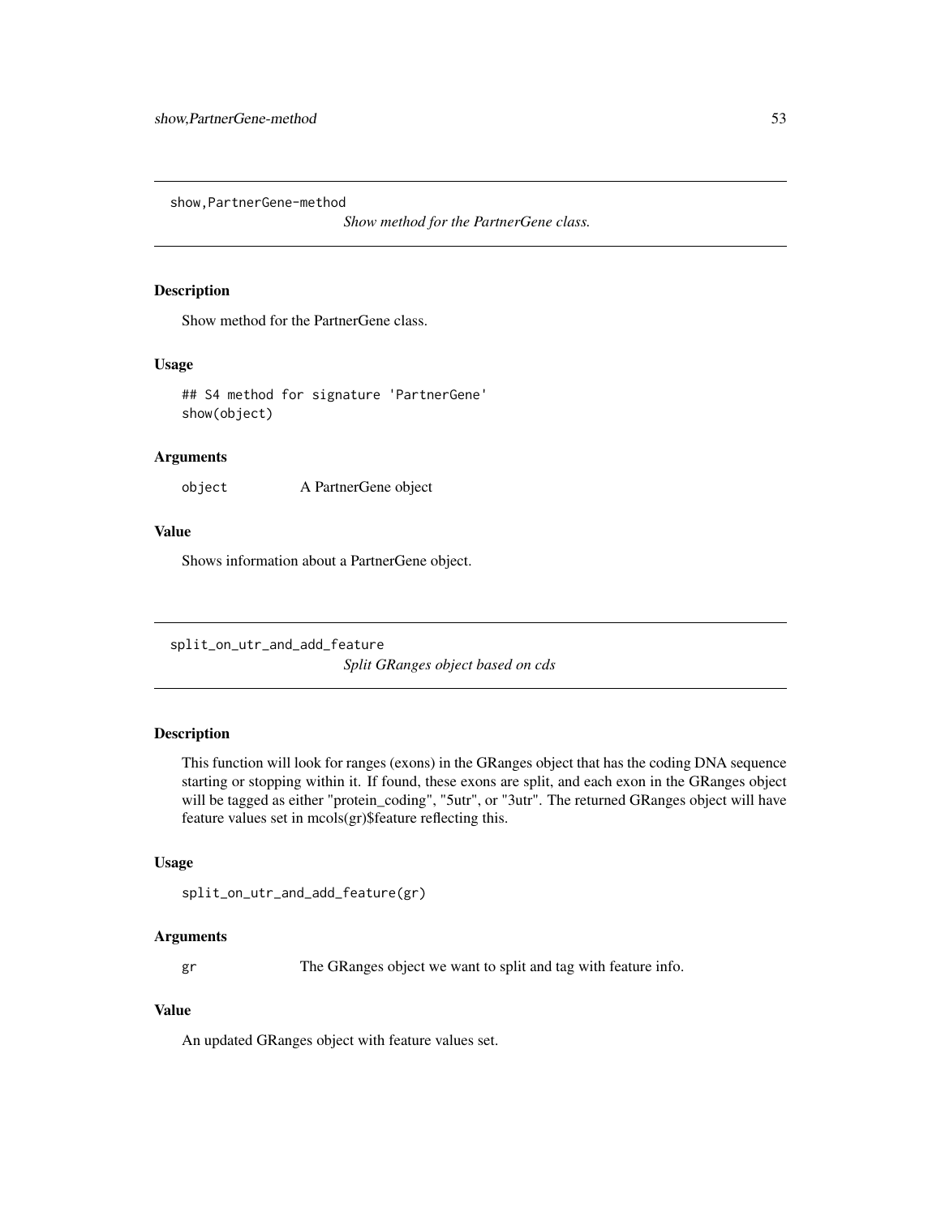## show,PartnerGene-method

*Show method for the PartnerGene class.*

### Description

Show method for the PartnerGene class.

### Usage

```
## S4 method for signature 'PartnerGene'
show(object)
```

### Arguments

| | |
|---|---|
| object | A PartnerGene object |

### Value

Shows information about a PartnerGene object.

## split_on_utr_and_add_feature

*Split GRanges object based on cds*

### Description

This function will look for ranges (exons) in the GRanges object that has the coding DNA sequence starting or stopping within it. If found, these exons are split, and each exon in the GRanges object will be tagged as either "protein_coding", "5utr", or "3utr". The returned GRanges object will have feature values set in mcols(gr)$feature reflecting this.

### Usage

```
split_on_utr_and_add_feature(gr)
```

### Arguments

| | |
|---|---|
| gr | The GRanges object we want to split and tag with feature info. |

### Value

An updated GRanges object with feature values set.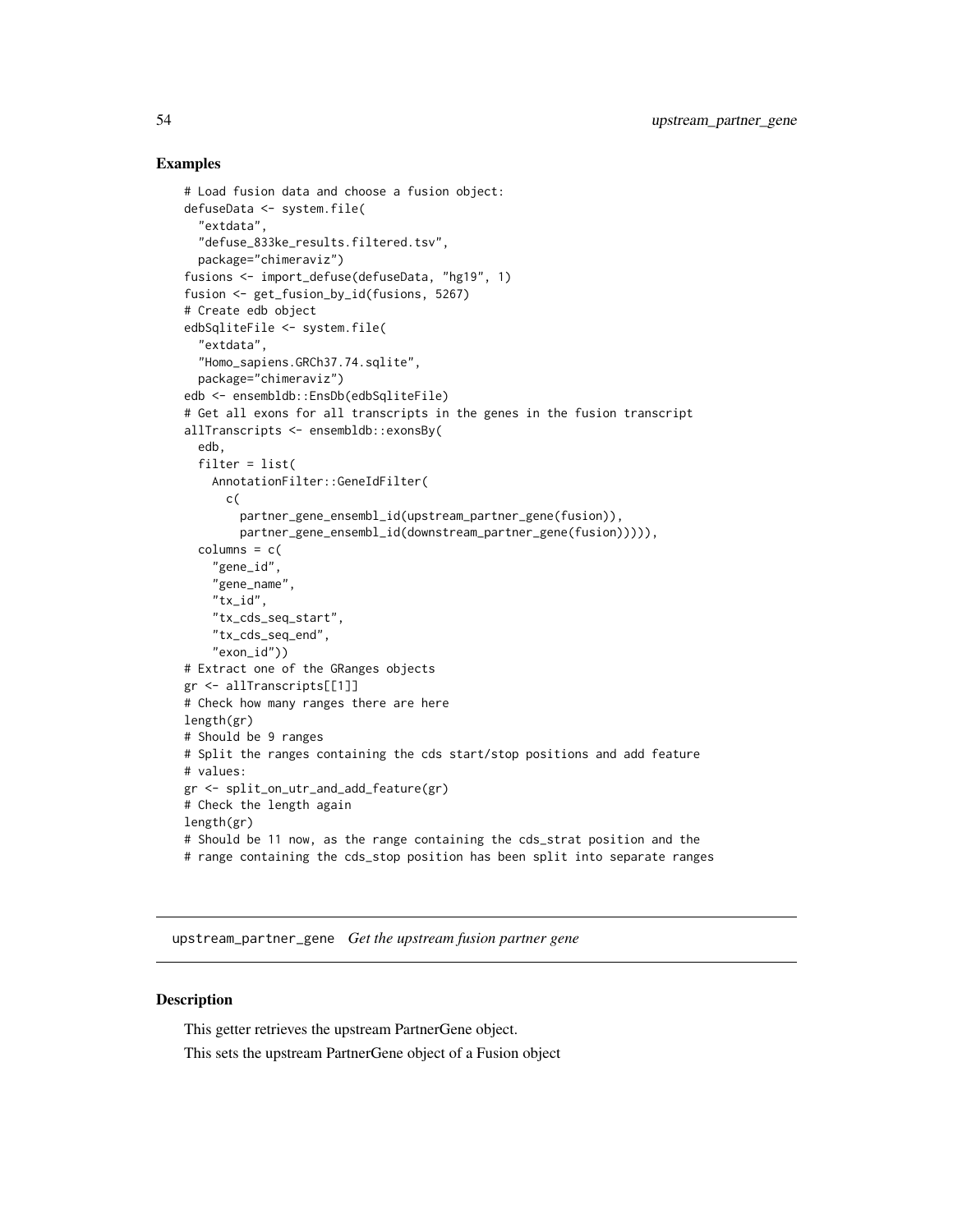## Examples

```
# Load fusion data and choose a fusion object:
defuseData <- system.file(
  "extdata",
  "defuse_833ke_results.filtered.tsv",
  package="chimeraviz")
fusions <- import_defuse(defuseData, "hg19", 1)
fusion <- get_fusion_by_id(fusions, 5267)
# Create edb object
edbSqliteFile <- system.file(
  "extdata",
  "Homo_sapiens.GRCh37.74.sqlite",
  package="chimeraviz")
edb <- ensembldb::EnsDb(edbSqliteFile)
# Get all exons for all transcripts in the genes in the fusion transcript
allTranscripts <- ensembldb::exonsBy(
  edb,
  filter = list(
    AnnotationFilter::GeneIdFilter(
      c(
        partner_gene_ensembl_id(upstream_partner_gene(fusion)),
        partner_gene_ensembl_id(downstream_partner_gene(fusion))))),
  columns = c(
    "gene_id",
    "gene_name",
    "tx_id",
    "tx_cds_seq_start",
    "tx_cds_seq_end",
    "exon_id"))
# Extract one of the GRanges objects
gr <- allTranscripts[[1]]
# Check how many ranges there are here
length(gr)
# Should be 9 ranges
# Split the ranges containing the cds start/stop positions and add feature
# values:
gr <- split_on_utr_and_add_feature(gr)
# Check the length again
length(gr)
# Should be 11 now, as the range containing the cds_strat position and the
# range containing the cds_stop position has been split into separate ranges
```

---

# upstream_partner_gene *Get the upstream fusion partner gene*

---

## Description

This getter retrieves the upstream PartnerGene object.

This sets the upstream PartnerGene object of a Fusion object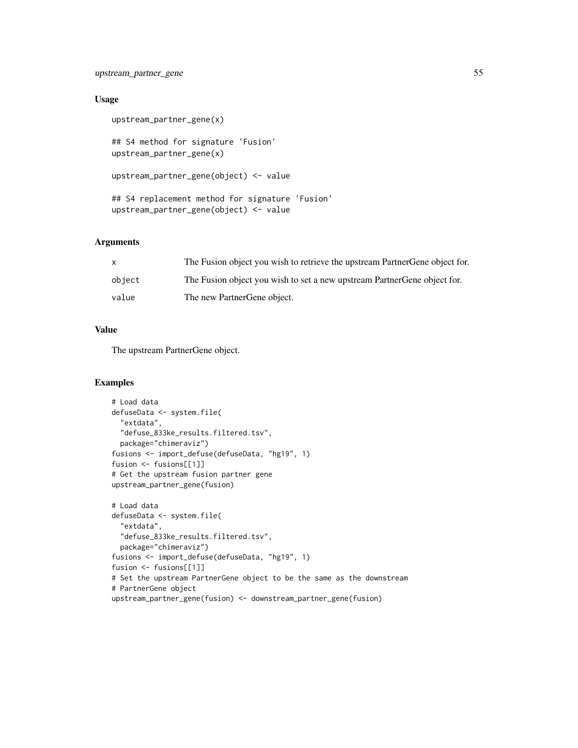### Usage

```
upstream_partner_gene(x)

## S4 method for signature 'Fusion'
upstream_partner_gene(x)

upstream_partner_gene(object) <- value

## S4 replacement method for signature 'Fusion'
upstream_partner_gene(object) <- value
```

### Arguments

| | |
|---|---|
| x | The Fusion object you wish to retrieve the upstream PartnerGene object for. |
| object | The Fusion object you wish to set a new upstream PartnerGene object for. |
| value | The new PartnerGene object. |

### Value

The upstream PartnerGene object.

### Examples

```
# Load data
defuseData <- system.file(
  "extdata",
  "defuse_833ke_results.filtered.tsv",
  package="chimeraviz")
fusions <- import_defuse(defuseData, "hg19", 1)
fusion <- fusions[[1]]
# Get the upstream fusion partner gene
upstream_partner_gene(fusion)

# Load data
defuseData <- system.file(
  "extdata",
  "defuse_833ke_results.filtered.tsv",
  package="chimeraviz")
fusions <- import_defuse(defuseData, "hg19", 1)
fusion <- fusions[[1]]
# Set the upstream PartnerGene object to be the same as the downstream
# PartnerGene object
upstream_partner_gene(fusion) <- downstream_partner_gene(fusion)
```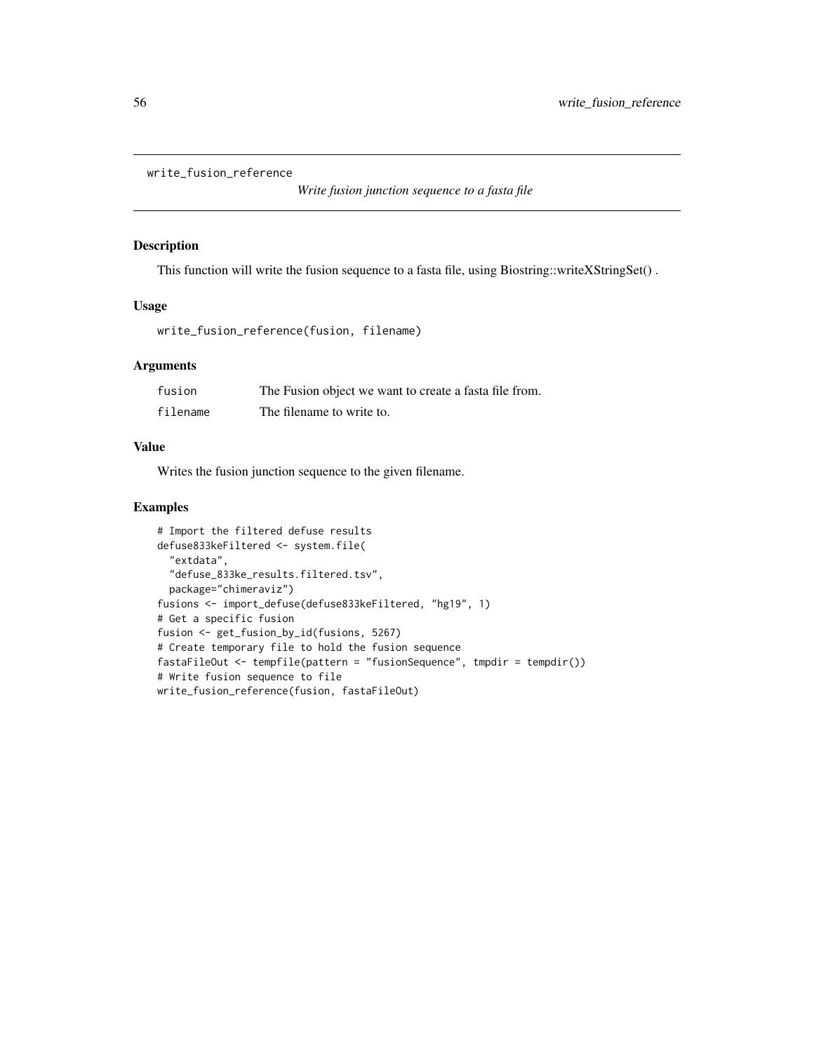write_fusion_reference    *Write fusion junction sequence to a fasta file*

## Description

This function will write the fusion sequence to a fasta file, using Biostring::writeXStringSet() .

## Usage

```
write_fusion_reference(fusion, filename)
```

## Arguments

| | |
|---|---|
| fusion | The Fusion object we want to create a fasta file from. |
| filename | The filename to write to. |

## Value

Writes the fusion junction sequence to the given filename.

## Examples

```
# Import the filtered defuse results
defuse833keFiltered <- system.file(
  "extdata",
  "defuse_833ke_results.filtered.tsv",
  package="chimeraviz")
fusions <- import_defuse(defuse833keFiltered, "hg19", 1)
# Get a specific fusion
fusion <- get_fusion_by_id(fusions, 5267)
# Create temporary file to hold the fusion sequence
fastaFileOut <- tempfile(pattern = "fusionSequence", tmpdir = tempdir())
# Write fusion sequence to file
write_fusion_reference(fusion, fastaFileOut)
```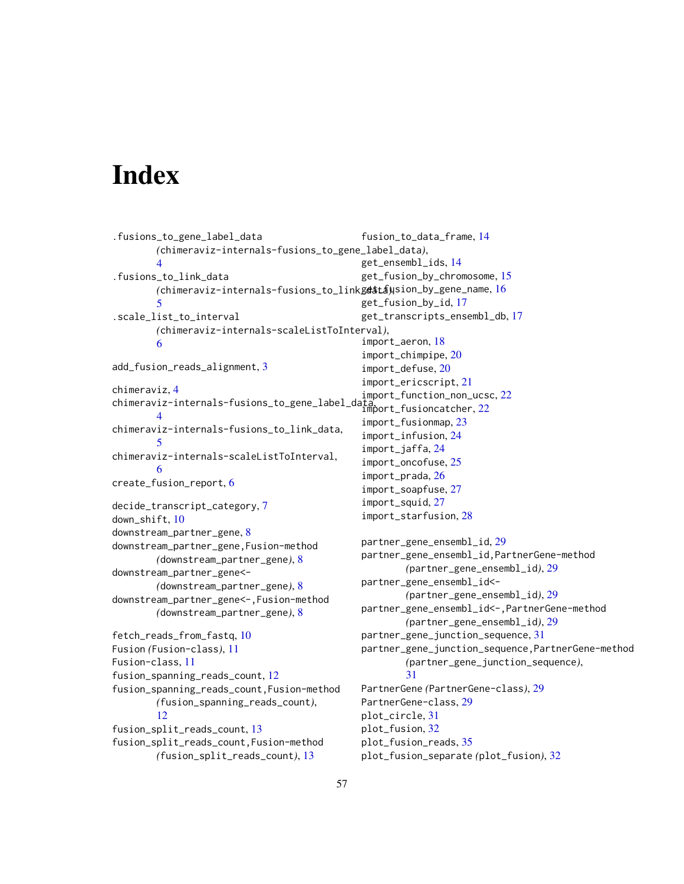# Index

.fusions_to_gene_label_data (chimeraviz-internals-fusions_to_gene_label_data), 4
.fusions_to_link_data (chimeraviz-internals-fusions_to_link_data), 5
.scale_list_to_interval (chimeraviz-internals-scaleListToInterval), 6

add_fusion_reads_alignment, 3

chimeraviz, 4
chimeraviz-internals-fusions_to_gene_label_data, 4
chimeraviz-internals-fusions_to_link_data, 5
chimeraviz-internals-scaleListToInterval, 6
create_fusion_report, 6

decide_transcript_category, 7
down_shift, 10
downstream_partner_gene, 8
downstream_partner_gene,Fusion-method (downstream_partner_gene), 8
downstream_partner_gene<- (downstream_partner_gene), 8
downstream_partner_gene<-,Fusion-method (downstream_partner_gene), 8

fetch_reads_from_fastq, 10
Fusion (Fusion-class), 11
Fusion-class, 11
fusion_spanning_reads_count, 12
fusion_spanning_reads_count,Fusion-method (fusion_spanning_reads_count), 12
fusion_split_reads_count, 13
fusion_split_reads_count,Fusion-method (fusion_split_reads_count), 13
fusion_to_data_frame, 14

get_ensembl_ids, 14
get_fusion_by_chromosome, 15
get_fusion_by_gene_name, 16
get_fusion_by_id, 17
get_transcripts_ensembl_db, 17

import_aeron, 18
import_chimpipe, 20
import_defuse, 20
import_ericscript, 21
import_function_non_ucsc, 22
import_fusioncatcher, 22
import_fusionmap, 23
import_infusion, 24
import_jaffa, 24
import_oncofuse, 25
import_prada, 26
import_soapfuse, 27
import_squid, 27
import_starfusion, 28

partner_gene_ensembl_id, 29
partner_gene_ensembl_id,PartnerGene-method (partner_gene_ensembl_id), 29
partner_gene_ensembl_id<- (partner_gene_ensembl_id), 29
partner_gene_ensembl_id<-,PartnerGene-method (partner_gene_ensembl_id), 29
partner_gene_junction_sequence, 31
partner_gene_junction_sequence,PartnerGene-method (partner_gene_junction_sequence), 31
PartnerGene (PartnerGene-class), 29
PartnerGene-class, 29
plot_circle, 31
plot_fusion, 32
plot_fusion_reads, 35
plot_fusion_separate (plot_fusion), 32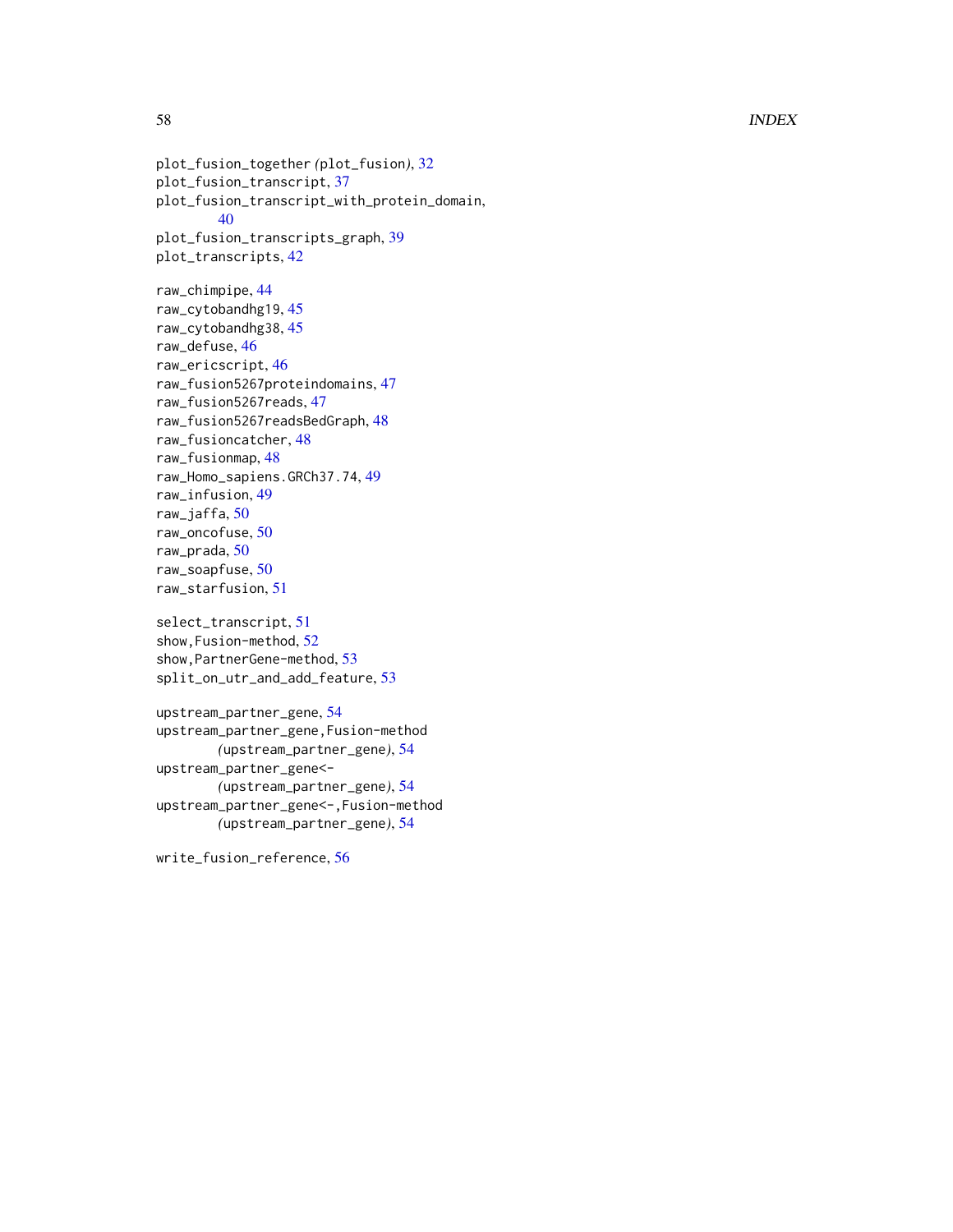plot_fusion_together *(*plot_fusion*)*, 32
plot_fusion_transcript, 37
plot_fusion_transcript_with_protein_domain,
        40
plot_fusion_transcripts_graph, 39
plot_transcripts, 42

raw_chimpipe, 44
raw_cytobandhg19, 45
raw_cytobandhg38, 45
raw_defuse, 46
raw_ericscript, 46
raw_fusion5267proteindomains, 47
raw_fusion5267reads, 47
raw_fusion5267readsBedGraph, 48
raw_fusioncatcher, 48
raw_fusionmap, 48
raw_Homo_sapiens.GRCh37.74, 49
raw_infusion, 49
raw_jaffa, 50
raw_oncofuse, 50
raw_prada, 50
raw_soapfuse, 50
raw_starfusion, 51

select_transcript, 51
show,Fusion-method, 52
show,PartnerGene-method, 53
split_on_utr_and_add_feature, 53

upstream_partner_gene, 54
upstream_partner_gene,Fusion-method
        *(*upstream_partner_gene*)*, 54
upstream_partner_gene<-
        *(*upstream_partner_gene*)*, 54
upstream_partner_gene<-,Fusion-method
        *(*upstream_partner_gene*)*, 54

write_fusion_reference, 56